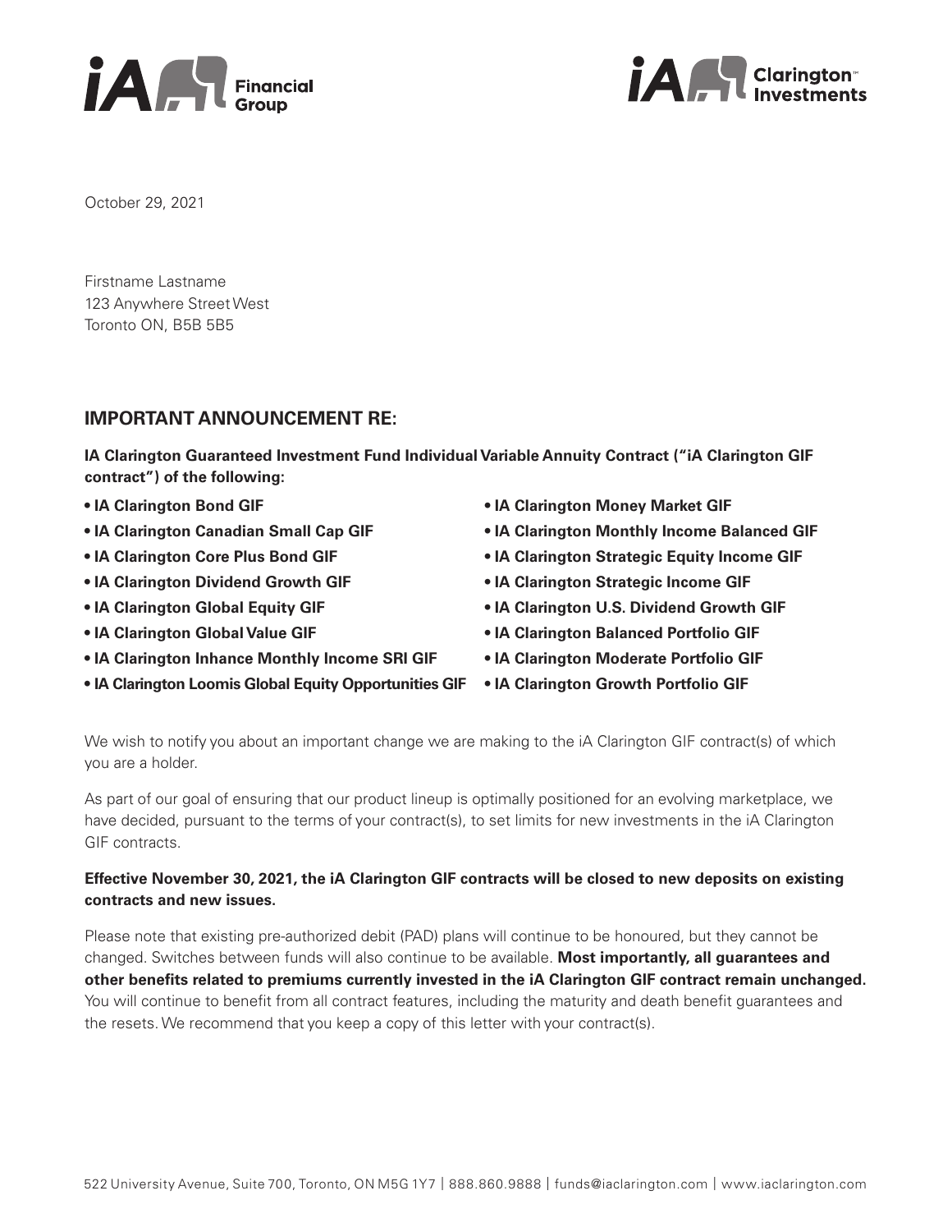iA Financial Group

iA Clarington™ Investments

October 29, 2021

Firstname Lastname
123 Anywhere Street West
Toronto ON, B5B 5B5

## IMPORTANT ANNOUNCEMENT RE:

**IA Clarington Guaranteed Investment Fund Individual Variable Annuity Contract ("iA Clarington GIF contract") of the following:**

- **IA Clarington Bond GIF**
- **IA Clarington Canadian Small Cap GIF**
- **IA Clarington Core Plus Bond GIF**
- **IA Clarington Dividend Growth GIF**
- **IA Clarington Global Equity GIF**
- **IA Clarington Global Value GIF**
- **IA Clarington Inhance Monthly Income SRI GIF**
- **IA Clarington Loomis Global Equity Opportunities GIF**
- **IA Clarington Money Market GIF**
- **IA Clarington Monthly Income Balanced GIF**
- **IA Clarington Strategic Equity Income GIF**
- **IA Clarington Strategic Income GIF**
- **IA Clarington U.S. Dividend Growth GIF**
- **IA Clarington Balanced Portfolio GIF**
- **IA Clarington Moderate Portfolio GIF**
- **IA Clarington Growth Portfolio GIF**

We wish to notify you about an important change we are making to the iA Clarington GIF contract(s) of which you are a holder.

As part of our goal of ensuring that our product lineup is optimally positioned for an evolving marketplace, we have decided, pursuant to the terms of your contract(s), to set limits for new investments in the iA Clarington GIF contracts.

**Effective November 30, 2021, the iA Clarington GIF contracts will be closed to new deposits on existing contracts and new issues.**

Please note that existing pre-authorized debit (PAD) plans will continue to be honoured, but they cannot be changed. Switches between funds will also continue to be available. **Most importantly, all guarantees and other benefits related to premiums currently invested in the iA Clarington GIF contract remain unchanged.** You will continue to benefit from all contract features, including the maturity and death benefit guarantees and the resets. We recommend that you keep a copy of this letter with your contract(s).

522 University Avenue, Suite 700, Toronto, ON M5G 1Y7 | 888.860.9888 | funds@iaclarington.com | www.iaclarington.com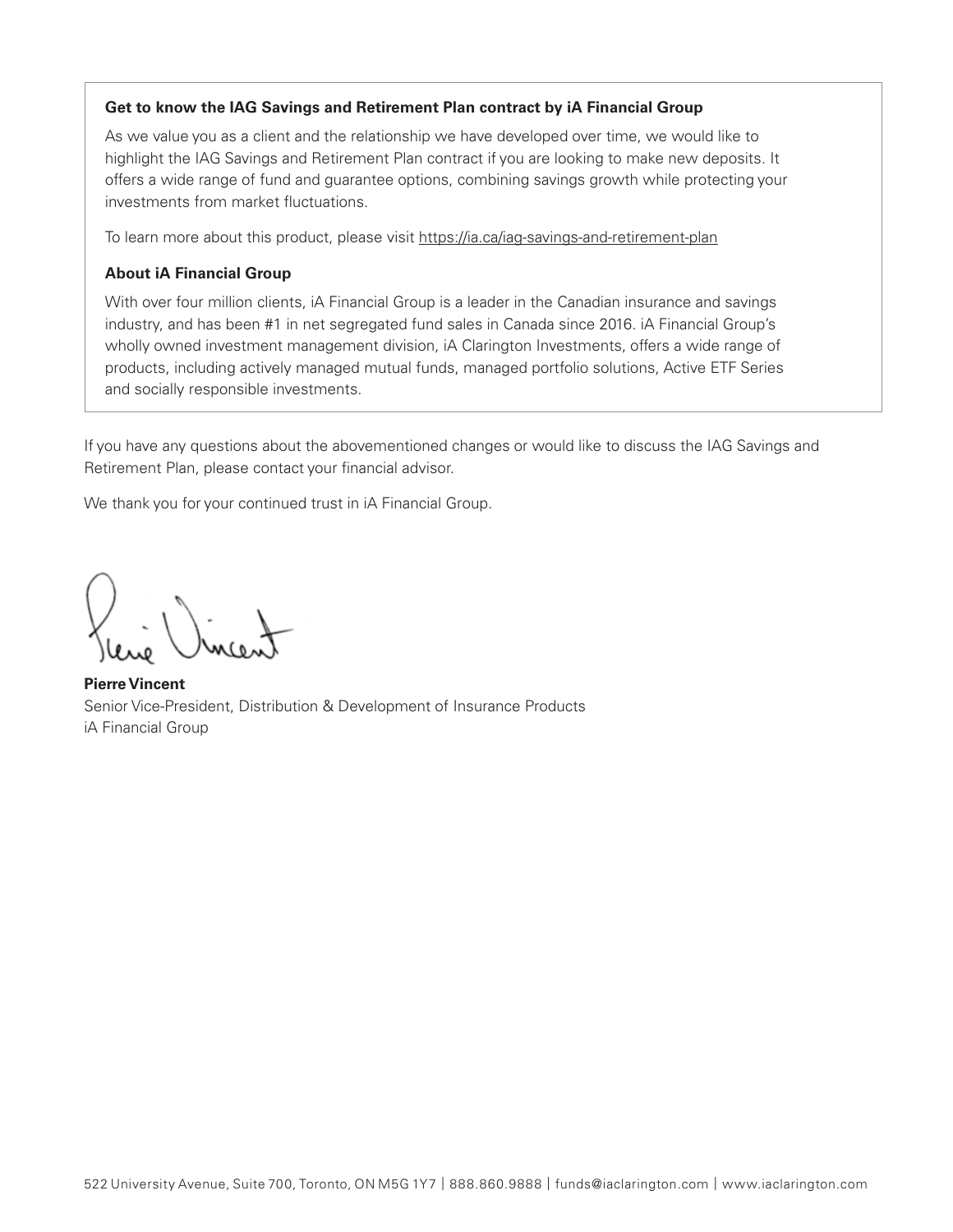**Get to know the IAG Savings and Retirement Plan contract by iA Financial Group**

As we value you as a client and the relationship we have developed over time, we would like to highlight the IAG Savings and Retirement Plan contract if you are looking to make new deposits. It offers a wide range of fund and guarantee options, combining savings growth while protecting your investments from market fluctuations.

To learn more about this product, please visit https://ia.ca/iag-savings-and-retirement-plan

**About iA Financial Group**

With over four million clients, iA Financial Group is a leader in the Canadian insurance and savings industry, and has been #1 in net segregated fund sales in Canada since 2016. iA Financial Group's wholly owned investment management division, iA Clarington Investments, offers a wide range of products, including actively managed mutual funds, managed portfolio solutions, Active ETF Series and socially responsible investments.

If you have any questions about the abovementioned changes or would like to discuss the IAG Savings and Retirement Plan, please contact your financial advisor.

We thank you for your continued trust in iA Financial Group.

**Pierre Vincent**
Senior Vice-President, Distribution & Development of Insurance Products
iA Financial Group

522 University Avenue, Suite 700, Toronto, ON M5G 1Y7 | 888.860.9888 | funds@iaclarington.com | www.iaclarington.com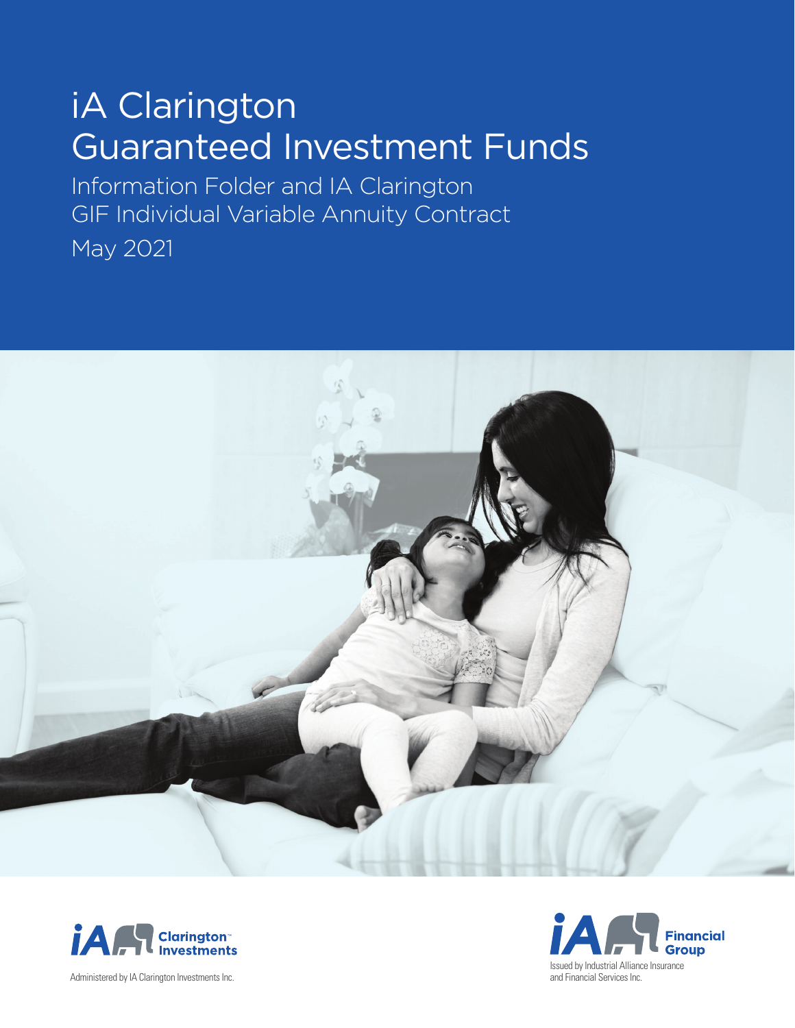# iA Clarington Guaranteed Investment Funds

## Information Folder and IA Clarington GIF Individual Variable Annuity Contract

May 2021

iA Clarington Investments

Administered by IA Clarington Investments Inc.

iA Financial Group

Issued by Industrial Alliance Insurance and Financial Services Inc.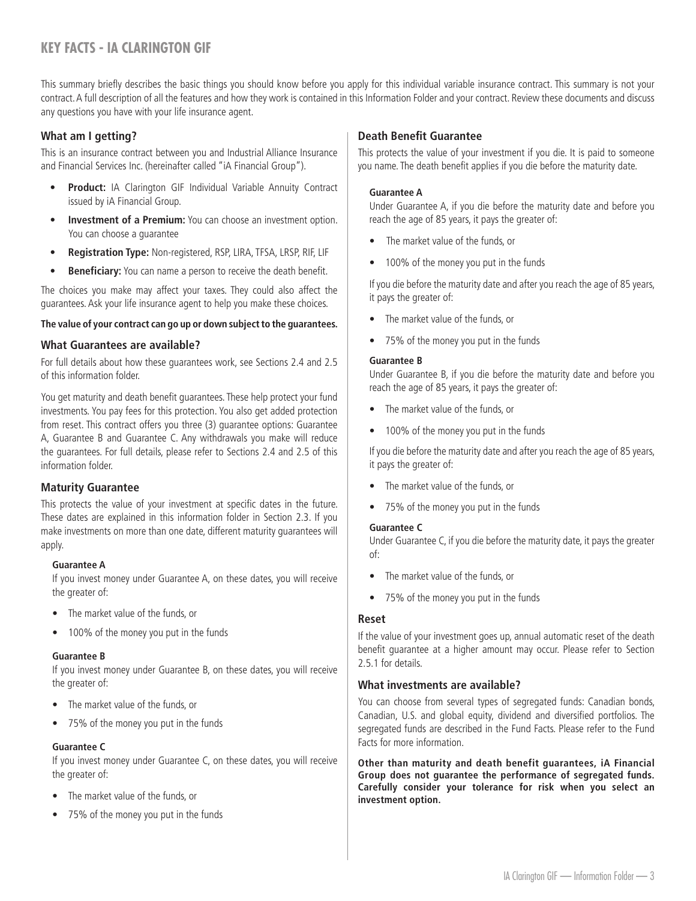# KEY FACTS - IA CLARINGTON GIF

This summary briefly describes the basic things you should know before you apply for this individual variable insurance contract. This summary is not your contract. A full description of all the features and how they work is contained in this Information Folder and your contract. Review these documents and discuss any questions you have with your life insurance agent.

## What am I getting?

This is an insurance contract between you and Industrial Alliance Insurance and Financial Services Inc. (hereinafter called "iA Financial Group").

- **Product:** IA Clarington GIF Individual Variable Annuity Contract issued by iA Financial Group.
- **Investment of a Premium:** You can choose an investment option. You can choose a guarantee
- **Registration Type:** Non-registered, RSP, LIRA, TFSA, LRSP, RIF, LIF
- **Beneficiary:** You can name a person to receive the death benefit.

The choices you make may affect your taxes. They could also affect the guarantees. Ask your life insurance agent to help you make these choices.

**The value of your contract can go up or down subject to the guarantees.**

## What Guarantees are available?

For full details about how these guarantees work, see Sections 2.4 and 2.5 of this information folder.

You get maturity and death benefit guarantees. These help protect your fund investments. You pay fees for this protection. You also get added protection from reset. This contract offers you three (3) guarantee options: Guarantee A, Guarantee B and Guarantee C. Any withdrawals you make will reduce the guarantees. For full details, please refer to Sections 2.4 and 2.5 of this information folder.

## Maturity Guarantee

This protects the value of your investment at specific dates in the future. These dates are explained in this information folder in Section 2.3. If you make investments on more than one date, different maturity guarantees will apply.

### Guarantee A

If you invest money under Guarantee A, on these dates, you will receive the greater of:

- The market value of the funds, or
- 100% of the money you put in the funds

### Guarantee B

If you invest money under Guarantee B, on these dates, you will receive the greater of:

- The market value of the funds, or
- 75% of the money you put in the funds

### Guarantee C

If you invest money under Guarantee C, on these dates, you will receive the greater of:

- The market value of the funds, or
- 75% of the money you put in the funds

## Death Benefit Guarantee

This protects the value of your investment if you die. It is paid to someone you name. The death benefit applies if you die before the maturity date.

### Guarantee A

Under Guarantee A, if you die before the maturity date and before you reach the age of 85 years, it pays the greater of:

- The market value of the funds, or
- 100% of the money you put in the funds

If you die before the maturity date and after you reach the age of 85 years, it pays the greater of:

- The market value of the funds, or
- 75% of the money you put in the funds

### Guarantee B

Under Guarantee B, if you die before the maturity date and before you reach the age of 85 years, it pays the greater of:

- The market value of the funds, or
- 100% of the money you put in the funds

If you die before the maturity date and after you reach the age of 85 years, it pays the greater of:

- The market value of the funds, or
- 75% of the money you put in the funds

### Guarantee C

Under Guarantee C, if you die before the maturity date, it pays the greater of:

- The market value of the funds, or
- 75% of the money you put in the funds

## Reset

If the value of your investment goes up, annual automatic reset of the death benefit guarantee at a higher amount may occur. Please refer to Section 2.5.1 for details.

## What investments are available?

You can choose from several types of segregated funds: Canadian bonds, Canadian, U.S. and global equity, dividend and diversified portfolios. The segregated funds are described in the Fund Facts. Please refer to the Fund Facts for more information.

**Other than maturity and death benefit guarantees, iA Financial Group does not guarantee the performance of segregated funds. Carefully consider your tolerance for risk when you select an investment option.**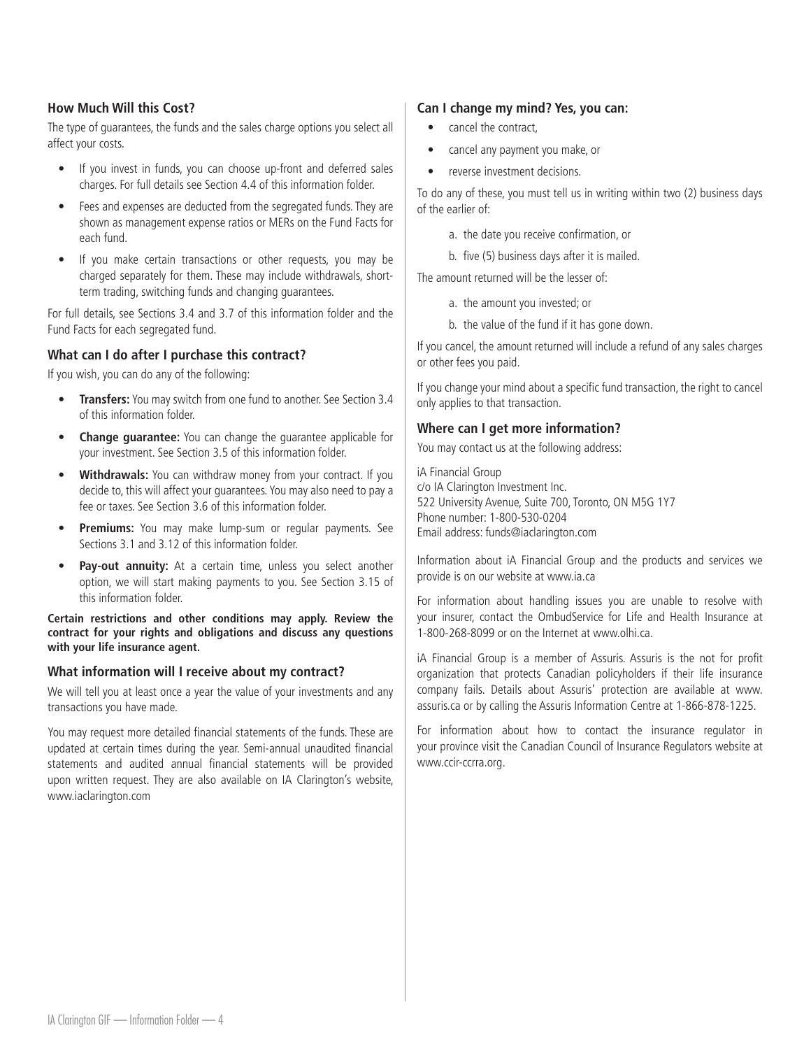## How Much Will this Cost?

The type of guarantees, the funds and the sales charge options you select all affect your costs.

- If you invest in funds, you can choose up-front and deferred sales charges. For full details see Section 4.4 of this information folder.
- Fees and expenses are deducted from the segregated funds. They are shown as management expense ratios or MERs on the Fund Facts for each fund.
- If you make certain transactions or other requests, you may be charged separately for them. These may include withdrawals, short-term trading, switching funds and changing guarantees.

For full details, see Sections 3.4 and 3.7 of this information folder and the Fund Facts for each segregated fund.

## What can I do after I purchase this contract?

If you wish, you can do any of the following:

- **Transfers:** You may switch from one fund to another. See Section 3.4 of this information folder.
- **Change guarantee:** You can change the guarantee applicable for your investment. See Section 3.5 of this information folder.
- **Withdrawals:** You can withdraw money from your contract. If you decide to, this will affect your guarantees. You may also need to pay a fee or taxes. See Section 3.6 of this information folder.
- **Premiums:** You may make lump-sum or regular payments. See Sections 3.1 and 3.12 of this information folder.
- **Pay-out annuity:** At a certain time, unless you select another option, we will start making payments to you. See Section 3.15 of this information folder.

**Certain restrictions and other conditions may apply. Review the contract for your rights and obligations and discuss any questions with your life insurance agent.**

## What information will I receive about my contract?

We will tell you at least once a year the value of your investments and any transactions you have made.

You may request more detailed financial statements of the funds. These are updated at certain times during the year. Semi-annual unaudited financial statements and audited annual financial statements will be provided upon written request. They are also available on IA Clarington's website, www.iaclarington.com

## Can I change my mind? Yes, you can:

- cancel the contract,
- cancel any payment you make, or
- reverse investment decisions.

To do any of these, you must tell us in writing within two (2) business days of the earlier of:

a. the date you receive confirmation, or

b. five (5) business days after it is mailed.

The amount returned will be the lesser of:

a. the amount you invested; or

b. the value of the fund if it has gone down.

If you cancel, the amount returned will include a refund of any sales charges or other fees you paid.

If you change your mind about a specific fund transaction, the right to cancel only applies to that transaction.

## Where can I get more information?

You may contact us at the following address:

iA Financial Group
c/o IA Clarington Investment Inc.
522 University Avenue, Suite 700, Toronto, ON M5G 1Y7
Phone number: 1-800-530-0204
Email address: funds@iaclarington.com

Information about iA Financial Group and the products and services we provide is on our website at www.ia.ca

For information about handling issues you are unable to resolve with your insurer, contact the OmbudService for Life and Health Insurance at 1-800-268-8099 or on the Internet at www.olhi.ca.

iA Financial Group is a member of Assuris. Assuris is the not for profit organization that protects Canadian policyholders if their life insurance company fails. Details about Assuris' protection are available at www.assuris.ca or by calling the Assuris Information Centre at 1-866-878-1225.

For information about how to contact the insurance regulator in your province visit the Canadian Council of Insurance Regulators website at www.ccir-ccrra.org.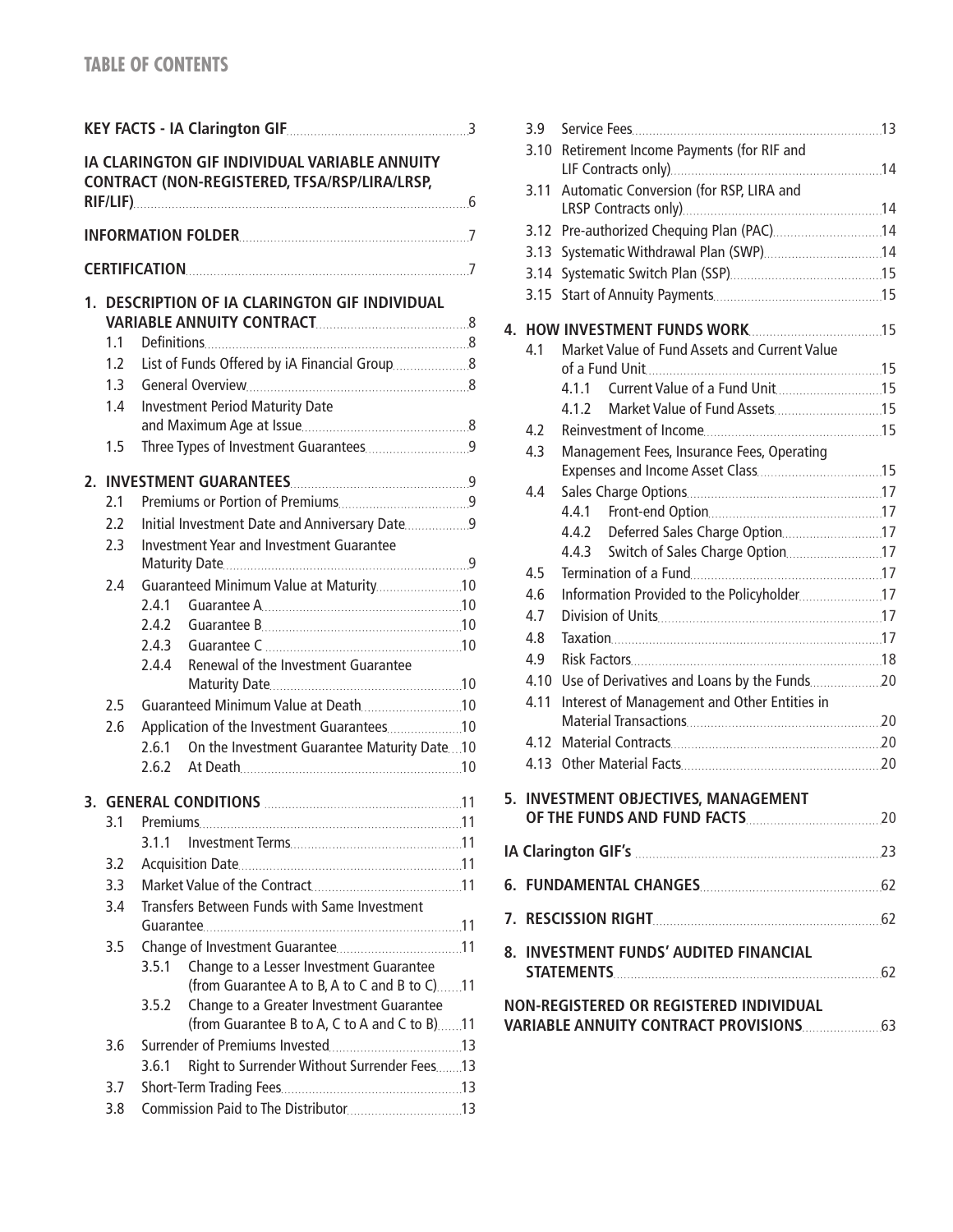# TABLE OF CONTENTS

**KEY FACTS - IA Clarington GIF** .... 3

**IA CLARINGTON GIF INDIVIDUAL VARIABLE ANNUITY CONTRACT (NON-REGISTERED, TFSA/RSP/LIRA/LRSP, RIF/LIF)** .... 6

**INFORMATION FOLDER** .... 7

**CERTIFICATION** .... 7

**1. DESCRIPTION OF IA CLARINGTON GIF INDIVIDUAL VARIABLE ANNUITY CONTRACT** .... 8
- 1.1 Definitions .... 8
- 1.2 List of Funds Offered by iA Financial Group .... 8
- 1.3 General Overview .... 8
- 1.4 Investment Period Maturity Date and Maximum Age at Issue .... 8
- 1.5 Three Types of Investment Guarantees .... 9

**2. INVESTMENT GUARANTEES** .... 9
- 2.1 Premiums or Portion of Premiums .... 9
- 2.2 Initial Investment Date and Anniversary Date .... 9
- 2.3 Investment Year and Investment Guarantee Maturity Date .... 9
- 2.4 Guaranteed Minimum Value at Maturity .... 10
  - 2.4.1 Guarantee A .... 10
  - 2.4.2 Guarantee B .... 10
  - 2.4.3 Guarantee C .... 10
  - 2.4.4 Renewal of the Investment Guarantee Maturity Date .... 10
- 2.5 Guaranteed Minimum Value at Death .... 10
- 2.6 Application of the Investment Guarantees .... 10
  - 2.6.1 On the Investment Guarantee Maturity Date .... 10
  - 2.6.2 At Death .... 10

**3. GENERAL CONDITIONS** .... 11
- 3.1 Premiums .... 11
  - 3.1.1 Investment Terms .... 11
- 3.2 Acquisition Date .... 11
- 3.3 Market Value of the Contract .... 11
- 3.4 Transfers Between Funds with Same Investment Guarantee .... 11
- 3.5 Change of Investment Guarantee .... 11
  - 3.5.1 Change to a Lesser Investment Guarantee (from Guarantee A to B, A to C and B to C) .... 11
  - 3.5.2 Change to a Greater Investment Guarantee (from Guarantee B to A, C to A and C to B) .... 11
- 3.6 Surrender of Premiums Invested .... 13
  - 3.6.1 Right to Surrender Without Surrender Fees .... 13
- 3.7 Short-Term Trading Fees .... 13
- 3.8 Commission Paid to The Distributor .... 13
- 3.9 Service Fees .... 13
- 3.10 Retirement Income Payments (for RIF and LIF Contracts only) .... 14
- 3.11 Automatic Conversion (for RSP, LIRA and LRSP Contracts only) .... 14
- 3.12 Pre-authorized Chequing Plan (PAC) .... 14
- 3.13 Systematic Withdrawal Plan (SWP) .... 14
- 3.14 Systematic Switch Plan (SSP) .... 15
- 3.15 Start of Annuity Payments .... 15

**4. HOW INVESTMENT FUNDS WORK** .... 15
- 4.1 Market Value of Fund Assets and Current Value of a Fund Unit .... 15
  - 4.1.1 Current Value of a Fund Unit .... 15
  - 4.1.2 Market Value of Fund Assets .... 15
- 4.2 Reinvestment of Income .... 15
- 4.3 Management Fees, Insurance Fees, Operating Expenses and Income Asset Class .... 15
- 4.4 Sales Charge Options .... 17
  - 4.4.1 Front-end Option .... 17
  - 4.4.2 Deferred Sales Charge Option .... 17
  - 4.4.3 Switch of Sales Charge Option .... 17
- 4.5 Termination of a Fund .... 17
- 4.6 Information Provided to the Policyholder .... 17
- 4.7 Division of Units .... 17
- 4.8 Taxation .... 17
- 4.9 Risk Factors .... 18
- 4.10 Use of Derivatives and Loans by the Funds .... 20
- 4.11 Interest of Management and Other Entities in Material Transactions .... 20
- 4.12 Material Contracts .... 20
- 4.13 Other Material Facts .... 20

**5. INVESTMENT OBJECTIVES, MANAGEMENT OF THE FUNDS AND FUND FACTS** .... 20

**IA Clarington GIF's** .... 23

**6. FUNDAMENTAL CHANGES** .... 62

**7. RESCISSION RIGHT** .... 62

**8. INVESTMENT FUNDS' AUDITED FINANCIAL STATEMENTS** .... 62

**NON-REGISTERED OR REGISTERED INDIVIDUAL VARIABLE ANNUITY CONTRACT PROVISIONS** .... 63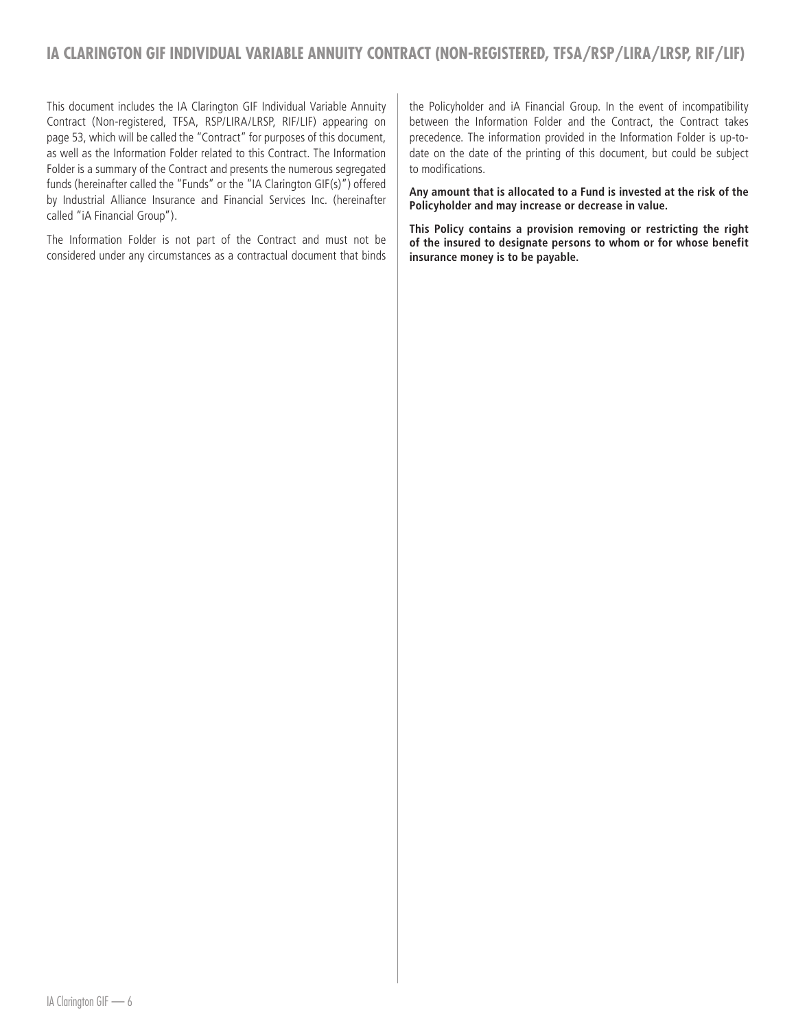# IA CLARINGTON GIF INDIVIDUAL VARIABLE ANNUITY CONTRACT (NON-REGISTERED, TFSA/RSP/LIRA/LRSP, RIF/LIF)

This document includes the IA Clarington GIF Individual Variable Annuity Contract (Non-registered, TFSA, RSP/LIRA/LRSP, RIF/LIF) appearing on page 53, which will be called the "Contract" for purposes of this document, as well as the Information Folder related to this Contract. The Information Folder is a summary of the Contract and presents the numerous segregated funds (hereinafter called the "Funds" or the "IA Clarington GIF(s)") offered by Industrial Alliance Insurance and Financial Services Inc. (hereinafter called "iA Financial Group").

The Information Folder is not part of the Contract and must not be considered under any circumstances as a contractual document that binds the Policyholder and iA Financial Group. In the event of incompatibility between the Information Folder and the Contract, the Contract takes precedence. The information provided in the Information Folder is up-to-date on the date of the printing of this document, but could be subject to modifications.

**Any amount that is allocated to a Fund is invested at the risk of the Policyholder and may increase or decrease in value.**

**This Policy contains a provision removing or restricting the right of the insured to designate persons to whom or for whose benefit insurance money is to be payable.**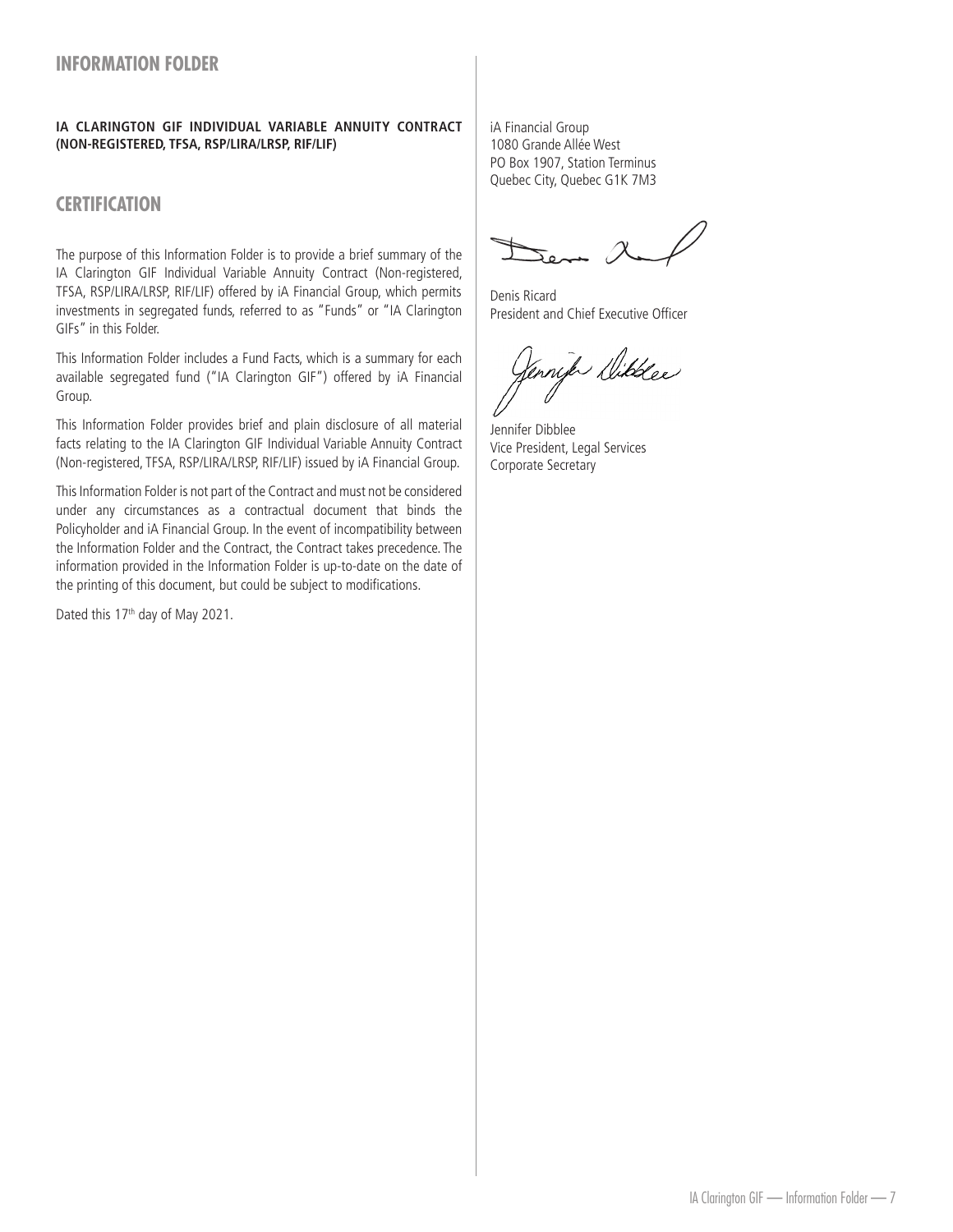# INFORMATION FOLDER

**IA CLARINGTON GIF INDIVIDUAL VARIABLE ANNUITY CONTRACT (NON-REGISTERED, TFSA, RSP/LIRA/LRSP, RIF/LIF)**

## CERTIFICATION

The purpose of this Information Folder is to provide a brief summary of the IA Clarington GIF Individual Variable Annuity Contract (Non-registered, TFSA, RSP/LIRA/LRSP, RIF/LIF) offered by iA Financial Group, which permits investments in segregated funds, referred to as "Funds" or "IA Clarington GIFs" in this Folder.

This Information Folder includes a Fund Facts, which is a summary for each available segregated fund ("IA Clarington GIF") offered by iA Financial Group.

This Information Folder provides brief and plain disclosure of all material facts relating to the IA Clarington GIF Individual Variable Annuity Contract (Non-registered, TFSA, RSP/LIRA/LRSP, RIF/LIF) issued by iA Financial Group.

This Information Folder is not part of the Contract and must not be considered under any circumstances as a contractual document that binds the Policyholder and iA Financial Group. In the event of incompatibility between the Information Folder and the Contract, the Contract takes precedence. The information provided in the Information Folder is up-to-date on the date of the printing of this document, but could be subject to modifications.

Dated this 17th day of May 2021.

iA Financial Group
1080 Grande Allée West
PO Box 1907, Station Terminus
Quebec City, Quebec G1K 7M3

Denis Ricard
President and Chief Executive Officer

Jennifer Dibblee
Vice President, Legal Services
Corporate Secretary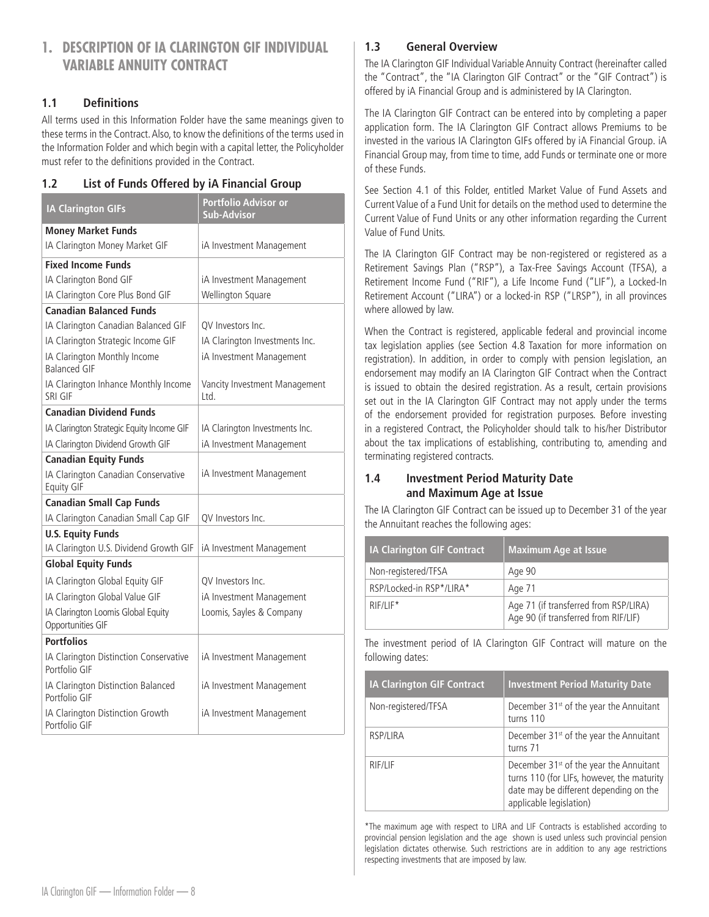# 1. DESCRIPTION OF IA CLARINGTON GIF INDIVIDUAL VARIABLE ANNUITY CONTRACT

## 1.1 Definitions

All terms used in this Information Folder have the same meanings given to these terms in the Contract. Also, to know the definitions of the terms used in the Information Folder and which begin with a capital letter, the Policyholder must refer to the definitions provided in the Contract.

## 1.2 List of Funds Offered by iA Financial Group

| IA Clarington GIFs | Portfolio Advisor or Sub-Advisor |
|---|---|
| **Money Market Funds** | |
| IA Clarington Money Market GIF | iA Investment Management |
| **Fixed Income Funds** | |
| IA Clarington Bond GIF | iA Investment Management |
| IA Clarington Core Plus Bond GIF | Wellington Square |
| **Canadian Balanced Funds** | |
| IA Clarington Canadian Balanced GIF | QV Investors Inc. |
| IA Clarington Strategic Income GIF | IA Clarington Investments Inc. |
| IA Clarington Monthly Income Balanced GIF | iA Investment Management |
| IA Clarington Inhance Monthly Income SRI GIF | Vancity Investment Management Ltd. |
| **Canadian Dividend Funds** | |
| IA Clarington Strategic Equity Income GIF | IA Clarington Investments Inc. |
| IA Clarington Dividend Growth GIF | iA Investment Management |
| **Canadian Equity Funds** | |
| IA Clarington Canadian Conservative Equity GIF | iA Investment Management |
| **Canadian Small Cap Funds** | |
| IA Clarington Canadian Small Cap GIF | QV Investors Inc. |
| **U.S. Equity Funds** | |
| IA Clarington U.S. Dividend Growth GIF | iA Investment Management |
| **Global Equity Funds** | |
| IA Clarington Global Equity GIF | QV Investors Inc. |
| IA Clarington Global Value GIF | iA Investment Management |
| IA Clarington Loomis Global Equity Opportunities GIF | Loomis, Sayles & Company |
| **Portfolios** | |
| IA Clarington Distinction Conservative Portfolio GIF | iA Investment Management |
| IA Clarington Distinction Balanced Portfolio GIF | iA Investment Management |
| IA Clarington Distinction Growth Portfolio GIF | iA Investment Management |

## 1.3 General Overview

The IA Clarington GIF Individual Variable Annuity Contract (hereinafter called the "Contract", the "IA Clarington GIF Contract" or the "GIF Contract") is offered by iA Financial Group and is administered by IA Clarington.

The IA Clarington GIF Contract can be entered into by completing a paper application form. The IA Clarington GIF Contract allows Premiums to be invested in the various IA Clarington GIFs offered by iA Financial Group. iA Financial Group may, from time to time, add Funds or terminate one or more of these Funds.

See Section 4.1 of this Folder, entitled Market Value of Fund Assets and Current Value of a Fund Unit for details on the method used to determine the Current Value of Fund Units or any other information regarding the Current Value of Fund Units.

The IA Clarington GIF Contract may be non-registered or registered as a Retirement Savings Plan ("RSP"), a Tax-Free Savings Account (TFSA), a Retirement Income Fund ("RIF"), a Life Income Fund ("LIF"), a Locked-In Retirement Account ("LIRA") or a locked-in RSP ("LRSP"), in all provinces where allowed by law.

When the Contract is registered, applicable federal and provincial income tax legislation applies (see Section 4.8 Taxation for more information on registration). In addition, in order to comply with pension legislation, an endorsement may modify an IA Clarington GIF Contract when the Contract is issued to obtain the desired registration. As a result, certain provisions set out in the IA Clarington GIF Contract may not apply under the terms of the endorsement provided for registration purposes. Before investing in a registered Contract, the Policyholder should talk to his/her Distributor about the tax implications of establishing, contributing to, amending and terminating registered contracts.

## 1.4 Investment Period Maturity Date and Maximum Age at Issue

The IA Clarington GIF Contract can be issued up to December 31 of the year the Annuitant reaches the following ages:

| IA Clarington GIF Contract | Maximum Age at Issue |
|---|---|
| Non-registered/TFSA | Age 90 |
| RSP/Locked-in RSP*/LIRA* | Age 71 |
| RIF/LIF* | Age 71 (if transferred from RSP/LIRA)<br>Age 90 (if transferred from RIF/LIF) |

The investment period of IA Clarington GIF Contract will mature on the following dates:

| IA Clarington GIF Contract | Investment Period Maturity Date |
|---|---|
| Non-registered/TFSA | December 31st of the year the Annuitant turns 110 |
| RSP/LIRA | December 31st of the year the Annuitant turns 71 |
| RIF/LIF | December 31st of the year the Annuitant turns 110 (for LIFs, however, the maturity date may be different depending on the applicable legislation) |

*The maximum age with respect to LIRA and LIF Contracts is established according to provincial pension legislation and the age shown is used unless such provincial pension legislation dictates otherwise. Such restrictions are in addition to any age restrictions respecting investments that are imposed by law.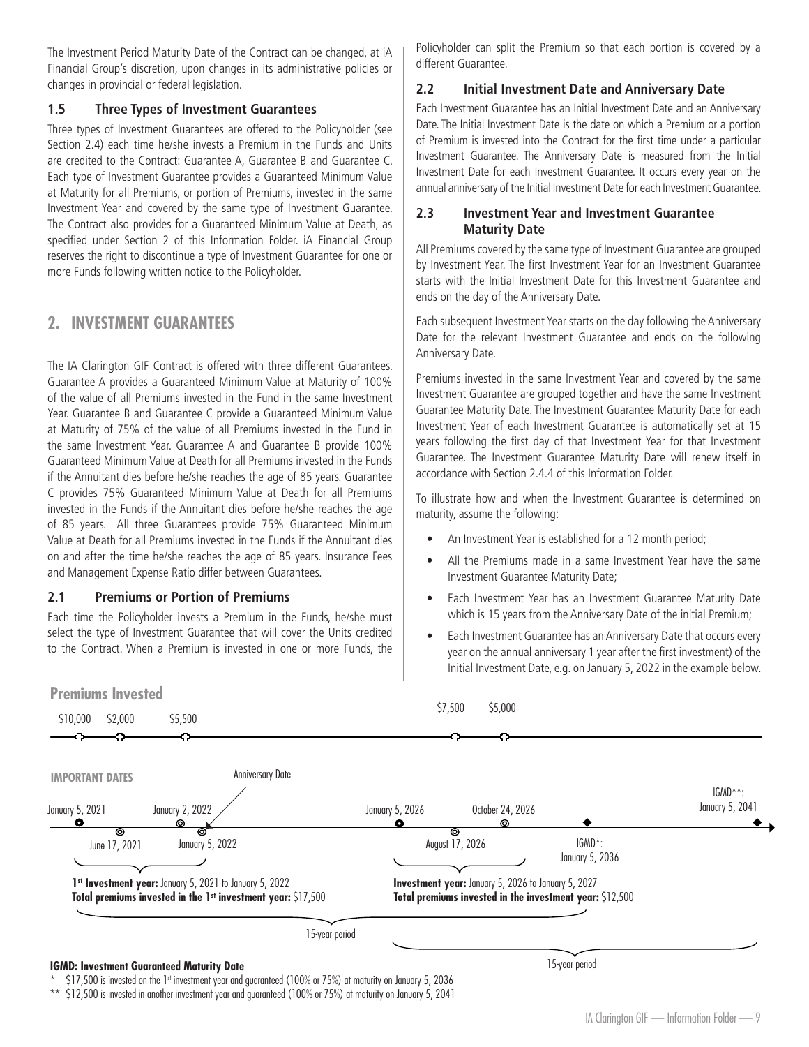The Investment Period Maturity Date of the Contract can be changed, at iA Financial Group's discretion, upon changes in its administrative policies or changes in provincial or federal legislation.

### 1.5 Three Types of Investment Guarantees

Three types of Investment Guarantees are offered to the Policyholder (see Section 2.4) each time he/she invests a Premium in the Funds and Units are credited to the Contract: Guarantee A, Guarantee B and Guarantee C. Each type of Investment Guarantee provides a Guaranteed Minimum Value at Maturity for all Premiums, or portion of Premiums, invested in the same Investment Year and covered by the same type of Investment Guarantee. The Contract also provides for a Guaranteed Minimum Value at Death, as specified under Section 2 of this Information Folder. iA Financial Group reserves the right to discontinue a type of Investment Guarantee for one or more Funds following written notice to the Policyholder.

## 2. INVESTMENT GUARANTEES

The IA Clarington GIF Contract is offered with three different Guarantees. Guarantee A provides a Guaranteed Minimum Value at Maturity of 100% of the value of all Premiums invested in the Fund in the same Investment Year. Guarantee B and Guarantee C provide a Guaranteed Minimum Value at Maturity of 75% of the value of all Premiums invested in the Fund in the same Investment Year. Guarantee A and Guarantee B provide 100% Guaranteed Minimum Value at Death for all Premiums invested in the Funds if the Annuitant dies before he/she reaches the age of 85 years. Guarantee C provides 75% Guaranteed Minimum Value at Death for all Premiums invested in the Funds if the Annuitant dies before he/she reaches the age of 85 years. All three Guarantees provide 75% Guaranteed Minimum Value at Death for all Premiums invested in the Funds if the Annuitant dies on and after the time he/she reaches the age of 85 years. Insurance Fees and Management Expense Ratio differ between Guarantees.

### 2.1 Premiums or Portion of Premiums

Each time the Policyholder invests a Premium in the Funds, he/she must select the type of Investment Guarantee that will cover the Units credited to the Contract. When a Premium is invested in one or more Funds, the Policyholder can split the Premium so that each portion is covered by a different Guarantee.

### 2.2 Initial Investment Date and Anniversary Date

Each Investment Guarantee has an Initial Investment Date and an Anniversary Date. The Initial Investment Date is the date on which a Premium or a portion of Premium is invested into the Contract for the first time under a particular Investment Guarantee. The Anniversary Date is measured from the Initial Investment Date for each Investment Guarantee. It occurs every year on the annual anniversary of the Initial Investment Date for each Investment Guarantee.

### 2.3 Investment Year and Investment Guarantee Maturity Date

All Premiums covered by the same type of Investment Guarantee are grouped by Investment Year. The first Investment Year for an Investment Guarantee starts with the Initial Investment Date for this Investment Guarantee and ends on the day of the Anniversary Date.

Each subsequent Investment Year starts on the day following the Anniversary Date for the relevant Investment Guarantee and ends on the following Anniversary Date.

Premiums invested in the same Investment Year and covered by the same Investment Guarantee are grouped together and have the same Investment Guarantee Maturity Date. The Investment Guarantee Maturity Date for each Investment Year of each Investment Guarantee is automatically set at 15 years following the first day of that Investment Year for that Investment Guarantee. The Investment Guarantee Maturity Date will renew itself in accordance with Section 2.4.4 of this Information Folder.

To illustrate how and when the Investment Guarantee is determined on maturity, assume the following:

- An Investment Year is established for a 12 month period;
- All the Premiums made in a same Investment Year have the same Investment Guarantee Maturity Date;
- Each Investment Year has an Investment Guarantee Maturity Date which is 15 years from the Anniversary Date of the initial Premium;
- Each Investment Guarantee has an Anniversary Date that occurs every year on the annual anniversary 1 year after the first investment) of the Initial Investment Date, e.g. on January 5, 2022 in the example below.

**Premiums Invested**

$10,000 $2,000 $5,500 $7,500 $5,000

**IMPORTANT DATES**

January 5, 2021 · June 17, 2021 · January 2, 2022 · January 5, 2022 (Anniversary Date) · January 5, 2026 · August 17, 2026 · October 24, 2026 · IGMD*: January 5, 2036 · IGMD**: January 5, 2041

**1st Investment year:** January 5, 2021 to January 5, 2022
**Total premiums invested in the 1st investment year:** $17,500

**Investment year:** January 5, 2026 to January 5, 2027
**Total premiums invested in the investment year:** $12,500

15-year period

15-year period

**IGMD: Investment Guaranteed Maturity Date**

\* $17,500 is invested on the 1st investment year and guaranteed (100% or 75%) at maturity on January 5, 2036

\*\* $12,500 is invested in another investment year and guaranteed (100% or 75%) at maturity on January 5, 2041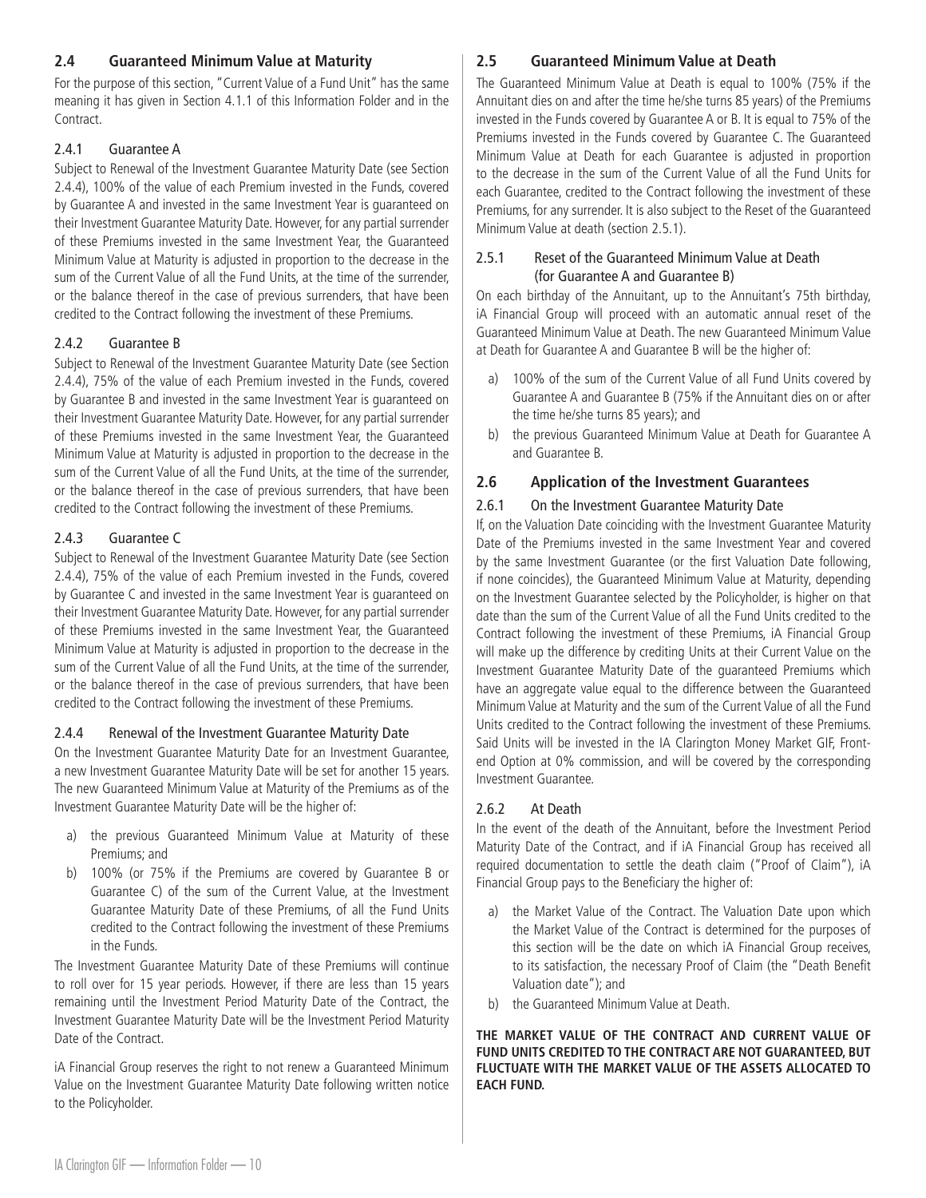## 2.4 Guaranteed Minimum Value at Maturity

For the purpose of this section, "Current Value of a Fund Unit" has the same meaning it has given in Section 4.1.1 of this Information Folder and in the Contract.

### 2.4.1 Guarantee A

Subject to Renewal of the Investment Guarantee Maturity Date (see Section 2.4.4), 100% of the value of each Premium invested in the Funds, covered by Guarantee A and invested in the same Investment Year is guaranteed on their Investment Guarantee Maturity Date. However, for any partial surrender of these Premiums invested in the same Investment Year, the Guaranteed Minimum Value at Maturity is adjusted in proportion to the decrease in the sum of the Current Value of all the Fund Units, at the time of the surrender, or the balance thereof in the case of previous surrenders, that have been credited to the Contract following the investment of these Premiums.

### 2.4.2 Guarantee B

Subject to Renewal of the Investment Guarantee Maturity Date (see Section 2.4.4), 75% of the value of each Premium invested in the Funds, covered by Guarantee B and invested in the same Investment Year is guaranteed on their Investment Guarantee Maturity Date. However, for any partial surrender of these Premiums invested in the same Investment Year, the Guaranteed Minimum Value at Maturity is adjusted in proportion to the decrease in the sum of the Current Value of all the Fund Units, at the time of the surrender, or the balance thereof in the case of previous surrenders, that have been credited to the Contract following the investment of these Premiums.

### 2.4.3 Guarantee C

Subject to Renewal of the Investment Guarantee Maturity Date (see Section 2.4.4), 75% of the value of each Premium invested in the Funds, covered by Guarantee C and invested in the same Investment Year is guaranteed on their Investment Guarantee Maturity Date. However, for any partial surrender of these Premiums invested in the same Investment Year, the Guaranteed Minimum Value at Maturity is adjusted in proportion to the decrease in the sum of the Current Value of all the Fund Units, at the time of the surrender, or the balance thereof in the case of previous surrenders, that have been credited to the Contract following the investment of these Premiums.

### 2.4.4 Renewal of the Investment Guarantee Maturity Date

On the Investment Guarantee Maturity Date for an Investment Guarantee, a new Investment Guarantee Maturity Date will be set for another 15 years. The new Guaranteed Minimum Value at Maturity of the Premiums as of the Investment Guarantee Maturity Date will be the higher of:

a) the previous Guaranteed Minimum Value at Maturity of these Premiums; and
b) 100% (or 75% if the Premiums are covered by Guarantee B or Guarantee C) of the sum of the Current Value, at the Investment Guarantee Maturity Date of these Premiums, of all the Fund Units credited to the Contract following the investment of these Premiums in the Funds.

The Investment Guarantee Maturity Date of these Premiums will continue to roll over for 15 year periods. However, if there are less than 15 years remaining until the Investment Period Maturity Date of the Contract, the Investment Guarantee Maturity Date will be the Investment Period Maturity Date of the Contract.

iA Financial Group reserves the right to not renew a Guaranteed Minimum Value on the Investment Guarantee Maturity Date following written notice to the Policyholder.

## 2.5 Guaranteed Minimum Value at Death

The Guaranteed Minimum Value at Death is equal to 100% (75% if the Annuitant dies on and after the time he/she turns 85 years) of the Premiums invested in the Funds covered by Guarantee A or B. It is equal to 75% of the Premiums invested in the Funds covered by Guarantee C. The Guaranteed Minimum Value at Death for each Guarantee is adjusted in proportion to the decrease in the sum of the Current Value of all the Fund Units for each Guarantee, credited to the Contract following the investment of these Premiums, for any surrender. It is also subject to the Reset of the Guaranteed Minimum Value at death (section 2.5.1).

### 2.5.1 Reset of the Guaranteed Minimum Value at Death (for Guarantee A and Guarantee B)

On each birthday of the Annuitant, up to the Annuitant's 75th birthday, iA Financial Group will proceed with an automatic annual reset of the Guaranteed Minimum Value at Death. The new Guaranteed Minimum Value at Death for Guarantee A and Guarantee B will be the higher of:

a) 100% of the sum of the Current Value of all Fund Units covered by Guarantee A and Guarantee B (75% if the Annuitant dies on or after the time he/she turns 85 years); and
b) the previous Guaranteed Minimum Value at Death for Guarantee A and Guarantee B.

## 2.6 Application of the Investment Guarantees

### 2.6.1 On the Investment Guarantee Maturity Date

If, on the Valuation Date coinciding with the Investment Guarantee Maturity Date of the Premiums invested in the same Investment Year and covered by the same Investment Guarantee (or the first Valuation Date following, if none coincides), the Guaranteed Minimum Value at Maturity, depending on the Investment Guarantee selected by the Policyholder, is higher on that date than the sum of the Current Value of all the Fund Units credited to the Contract following the investment of these Premiums, iA Financial Group will make up the difference by crediting Units at their Current Value on the Investment Guarantee Maturity Date of the guaranteed Premiums which have an aggregate value equal to the difference between the Guaranteed Minimum Value at Maturity and the sum of the Current Value of all the Fund Units credited to the Contract following the investment of these Premiums. Said Units will be invested in the IA Clarington Money Market GIF, Front-end Option at 0% commission, and will be covered by the corresponding Investment Guarantee.

### 2.6.2 At Death

In the event of the death of the Annuitant, before the Investment Period Maturity Date of the Contract, and if iA Financial Group has received all required documentation to settle the death claim ("Proof of Claim"), iA Financial Group pays to the Beneficiary the higher of:

a) the Market Value of the Contract. The Valuation Date upon which the Market Value of the Contract is determined for the purposes of this section will be the date on which iA Financial Group receives, to its satisfaction, the necessary Proof of Claim (the "Death Benefit Valuation date"); and
b) the Guaranteed Minimum Value at Death.

**THE MARKET VALUE OF THE CONTRACT AND CURRENT VALUE OF FUND UNITS CREDITED TO THE CONTRACT ARE NOT GUARANTEED, BUT FLUCTUATE WITH THE MARKET VALUE OF THE ASSETS ALLOCATED TO EACH FUND.**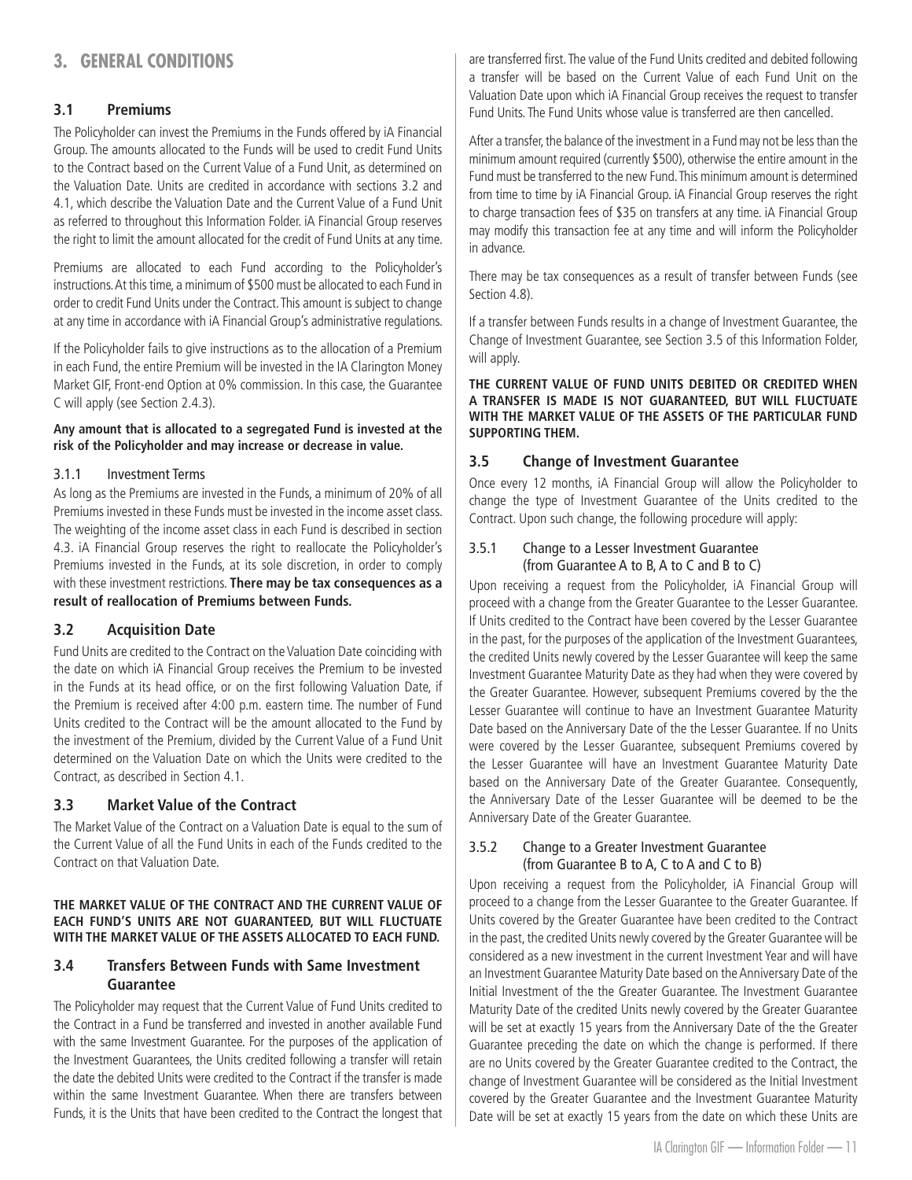# 3. GENERAL CONDITIONS

## 3.1 Premiums

The Policyholder can invest the Premiums in the Funds offered by iA Financial Group. The amounts allocated to the Funds will be used to credit Fund Units to the Contract based on the Current Value of a Fund Unit, as determined on the Valuation Date. Units are credited in accordance with sections 3.2 and 4.1, which describe the Valuation Date and the Current Value of a Fund Unit as referred to throughout this Information Folder. iA Financial Group reserves the right to limit the amount allocated for the credit of Fund Units at any time.

Premiums are allocated to each Fund according to the Policyholder's instructions. At this time, a minimum of $500 must be allocated to each Fund in order to credit Fund Units under the Contract. This amount is subject to change at any time in accordance with iA Financial Group's administrative regulations.

If the Policyholder fails to give instructions as to the allocation of a Premium in each Fund, the entire Premium will be invested in the IA Clarington Money Market GIF, Front-end Option at 0% commission. In this case, the Guarantee C will apply (see Section 2.4.3).

**Any amount that is allocated to a segregated Fund is invested at the risk of the Policyholder and may increase or decrease in value.**

### 3.1.1 Investment Terms

As long as the Premiums are invested in the Funds, a minimum of 20% of all Premiums invested in these Funds must be invested in the income asset class. The weighting of the income asset class in each Fund is described in section 4.3. iA Financial Group reserves the right to reallocate the Policyholder's Premiums invested in the Funds, at its sole discretion, in order to comply with these investment restrictions. **There may be tax consequences as a result of reallocation of Premiums between Funds.**

## 3.2 Acquisition Date

Fund Units are credited to the Contract on the Valuation Date coinciding with the date on which iA Financial Group receives the Premium to be invested in the Funds at its head office, or on the first following Valuation Date, if the Premium is received after 4:00 p.m. eastern time. The number of Fund Units credited to the Contract will be the amount allocated to the Fund by the investment of the Premium, divided by the Current Value of a Fund Unit determined on the Valuation Date on which the Units were credited to the Contract, as described in Section 4.1.

## 3.3 Market Value of the Contract

The Market Value of the Contract on a Valuation Date is equal to the sum of the Current Value of all the Fund Units in each of the Funds credited to the Contract on that Valuation Date.

**THE MARKET VALUE OF THE CONTRACT AND THE CURRENT VALUE OF EACH FUND'S UNITS ARE NOT GUARANTEED, BUT WILL FLUCTUATE WITH THE MARKET VALUE OF THE ASSETS ALLOCATED TO EACH FUND.**

## 3.4 Transfers Between Funds with Same Investment Guarantee

The Policyholder may request that the Current Value of Fund Units credited to the Contract in a Fund be transferred and invested in another available Fund with the same Investment Guarantee. For the purposes of the application of the Investment Guarantees, the Units credited following a transfer will retain the date the debited Units were credited to the Contract if the transfer is made within the same Investment Guarantee. When there are transfers between Funds, it is the Units that have been credited to the Contract the longest that are transferred first. The value of the Fund Units credited and debited following a transfer will be based on the Current Value of each Fund Unit on the Valuation Date upon which iA Financial Group receives the request to transfer Fund Units. The Fund Units whose value is transferred are then cancelled.

After a transfer, the balance of the investment in a Fund may not be less than the minimum amount required (currently $500), otherwise the entire amount in the Fund must be transferred to the new Fund. This minimum amount is determined from time to time by iA Financial Group. iA Financial Group reserves the right to charge transaction fees of $35 on transfers at any time. iA Financial Group may modify this transaction fee at any time and will inform the Policyholder in advance.

There may be tax consequences as a result of transfer between Funds (see Section 4.8).

If a transfer between Funds results in a change of Investment Guarantee, the Change of Investment Guarantee, see Section 3.5 of this Information Folder, will apply.

**THE CURRENT VALUE OF FUND UNITS DEBITED OR CREDITED WHEN A TRANSFER IS MADE IS NOT GUARANTEED, BUT WILL FLUCTUATE WITH THE MARKET VALUE OF THE ASSETS OF THE PARTICULAR FUND SUPPORTING THEM.**

## 3.5 Change of Investment Guarantee

Once every 12 months, iA Financial Group will allow the Policyholder to change the type of Investment Guarantee of the Units credited to the Contract. Upon such change, the following procedure will apply:

### 3.5.1 Change to a Lesser Investment Guarantee (from Guarantee A to B, A to C and B to C)

Upon receiving a request from the Policyholder, iA Financial Group will proceed with a change from the Greater Guarantee to the Lesser Guarantee. If Units credited to the Contract have been covered by the Lesser Guarantee in the past, for the purposes of the application of the Investment Guarantees, the credited Units newly covered by the Lesser Guarantee will keep the same Investment Guarantee Maturity Date as they had when they were covered by the Greater Guarantee. However, subsequent Premiums covered by the the Lesser Guarantee will continue to have an Investment Guarantee Maturity Date based on the Anniversary Date of the the Lesser Guarantee. If no Units were covered by the Lesser Guarantee, subsequent Premiums covered by the Lesser Guarantee will have an Investment Guarantee Maturity Date based on the Anniversary Date of the Greater Guarantee. Consequently, the Anniversary Date of the Lesser Guarantee will be deemed to be the Anniversary Date of the Greater Guarantee.

### 3.5.2 Change to a Greater Investment Guarantee (from Guarantee B to A, C to A and C to B)

Upon receiving a request from the Policyholder, iA Financial Group will proceed to a change from the Lesser Guarantee to the Greater Guarantee. If Units covered by the Greater Guarantee have been credited to the Contract in the past, the credited Units newly covered by the Greater Guarantee will be considered as a new investment in the current Investment Year and will have an Investment Guarantee Maturity Date based on the Anniversary Date of the Initial Investment of the the Greater Guarantee. The Investment Guarantee Maturity Date of the credited Units newly covered by the Greater Guarantee will be set at exactly 15 years from the Anniversary Date of the the Greater Guarantee preceding the date on which the change is performed. If there are no Units covered by the Greater Guarantee credited to the Contract, the change of Investment Guarantee will be considered as the Initial Investment covered by the Greater Guarantee and the Investment Guarantee Maturity Date will be set at exactly 15 years from the date on which these Units are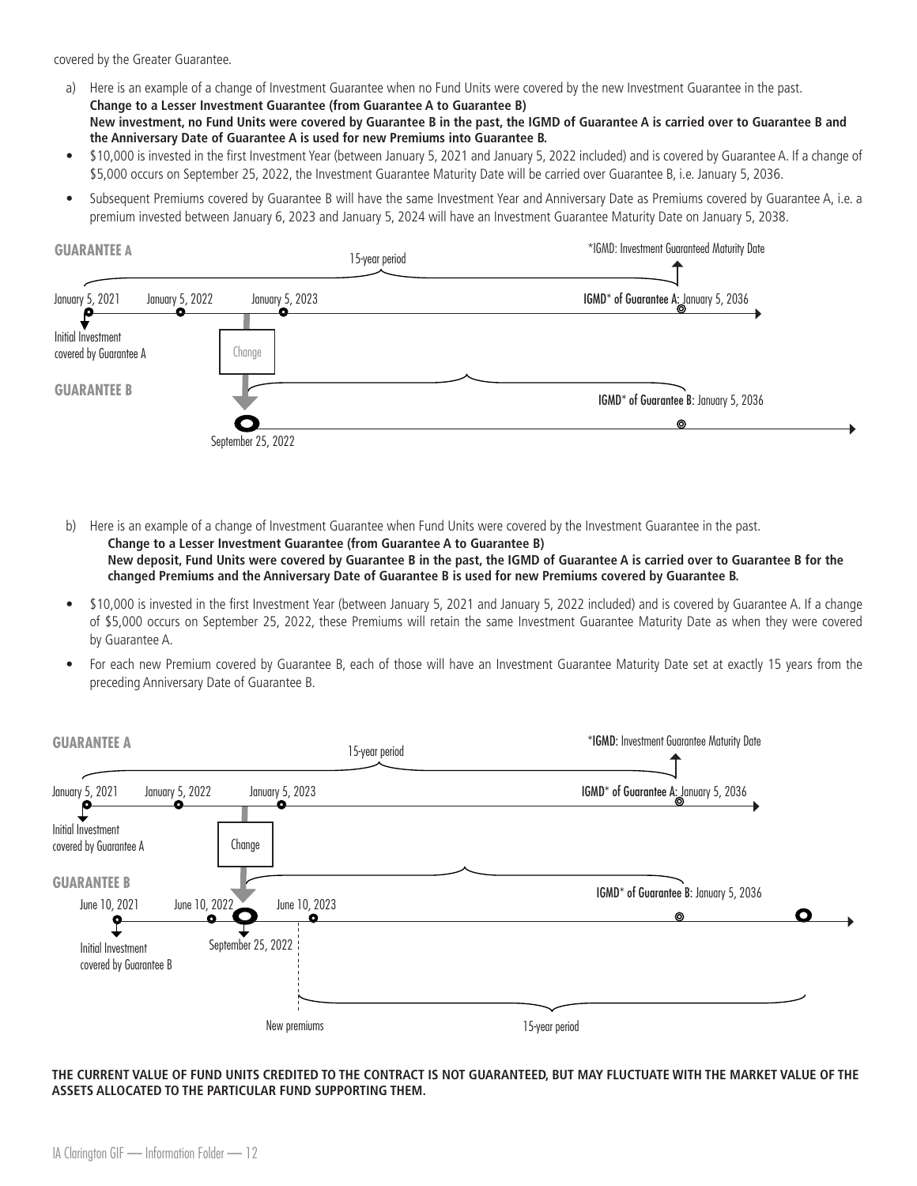covered by the Greater Guarantee.

a) Here is an example of a change of Investment Guarantee when no Fund Units were covered by the new Investment Guarantee in the past.
**Change to a Lesser Investment Guarantee (from Guarantee A to Guarantee B)**
**New investment, no Fund Units were covered by Guarantee B in the past, the IGMD of Guarantee A is carried over to Guarantee B and the Anniversary Date of Guarantee A is used for new Premiums into Guarantee B.**

- $10,000 is invested in the first Investment Year (between January 5, 2021 and January 5, 2022 included) and is covered by Guarantee A. If a change of $5,000 occurs on September 25, 2022, the Investment Guarantee Maturity Date will be carried over Guarantee B, i.e. January 5, 2036.
- Subsequent Premiums covered by Guarantee B will have the same Investment Year and Anniversary Date as Premiums covered by Guarantee A, i.e. a premium invested between January 6, 2023 and January 5, 2024 will have an Investment Guarantee Maturity Date on January 5, 2038.

**GUARANTEE A**

15-year period

*IGMD: Investment Guaranteed Maturity Date

January 5, 2021 — January 5, 2022 — January 5, 2023 — IGMD* of Guarantee A: January 5, 2036

Initial Investment covered by Guarantee A

Change

**GUARANTEE B**

IGMD* of Guarantee B: January 5, 2036

September 25, 2022

b) Here is an example of a change of Investment Guarantee when Fund Units were covered by the Investment Guarantee in the past.
**Change to a Lesser Investment Guarantee (from Guarantee A to Guarantee B)**
**New deposit, Fund Units were covered by Guarantee B in the past, the IGMD of Guarantee A is carried over to Guarantee B for the changed Premiums and the Anniversary Date of Guarantee B is used for new Premiums covered by Guarantee B.**

- $10,000 is invested in the first Investment Year (between January 5, 2021 and January 5, 2022 included) and is covered by Guarantee A. If a change of $5,000 occurs on September 25, 2022, these Premiums will retain the same Investment Guarantee Maturity Date as when they were covered by Guarantee A.
- For each new Premium covered by Guarantee B, each of those will have an Investment Guarantee Maturity Date set at exactly 15 years from the preceding Anniversary Date of Guarantee B.

**GUARANTEE A**

15-year period

*IGMD: Investment Guarantee Maturity Date

January 5, 2021 — January 5, 2022 — January 5, 2023 — IGMD* of Guarantee A: January 5, 2036

Initial Investment covered by Guarantee A

Change

**GUARANTEE B**

June 10, 2021 — June 10, 2022 — June 10, 2023 — IGMD* of Guarantee B: January 5, 2036

Initial Investment covered by Guarantee B

September 25, 2022

New premiums — 15-year period

**THE CURRENT VALUE OF FUND UNITS CREDITED TO THE CONTRACT IS NOT GUARANTEED, BUT MAY FLUCTUATE WITH THE MARKET VALUE OF THE ASSETS ALLOCATED TO THE PARTICULAR FUND SUPPORTING THEM.**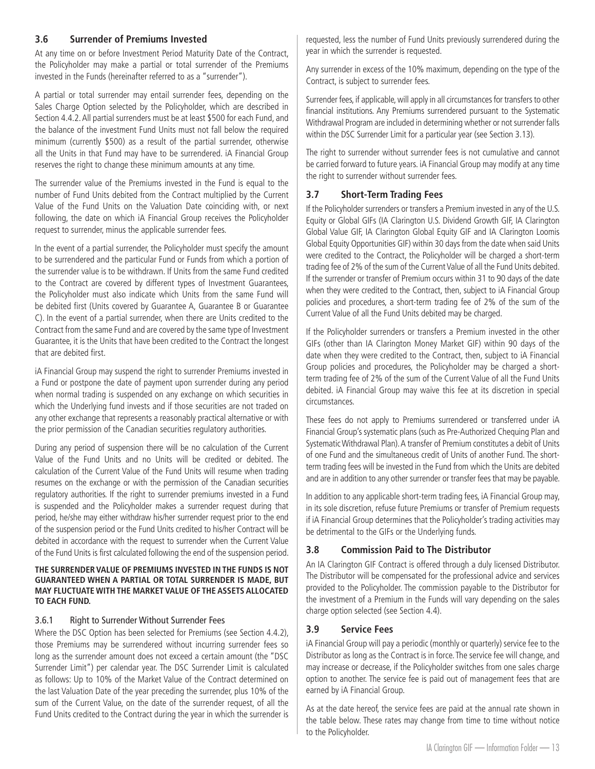### 3.6 Surrender of Premiums Invested

At any time on or before Investment Period Maturity Date of the Contract, the Policyholder may make a partial or total surrender of the Premiums invested in the Funds (hereinafter referred to as a "surrender").

A partial or total surrender may entail surrender fees, depending on the Sales Charge Option selected by the Policyholder, which are described in Section 4.4.2. All partial surrenders must be at least $500 for each Fund, and the balance of the investment Fund Units must not fall below the required minimum (currently $500) as a result of the partial surrender, otherwise all the Units in that Fund may have to be surrendered. iA Financial Group reserves the right to change these minimum amounts at any time.

The surrender value of the Premiums invested in the Fund is equal to the number of Fund Units debited from the Contract multiplied by the Current Value of the Fund Units on the Valuation Date coinciding with, or next following, the date on which iA Financial Group receives the Policyholder request to surrender, minus the applicable surrender fees.

In the event of a partial surrender, the Policyholder must specify the amount to be surrendered and the particular Fund or Funds from which a portion of the surrender value is to be withdrawn. If Units from the same Fund credited to the Contract are covered by different types of Investment Guarantees, the Policyholder must also indicate which Units from the same Fund will be debited first (Units covered by Guarantee A, Guarantee B or Guarantee C). In the event of a partial surrender, when there are Units credited to the Contract from the same Fund and are covered by the same type of Investment Guarantee, it is the Units that have been credited to the Contract the longest that are debited first.

iA Financial Group may suspend the right to surrender Premiums invested in a Fund or postpone the date of payment upon surrender during any period when normal trading is suspended on any exchange on which securities in which the Underlying fund invests and if those securities are not traded on any other exchange that represents a reasonably practical alternative or with the prior permission of the Canadian securities regulatory authorities.

During any period of suspension there will be no calculation of the Current Value of the Fund Units and no Units will be credited or debited. The calculation of the Current Value of the Fund Units will resume when trading resumes on the exchange or with the permission of the Canadian securities regulatory authorities. If the right to surrender premiums invested in a Fund is suspended and the Policyholder makes a surrender request during that period, he/she may either withdraw his/her surrender request prior to the end of the suspension period or the Fund Units credited to his/her Contract will be debited in accordance with the request to surrender when the Current Value of the Fund Units is first calculated following the end of the suspension period.

**THE SURRENDER VALUE OF PREMIUMS INVESTED IN THE FUNDS IS NOT GUARANTEED WHEN A PARTIAL OR TOTAL SURRENDER IS MADE, BUT MAY FLUCTUATE WITH THE MARKET VALUE OF THE ASSETS ALLOCATED TO EACH FUND.**

#### 3.6.1 Right to Surrender Without Surrender Fees

Where the DSC Option has been selected for Premiums (see Section 4.4.2), those Premiums may be surrendered without incurring surrender fees so long as the surrender amount does not exceed a certain amount (the "DSC Surrender Limit") per calendar year. The DSC Surrender Limit is calculated as follows: Up to 10% of the Market Value of the Contract determined on the last Valuation Date of the year preceding the surrender, plus 10% of the sum of the Current Value, on the date of the surrender request, of all the Fund Units credited to the Contract during the year in which the surrender is requested, less the number of Fund Units previously surrendered during the year in which the surrender is requested.

Any surrender in excess of the 10% maximum, depending on the type of the Contract, is subject to surrender fees.

Surrender fees, if applicable, will apply in all circumstances for transfers to other financial institutions. Any Premiums surrendered pursuant to the Systematic Withdrawal Program are included in determining whether or not surrender falls within the DSC Surrender Limit for a particular year (see Section 3.13).

The right to surrender without surrender fees is not cumulative and cannot be carried forward to future years. iA Financial Group may modify at any time the right to surrender without surrender fees.

### 3.7 Short-Term Trading Fees

If the Policyholder surrenders or transfers a Premium invested in any of the U.S. Equity or Global GIFs (IA Clarington U.S. Dividend Growth GIF, IA Clarington Global Value GIF, IA Clarington Global Equity GIF and IA Clarington Loomis Global Equity Opportunities GIF) within 30 days from the date when said Units were credited to the Contract, the Policyholder will be charged a short-term trading fee of 2% of the sum of the Current Value of all the Fund Units debited. If the surrender or transfer of Premium occurs within 31 to 90 days of the date when they were credited to the Contract, then, subject to iA Financial Group policies and procedures, a short-term trading fee of 2% of the sum of the Current Value of all the Fund Units debited may be charged.

If the Policyholder surrenders or transfers a Premium invested in the other GIFs (other than IA Clarington Money Market GIF) within 90 days of the date when they were credited to the Contract, then, subject to iA Financial Group policies and procedures, the Policyholder may be charged a short-term trading fee of 2% of the sum of the Current Value of all the Fund Units debited. iA Financial Group may waive this fee at its discretion in special circumstances.

These fees do not apply to Premiums surrendered or transferred under iA Financial Group's systematic plans (such as Pre-Authorized Chequing Plan and Systematic Withdrawal Plan). A transfer of Premium constitutes a debit of Units of one Fund and the simultaneous credit of Units of another Fund. The short-term trading fees will be invested in the Fund from which the Units are debited and are in addition to any other surrender or transfer fees that may be payable.

In addition to any applicable short-term trading fees, iA Financial Group may, in its sole discretion, refuse future Premiums or transfer of Premium requests if iA Financial Group determines that the Policyholder's trading activities may be detrimental to the GIFs or the Underlying funds.

### 3.8 Commission Paid to The Distributor

An IA Clarington GIF Contract is offered through a duly licensed Distributor. The Distributor will be compensated for the professional advice and services provided to the Policyholder. The commission payable to the Distributor for the investment of a Premium in the Funds will vary depending on the sales charge option selected (see Section 4.4).

### 3.9 Service Fees

iA Financial Group will pay a periodic (monthly or quarterly) service fee to the Distributor as long as the Contract is in force. The service fee will change, and may increase or decrease, if the Policyholder switches from one sales charge option to another. The service fee is paid out of management fees that are earned by iA Financial Group.

As at the date hereof, the service fees are paid at the annual rate shown in the table below. These rates may change from time to time without notice to the Policyholder.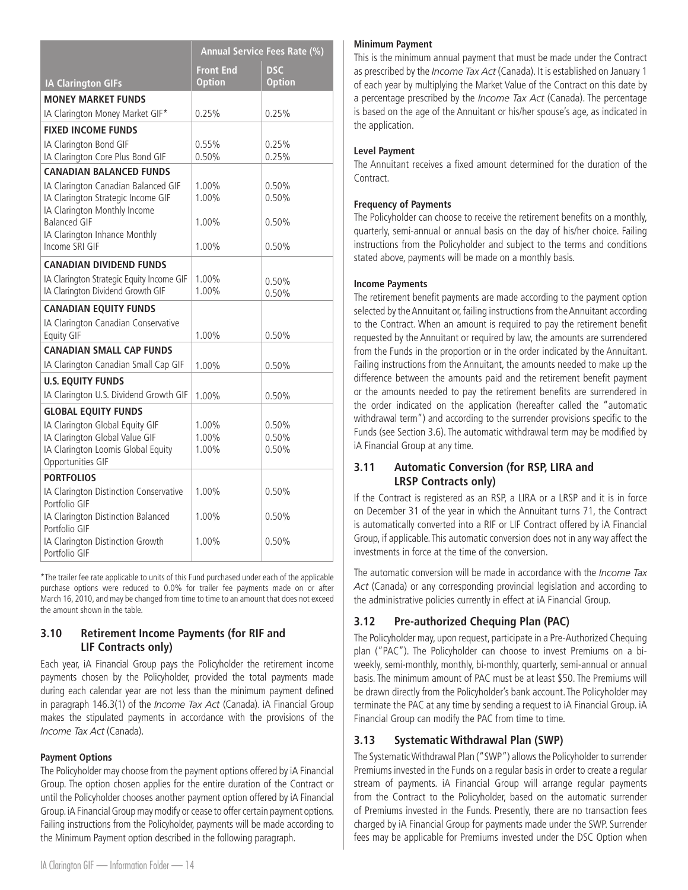| | Annual Service Fees Rate (%) | |
|---|---|---|
| **IA Clarington GIFs** | **Front End Option** | **DSC Option** |
| **MONEY MARKET FUNDS** | | |
| IA Clarington Money Market GIF* | 0.25% | 0.25% |
| **FIXED INCOME FUNDS** | | |
| IA Clarington Bond GIF | 0.55% | 0.25% |
| IA Clarington Core Plus Bond GIF | 0.50% | 0.25% |
| **CANADIAN BALANCED FUNDS** | | |
| IA Clarington Canadian Balanced GIF | 1.00% | 0.50% |
| IA Clarington Strategic Income GIF | 1.00% | 0.50% |
| IA Clarington Monthly Income Balanced GIF | 1.00% | 0.50% |
| IA Clarington Inhance Monthly Income SRI GIF | 1.00% | 0.50% |
| **CANADIAN DIVIDEND FUNDS** | | |
| IA Clarington Strategic Equity Income GIF | 1.00% | 0.50% |
| IA Clarington Dividend Growth GIF | 1.00% | 0.50% |
| **CANADIAN EQUITY FUNDS** | | |
| IA Clarington Canadian Conservative Equity GIF | 1.00% | 0.50% |
| **CANADIAN SMALL CAP FUNDS** | | |
| IA Clarington Canadian Small Cap GIF | 1.00% | 0.50% |
| **U.S. EQUITY FUNDS** | | |
| IA Clarington U.S. Dividend Growth GIF | 1.00% | 0.50% |
| **GLOBAL EQUITY FUNDS** | | |
| IA Clarington Global Equity GIF | 1.00% | 0.50% |
| IA Clarington Global Value GIF | 1.00% | 0.50% |
| IA Clarington Loomis Global Equity Opportunities GIF | 1.00% | 0.50% |
| **PORTFOLIOS** | | |
| IA Clarington Distinction Conservative Portfolio GIF | 1.00% | 0.50% |
| IA Clarington Distinction Balanced Portfolio GIF | 1.00% | 0.50% |
| IA Clarington Distinction Growth Portfolio GIF | 1.00% | 0.50% |

*The trailer fee rate applicable to units of this Fund purchased under each of the applicable purchase options were reduced to 0.0% for trailer fee payments made on or after March 16, 2010, and may be changed from time to time to an amount that does not exceed the amount shown in the table.

## 3.10 Retirement Income Payments (for RIF and LIF Contracts only)

Each year, iA Financial Group pays the Policyholder the retirement income payments chosen by the Policyholder, provided the total payments made during each calendar year are not less than the minimum payment defined in paragraph 146.3(1) of the *Income Tax Act* (Canada). iA Financial Group makes the stipulated payments in accordance with the provisions of the *Income Tax Act* (Canada).

**Payment Options**

The Policyholder may choose from the payment options offered by iA Financial Group. The option chosen applies for the entire duration of the Contract or until the Policyholder chooses another payment option offered by iA Financial Group. iA Financial Group may modify or cease to offer certain payment options. Failing instructions from the Policyholder, payments will be made according to the Minimum Payment option described in the following paragraph.

**Minimum Payment**

This is the minimum annual payment that must be made under the Contract as prescribed by the *Income Tax Act* (Canada). It is established on January 1 of each year by multiplying the Market Value of the Contract on this date by a percentage prescribed by the *Income Tax Act* (Canada). The percentage is based on the age of the Annuitant or his/her spouse's age, as indicated in the application.

**Level Payment**

The Annuitant receives a fixed amount determined for the duration of the Contract.

**Frequency of Payments**

The Policyholder can choose to receive the retirement benefits on a monthly, quarterly, semi-annual or annual basis on the day of his/her choice. Failing instructions from the Policyholder and subject to the terms and conditions stated above, payments will be made on a monthly basis.

**Income Payments**

The retirement benefit payments are made according to the payment option selected by the Annuitant or, failing instructions from the Annuitant according to the Contract. When an amount is required to pay the retirement benefit requested by the Annuitant or required by law, the amounts are surrendered from the Funds in the proportion or in the order indicated by the Annuitant. Failing instructions from the Annuitant, the amounts needed to make up the difference between the amounts paid and the retirement benefit payment or the amounts needed to pay the retirement benefits are surrendered in the order indicated on the application (hereafter called the "automatic withdrawal term") and according to the surrender provisions specific to the Funds (see Section 3.6). The automatic withdrawal term may be modified by iA Financial Group at any time.

## 3.11 Automatic Conversion (for RSP, LIRA and LRSP Contracts only)

If the Contract is registered as an RSP, a LIRA or a LRSP and it is in force on December 31 of the year in which the Annuitant turns 71, the Contract is automatically converted into a RIF or LIF Contract offered by iA Financial Group, if applicable. This automatic conversion does not in any way affect the investments in force at the time of the conversion.

The automatic conversion will be made in accordance with the *Income Tax Act* (Canada) or any corresponding provincial legislation and according to the administrative policies currently in effect at iA Financial Group.

## 3.12 Pre-authorized Chequing Plan (PAC)

The Policyholder may, upon request, participate in a Pre-Authorized Chequing plan ("PAC"). The Policyholder can choose to invest Premiums on a bi-weekly, semi-monthly, monthly, bi-monthly, quarterly, semi-annual or annual basis. The minimum amount of PAC must be at least $50. The Premiums will be drawn directly from the Policyholder's bank account. The Policyholder may terminate the PAC at any time by sending a request to iA Financial Group. iA Financial Group can modify the PAC from time to time.

## 3.13 Systematic Withdrawal Plan (SWP)

The Systematic Withdrawal Plan ("SWP") allows the Policyholder to surrender Premiums invested in the Funds on a regular basis in order to create a regular stream of payments. iA Financial Group will arrange regular payments from the Contract to the Policyholder, based on the automatic surrender of Premiums invested in the Funds. Presently, there are no transaction fees charged by iA Financial Group for payments made under the SWP. Surrender fees may be applicable for Premiums invested under the DSC Option when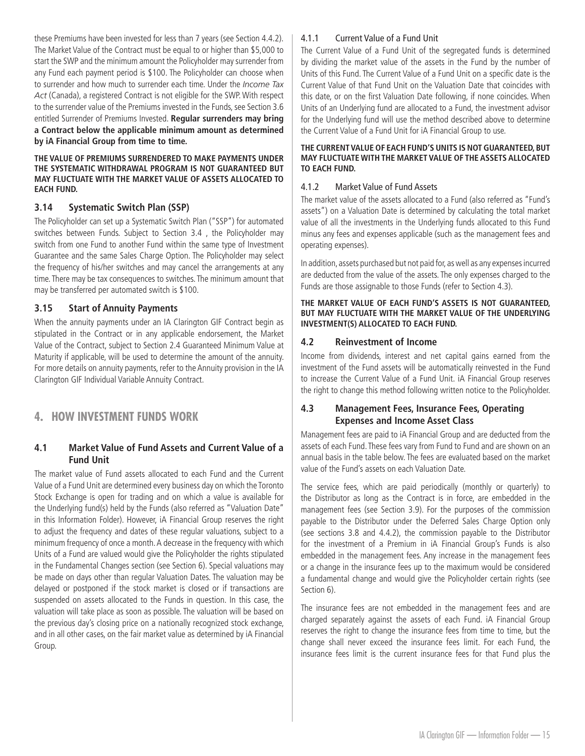these Premiums have been invested for less than 7 years (see Section 4.4.2). The Market Value of the Contract must be equal to or higher than $5,000 to start the SWP and the minimum amount the Policyholder may surrender from any Fund each payment period is $100. The Policyholder can choose when to surrender and how much to surrender each time. Under the *Income Tax Act* (Canada), a registered Contract is not eligible for the SWP. With respect to the surrender value of the Premiums invested in the Funds, see Section 3.6 entitled Surrender of Premiums Invested. **Regular surrenders may bring a Contract below the applicable minimum amount as determined by iA Financial Group from time to time.**

**THE VALUE OF PREMIUMS SURRENDERED TO MAKE PAYMENTS UNDER THE SYSTEMATIC WITHDRAWAL PROGRAM IS NOT GUARANTEED BUT MAY FLUCTUATE WITH THE MARKET VALUE OF ASSETS ALLOCATED TO EACH FUND.**

### 3.14 Systematic Switch Plan (SSP)

The Policyholder can set up a Systematic Switch Plan ("SSP") for automated switches between Funds. Subject to Section 3.4 , the Policyholder may switch from one Fund to another Fund within the same type of Investment Guarantee and the same Sales Charge Option. The Policyholder may select the frequency of his/her switches and may cancel the arrangements at any time. There may be tax consequences to switches. The minimum amount that may be transferred per automated switch is $100.

### 3.15 Start of Annuity Payments

When the annuity payments under an IA Clarington GIF Contract begin as stipulated in the Contract or in any applicable endorsement, the Market Value of the Contract, subject to Section 2.4 Guaranteed Minimum Value at Maturity if applicable, will be used to determine the amount of the annuity. For more details on annuity payments, refer to the Annuity provision in the IA Clarington GIF Individual Variable Annuity Contract.

## 4. HOW INVESTMENT FUNDS WORK

### 4.1 Market Value of Fund Assets and Current Value of a Fund Unit

The market value of Fund assets allocated to each Fund and the Current Value of a Fund Unit are determined every business day on which the Toronto Stock Exchange is open for trading and on which a value is available for the Underlying fund(s) held by the Funds (also referred as "Valuation Date" in this Information Folder). However, iA Financial Group reserves the right to adjust the frequency and dates of these regular valuations, subject to a minimum frequency of once a month. A decrease in the frequency with which Units of a Fund are valued would give the Policyholder the rights stipulated in the Fundamental Changes section (see Section 6). Special valuations may be made on days other than regular Valuation Dates. The valuation may be delayed or postponed if the stock market is closed or if transactions are suspended on assets allocated to the Funds in question. In this case, the valuation will take place as soon as possible. The valuation will be based on the previous day's closing price on a nationally recognized stock exchange, and in all other cases, on the fair market value as determined by iA Financial Group.

#### 4.1.1 Current Value of a Fund Unit

The Current Value of a Fund Unit of the segregated funds is determined by dividing the market value of the assets in the Fund by the number of Units of this Fund. The Current Value of a Fund Unit on a specific date is the Current Value of that Fund Unit on the Valuation Date that coincides with this date, or on the first Valuation Date following, if none coincides. When Units of an Underlying fund are allocated to a Fund, the investment advisor for the Underlying fund will use the method described above to determine the Current Value of a Fund Unit for iA Financial Group to use.

**THE CURRENT VALUE OF EACH FUND'S UNITS IS NOT GUARANTEED, BUT MAY FLUCTUATE WITH THE MARKET VALUE OF THE ASSETS ALLOCATED TO EACH FUND.**

#### 4.1.2 Market Value of Fund Assets

The market value of the assets allocated to a Fund (also referred as "Fund's assets") on a Valuation Date is determined by calculating the total market value of all the investments in the Underlying funds allocated to this Fund minus any fees and expenses applicable (such as the management fees and operating expenses).

In addition, assets purchased but not paid for, as well as any expenses incurred are deducted from the value of the assets. The only expenses charged to the Funds are those assignable to those Funds (refer to Section 4.3).

**THE MARKET VALUE OF EACH FUND'S ASSETS IS NOT GUARANTEED, BUT MAY FLUCTUATE WITH THE MARKET VALUE OF THE UNDERLYING INVESTMENT(S) ALLOCATED TO EACH FUND.**

### 4.2 Reinvestment of Income

Income from dividends, interest and net capital gains earned from the investment of the Fund assets will be automatically reinvested in the Fund to increase the Current Value of a Fund Unit. iA Financial Group reserves the right to change this method following written notice to the Policyholder.

### 4.3 Management Fees, Insurance Fees, Operating Expenses and Income Asset Class

Management fees are paid to iA Financial Group and are deducted from the assets of each Fund. These fees vary from Fund to Fund and are shown on an annual basis in the table below. The fees are evaluated based on the market value of the Fund's assets on each Valuation Date.

The service fees, which are paid periodically (monthly or quarterly) to the Distributor as long as the Contract is in force, are embedded in the management fees (see Section 3.9). For the purposes of the commission payable to the Distributor under the Deferred Sales Charge Option only (see sections 3.8 and 4.4.2), the commission payable to the Distributor for the investment of a Premium in iA Financial Group's Funds is also embedded in the management fees. Any increase in the management fees or a change in the insurance fees up to the maximum would be considered a fundamental change and would give the Policyholder certain rights (see Section 6).

The insurance fees are not embedded in the management fees and are charged separately against the assets of each Fund. iA Financial Group reserves the right to change the insurance fees from time to time, but the change shall never exceed the insurance fees limit. For each Fund, the insurance fees limit is the current insurance fees for that Fund plus the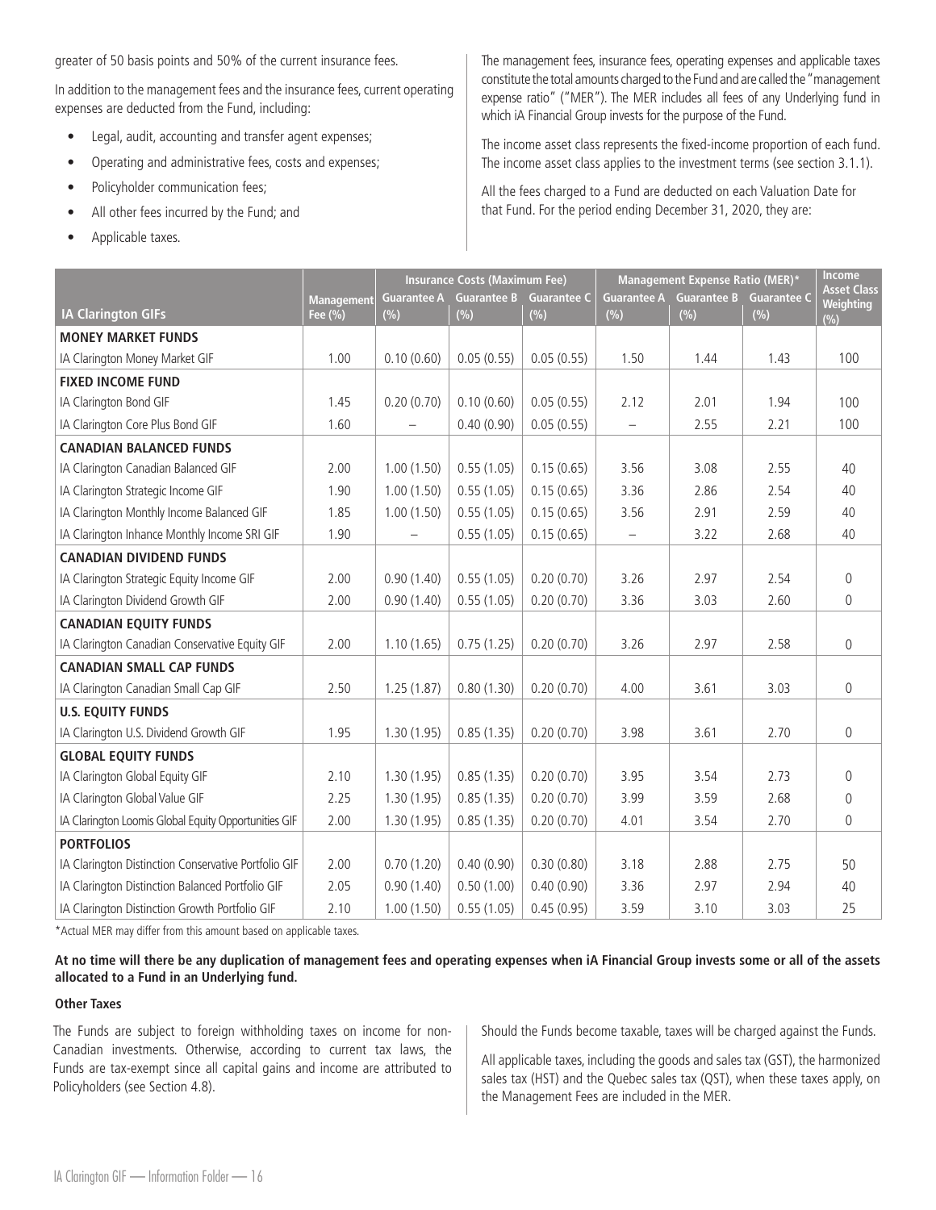greater of 50 basis points and 50% of the current insurance fees.

In addition to the management fees and the insurance fees, current operating expenses are deducted from the Fund, including:

- Legal, audit, accounting and transfer agent expenses;
- Operating and administrative fees, costs and expenses;
- Policyholder communication fees;
- All other fees incurred by the Fund; and
- Applicable taxes.

The management fees, insurance fees, operating expenses and applicable taxes constitute the total amounts charged to the Fund and are called the "management expense ratio" ("MER"). The MER includes all fees of any Underlying fund in which iA Financial Group invests for the purpose of the Fund.

The income asset class represents the fixed-income proportion of each fund. The income asset class applies to the investment terms (see section 3.1.1).

All the fees charged to a Fund are deducted on each Valuation Date for that Fund. For the period ending December 31, 2020, they are:

| IA Clarington GIFs | Management Fee (%) | Insurance Costs (Maximum Fee) | | | Management Expense Ratio (MER)* | | | Income Asset Class Weighting (%) |
|---|---|---|---|---|---|---|---|---|
| | | Guarantee A (%) | Guarantee B (%) | Guarantee C (%) | Guarantee A (%) | Guarantee B (%) | Guarantee C (%) | |
| **MONEY MARKET FUNDS** | | | | | | | | |
| IA Clarington Money Market GIF | 1.00 | 0.10 (0.60) | 0.05 (0.55) | 0.05 (0.55) | 1.50 | 1.44 | 1.43 | 100 |
| **FIXED INCOME FUND** | | | | | | | | |
| IA Clarington Bond GIF | 1.45 | 0.20 (0.70) | 0.10 (0.60) | 0.05 (0.55) | 2.12 | 2.01 | 1.94 | 100 |
| IA Clarington Core Plus Bond GIF | 1.60 | – | 0.40 (0.90) | 0.05 (0.55) | – | 2.55 | 2.21 | 100 |
| **CANADIAN BALANCED FUNDS** | | | | | | | | |
| IA Clarington Canadian Balanced GIF | 2.00 | 1.00 (1.50) | 0.55 (1.05) | 0.15 (0.65) | 3.56 | 3.08 | 2.55 | 40 |
| IA Clarington Strategic Income GIF | 1.90 | 1.00 (1.50) | 0.55 (1.05) | 0.15 (0.65) | 3.36 | 2.86 | 2.54 | 40 |
| IA Clarington Monthly Income Balanced GIF | 1.85 | 1.00 (1.50) | 0.55 (1.05) | 0.15 (0.65) | 3.56 | 2.91 | 2.59 | 40 |
| IA Clarington Inhance Monthly Income SRI GIF | 1.90 | – | 0.55 (1.05) | 0.15 (0.65) | – | 3.22 | 2.68 | 40 |
| **CANADIAN DIVIDEND FUNDS** | | | | | | | | |
| IA Clarington Strategic Equity Income GIF | 2.00 | 0.90 (1.40) | 0.55 (1.05) | 0.20 (0.70) | 3.26 | 2.97 | 2.54 | 0 |
| IA Clarington Dividend Growth GIF | 2.00 | 0.90 (1.40) | 0.55 (1.05) | 0.20 (0.70) | 3.36 | 3.03 | 2.60 | 0 |
| **CANADIAN EQUITY FUNDS** | | | | | | | | |
| IA Clarington Canadian Conservative Equity GIF | 2.00 | 1.10 (1.65) | 0.75 (1.25) | 0.20 (0.70) | 3.26 | 2.97 | 2.58 | 0 |
| **CANADIAN SMALL CAP FUNDS** | | | | | | | | |
| IA Clarington Canadian Small Cap GIF | 2.50 | 1.25 (1.87) | 0.80 (1.30) | 0.20 (0.70) | 4.00 | 3.61 | 3.03 | 0 |
| **U.S. EQUITY FUNDS** | | | | | | | | |
| IA Clarington U.S. Dividend Growth GIF | 1.95 | 1.30 (1.95) | 0.85 (1.35) | 0.20 (0.70) | 3.98 | 3.61 | 2.70 | 0 |
| **GLOBAL EQUITY FUNDS** | | | | | | | | |
| IA Clarington Global Equity GIF | 2.10 | 1.30 (1.95) | 0.85 (1.35) | 0.20 (0.70) | 3.95 | 3.54 | 2.73 | 0 |
| IA Clarington Global Value GIF | 2.25 | 1.30 (1.95) | 0.85 (1.35) | 0.20 (0.70) | 3.99 | 3.59 | 2.68 | 0 |
| IA Clarington Loomis Global Equity Opportunities GIF | 2.00 | 1.30 (1.95) | 0.85 (1.35) | 0.20 (0.70) | 4.01 | 3.54 | 2.70 | 0 |
| **PORTFOLIOS** | | | | | | | | |
| IA Clarington Distinction Conservative Portfolio GIF | 2.00 | 0.70 (1.20) | 0.40 (0.90) | 0.30 (0.80) | 3.18 | 2.88 | 2.75 | 50 |
| IA Clarington Distinction Balanced Portfolio GIF | 2.05 | 0.90 (1.40) | 0.50 (1.00) | 0.40 (0.90) | 3.36 | 2.97 | 2.94 | 40 |
| IA Clarington Distinction Growth Portfolio GIF | 2.10 | 1.00 (1.50) | 0.55 (1.05) | 0.45 (0.95) | 3.59 | 3.10 | 3.03 | 25 |

*Actual MER may differ from this amount based on applicable taxes.

**At no time will there be any duplication of management fees and operating expenses when iA Financial Group invests some or all of the assets allocated to a Fund in an Underlying fund.**

#### Other Taxes

The Funds are subject to foreign withholding taxes on income for non-Canadian investments. Otherwise, according to current tax laws, the Funds are tax-exempt since all capital gains and income are attributed to Policyholders (see Section 4.8).

Should the Funds become taxable, taxes will be charged against the Funds.

All applicable taxes, including the goods and sales tax (GST), the harmonized sales tax (HST) and the Quebec sales tax (QST), when these taxes apply, on the Management Fees are included in the MER.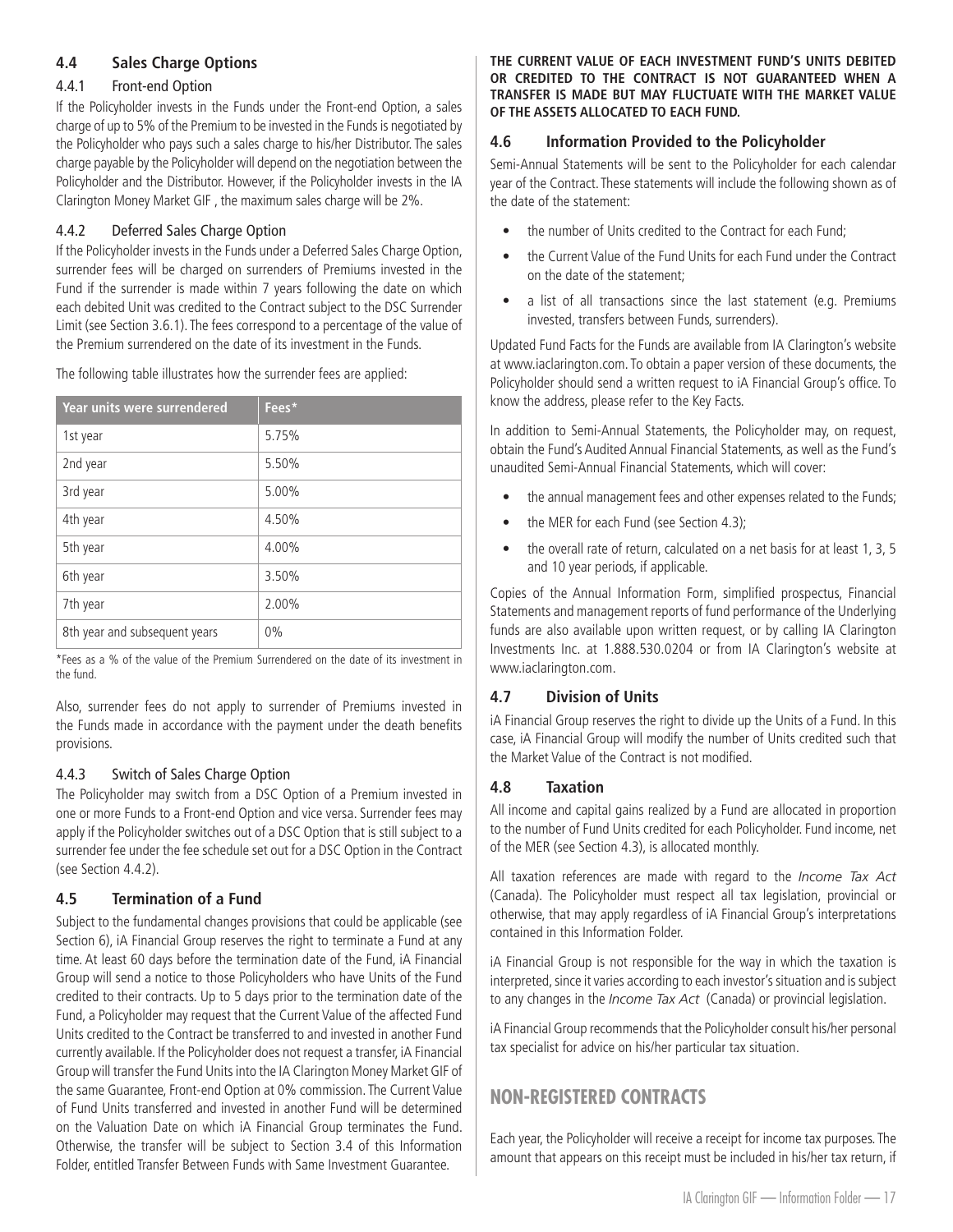## 4.4 Sales Charge Options

### 4.4.1 Front-end Option

If the Policyholder invests in the Funds under the Front-end Option, a sales charge of up to 5% of the Premium to be invested in the Funds is negotiated by the Policyholder who pays such a sales charge to his/her Distributor. The sales charge payable by the Policyholder will depend on the negotiation between the Policyholder and the Distributor. However, if the Policyholder invests in the IA Clarington Money Market GIF , the maximum sales charge will be 2%.

### 4.4.2 Deferred Sales Charge Option

If the Policyholder invests in the Funds under a Deferred Sales Charge Option, surrender fees will be charged on surrenders of Premiums invested in the Fund if the surrender is made within 7 years following the date on which each debited Unit was credited to the Contract subject to the DSC Surrender Limit (see Section 3.6.1). The fees correspond to a percentage of the value of the Premium surrendered on the date of its investment in the Funds.

The following table illustrates how the surrender fees are applied:

| Year units were surrendered | Fees* |
|---|---|
| 1st year | 5.75% |
| 2nd year | 5.50% |
| 3rd year | 5.00% |
| 4th year | 4.50% |
| 5th year | 4.00% |
| 6th year | 3.50% |
| 7th year | 2.00% |
| 8th year and subsequent years | 0% |

*Fees as a % of the value of the Premium Surrendered on the date of its investment in the fund.

Also, surrender fees do not apply to surrender of Premiums invested in the Funds made in accordance with the payment under the death benefits provisions.

### 4.4.3 Switch of Sales Charge Option

The Policyholder may switch from a DSC Option of a Premium invested in one or more Funds to a Front-end Option and vice versa. Surrender fees may apply if the Policyholder switches out of a DSC Option that is still subject to a surrender fee under the fee schedule set out for a DSC Option in the Contract (see Section 4.4.2).

## 4.5 Termination of a Fund

Subject to the fundamental changes provisions that could be applicable (see Section 6), iA Financial Group reserves the right to terminate a Fund at any time. At least 60 days before the termination date of the Fund, iA Financial Group will send a notice to those Policyholders who have Units of the Fund credited to their contracts. Up to 5 days prior to the termination date of the Fund, a Policyholder may request that the Current Value of the affected Fund Units credited to the Contract be transferred to and invested in another Fund currently available. If the Policyholder does not request a transfer, iA Financial Group will transfer the Fund Units into the IA Clarington Money Market GIF of the same Guarantee, Front-end Option at 0% commission. The Current Value of Fund Units transferred and invested in another Fund will be determined on the Valuation Date on which iA Financial Group terminates the Fund. Otherwise, the transfer will be subject to Section 3.4 of this Information Folder, entitled Transfer Between Funds with Same Investment Guarantee.

**THE CURRENT VALUE OF EACH INVESTMENT FUND'S UNITS DEBITED OR CREDITED TO THE CONTRACT IS NOT GUARANTEED WHEN A TRANSFER IS MADE BUT MAY FLUCTUATE WITH THE MARKET VALUE OF THE ASSETS ALLOCATED TO EACH FUND.**

## 4.6 Information Provided to the Policyholder

Semi-Annual Statements will be sent to the Policyholder for each calendar year of the Contract. These statements will include the following shown as of the date of the statement:

- the number of Units credited to the Contract for each Fund;
- the Current Value of the Fund Units for each Fund under the Contract on the date of the statement;
- a list of all transactions since the last statement (e.g. Premiums invested, transfers between Funds, surrenders).

Updated Fund Facts for the Funds are available from IA Clarington's website at www.iaclarington.com. To obtain a paper version of these documents, the Policyholder should send a written request to iA Financial Group's office. To know the address, please refer to the Key Facts.

In addition to Semi-Annual Statements, the Policyholder may, on request, obtain the Fund's Audited Annual Financial Statements, as well as the Fund's unaudited Semi-Annual Financial Statements, which will cover:

- the annual management fees and other expenses related to the Funds;
- the MER for each Fund (see Section 4.3);
- the overall rate of return, calculated on a net basis for at least 1, 3, 5 and 10 year periods, if applicable.

Copies of the Annual Information Form, simplified prospectus, Financial Statements and management reports of fund performance of the Underlying funds are also available upon written request, or by calling IA Clarington Investments Inc. at 1.888.530.0204 or from IA Clarington's website at www.iaclarington.com.

## 4.7 Division of Units

iA Financial Group reserves the right to divide up the Units of a Fund. In this case, iA Financial Group will modify the number of Units credited such that the Market Value of the Contract is not modified.

## 4.8 Taxation

All income and capital gains realized by a Fund are allocated in proportion to the number of Fund Units credited for each Policyholder. Fund income, net of the MER (see Section 4.3), is allocated monthly.

All taxation references are made with regard to the *Income Tax Act* (Canada). The Policyholder must respect all tax legislation, provincial or otherwise, that may apply regardless of iA Financial Group's interpretations contained in this Information Folder.

iA Financial Group is not responsible for the way in which the taxation is interpreted, since it varies according to each investor's situation and is subject to any changes in the *Income Tax Act* (Canada) or provincial legislation.

iA Financial Group recommends that the Policyholder consult his/her personal tax specialist for advice on his/her particular tax situation.

# NON-REGISTERED CONTRACTS

Each year, the Policyholder will receive a receipt for income tax purposes. The amount that appears on this receipt must be included in his/her tax return, if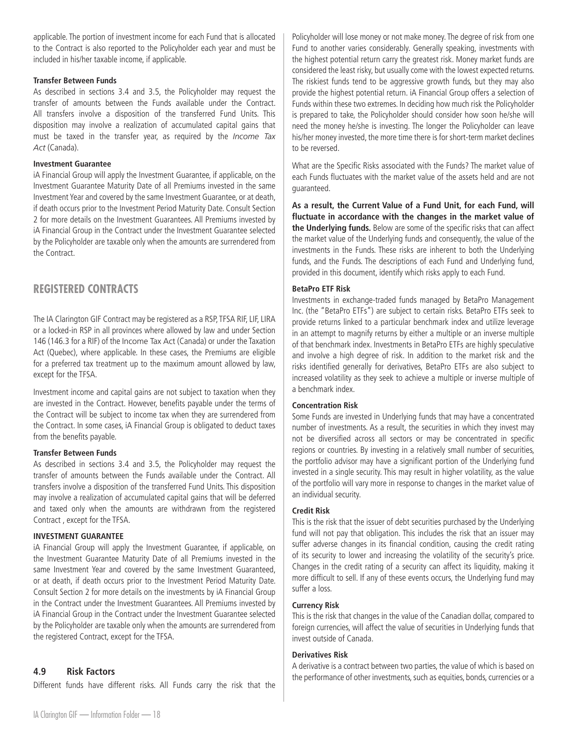applicable. The portion of investment income for each Fund that is allocated to the Contract is also reported to the Policyholder each year and must be included in his/her taxable income, if applicable.

**Transfer Between Funds**

As described in sections 3.4 and 3.5, the Policyholder may request the transfer of amounts between the Funds available under the Contract. All transfers involve a disposition of the transferred Fund Units. This disposition may involve a realization of accumulated capital gains that must be taxed in the transfer year, as required by the *Income Tax Act* (Canada).

**Investment Guarantee**

iA Financial Group will apply the Investment Guarantee, if applicable, on the Investment Guarantee Maturity Date of all Premiums invested in the same Investment Year and covered by the same Investment Guarantee, or at death, if death occurs prior to the Investment Period Maturity Date. Consult Section 2 for more details on the Investment Guarantees. All Premiums invested by iA Financial Group in the Contract under the Investment Guarantee selected by the Policyholder are taxable only when the amounts are surrendered from the Contract.

## REGISTERED CONTRACTS

The IA Clarington GIF Contract may be registered as a RSP, TFSA RIF, LIF, LIRA or a locked-in RSP in all provinces where allowed by law and under Section 146 (146.3 for a RIF) of the Income Tax Act (Canada) or under the Taxation Act (Quebec), where applicable. In these cases, the Premiums are eligible for a preferred tax treatment up to the maximum amount allowed by law, except for the TFSA.

Investment income and capital gains are not subject to taxation when they are invested in the Contract. However, benefits payable under the terms of the Contract will be subject to income tax when they are surrendered from the Contract. In some cases, iA Financial Group is obligated to deduct taxes from the benefits payable.

**Transfer Between Funds**

As described in sections 3.4 and 3.5, the Policyholder may request the transfer of amounts between the Funds available under the Contract. All transfers involve a disposition of the transferred Fund Units. This disposition may involve a realization of accumulated capital gains that will be deferred and taxed only when the amounts are withdrawn from the registered Contract , except for the TFSA.

**INVESTMENT GUARANTEE**

iA Financial Group will apply the Investment Guarantee, if applicable, on the Investment Guarantee Maturity Date of all Premiums invested in the same Investment Year and covered by the same Investment Guaranteed, or at death, if death occurs prior to the Investment Period Maturity Date. Consult Section 2 for more details on the investments by iA Financial Group in the Contract under the Investment Guarantees. All Premiums invested by iA Financial Group in the Contract under the Investment Guarantee selected by the Policyholder are taxable only when the amounts are surrendered from the registered Contract, except for the TFSA.

### 4.9 Risk Factors

Different funds have different risks. All Funds carry the risk that the Policyholder will lose money or not make money. The degree of risk from one Fund to another varies considerably. Generally speaking, investments with the highest potential return carry the greatest risk. Money market funds are considered the least risky, but usually come with the lowest expected returns. The riskiest funds tend to be aggressive growth funds, but they may also provide the highest potential return. iA Financial Group offers a selection of Funds within these two extremes. In deciding how much risk the Policyholder is prepared to take, the Policyholder should consider how soon he/she will need the money he/she is investing. The longer the Policyholder can leave his/her money invested, the more time there is for short-term market declines to be reversed.

What are the Specific Risks associated with the Funds? The market value of each Funds fluctuates with the market value of the assets held and are not guaranteed.

**As a result, the Current Value of a Fund Unit, for each Fund, will fluctuate in accordance with the changes in the market value of the Underlying funds.** Below are some of the specific risks that can affect the market value of the Underlying funds and consequently, the value of the investments in the Funds. These risks are inherent to both the Underlying funds, and the Funds. The descriptions of each Fund and Underlying fund, provided in this document, identify which risks apply to each Fund.

**BetaPro ETF Risk**

Investments in exchange-traded funds managed by BetaPro Management Inc. (the "BetaPro ETFs") are subject to certain risks. BetaPro ETFs seek to provide returns linked to a particular benchmark index and utilize leverage in an attempt to magnify returns by either a multiple or an inverse multiple of that benchmark index. Investments in BetaPro ETFs are highly speculative and involve a high degree of risk. In addition to the market risk and the risks identified generally for derivatives, BetaPro ETFs are also subject to increased volatility as they seek to achieve a multiple or inverse multiple of a benchmark index.

**Concentration Risk**

Some Funds are invested in Underlying funds that may have a concentrated number of investments. As a result, the securities in which they invest may not be diversified across all sectors or may be concentrated in specific regions or countries. By investing in a relatively small number of securities, the portfolio advisor may have a significant portion of the Underlying fund invested in a single security. This may result in higher volatility, as the value of the portfolio will vary more in response to changes in the market value of an individual security.

**Credit Risk**

This is the risk that the issuer of debt securities purchased by the Underlying fund will not pay that obligation. This includes the risk that an issuer may suffer adverse changes in its financial condition, causing the credit rating of its security to lower and increasing the volatility of the security's price. Changes in the credit rating of a security can affect its liquidity, making it more difficult to sell. If any of these events occurs, the Underlying fund may suffer a loss.

**Currency Risk**

This is the risk that changes in the value of the Canadian dollar, compared to foreign currencies, will affect the value of securities in Underlying funds that invest outside of Canada.

**Derivatives Risk**

A derivative is a contract between two parties, the value of which is based on the performance of other investments, such as equities, bonds, currencies or a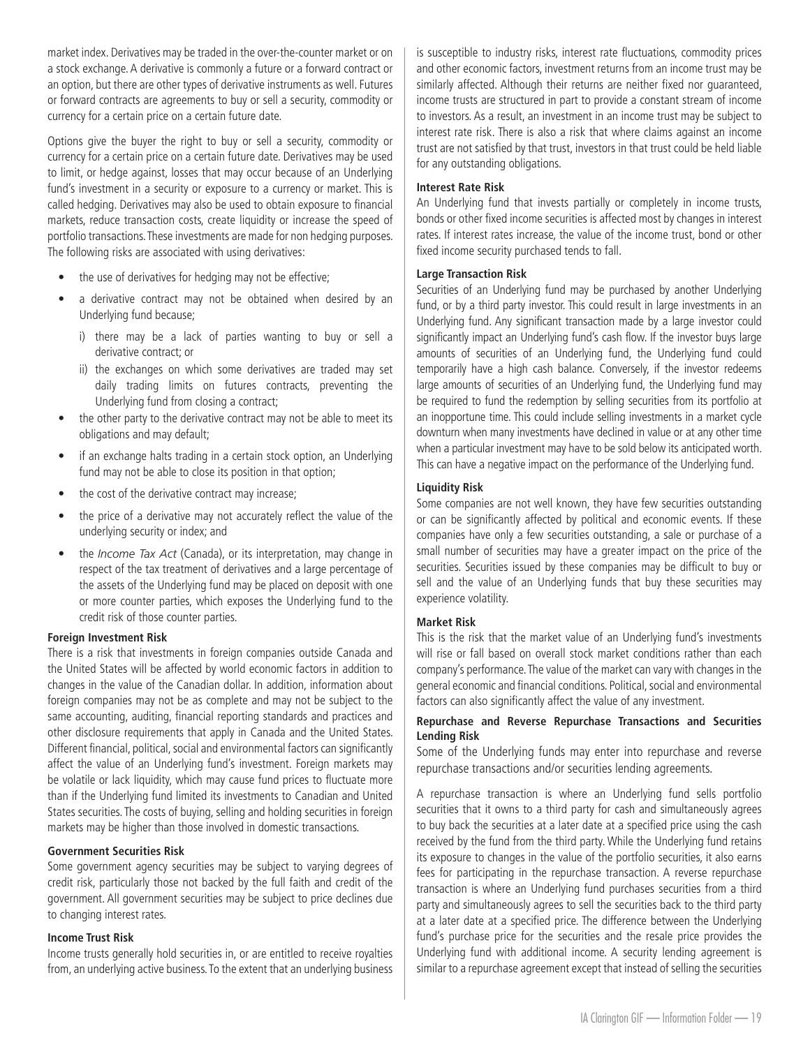market index. Derivatives may be traded in the over-the-counter market or on a stock exchange. A derivative is commonly a future or a forward contract or an option, but there are other types of derivative instruments as well. Futures or forward contracts are agreements to buy or sell a security, commodity or currency for a certain price on a certain future date.

Options give the buyer the right to buy or sell a security, commodity or currency for a certain price on a certain future date. Derivatives may be used to limit, or hedge against, losses that may occur because of an Underlying fund's investment in a security or exposure to a currency or market. This is called hedging. Derivatives may also be used to obtain exposure to financial markets, reduce transaction costs, create liquidity or increase the speed of portfolio transactions. These investments are made for non hedging purposes. The following risks are associated with using derivatives:

- the use of derivatives for hedging may not be effective;
- a derivative contract may not be obtained when desired by an Underlying fund because;
  - i) there may be a lack of parties wanting to buy or sell a derivative contract; or
  - ii) the exchanges on which some derivatives are traded may set daily trading limits on futures contracts, preventing the Underlying fund from closing a contract;
- the other party to the derivative contract may not be able to meet its obligations and may default;
- if an exchange halts trading in a certain stock option, an Underlying fund may not be able to close its position in that option;
- the cost of the derivative contract may increase;
- the price of a derivative may not accurately reflect the value of the underlying security or index; and
- the *Income Tax Act* (Canada), or its interpretation, may change in respect of the tax treatment of derivatives and a large percentage of the assets of the Underlying fund may be placed on deposit with one or more counter parties, which exposes the Underlying fund to the credit risk of those counter parties.

**Foreign Investment Risk**

There is a risk that investments in foreign companies outside Canada and the United States will be affected by world economic factors in addition to changes in the value of the Canadian dollar. In addition, information about foreign companies may not be as complete and may not be subject to the same accounting, auditing, financial reporting standards and practices and other disclosure requirements that apply in Canada and the United States. Different financial, political, social and environmental factors can significantly affect the value of an Underlying fund's investment. Foreign markets may be volatile or lack liquidity, which may cause fund prices to fluctuate more than if the Underlying fund limited its investments to Canadian and United States securities. The costs of buying, selling and holding securities in foreign markets may be higher than those involved in domestic transactions.

**Government Securities Risk**

Some government agency securities may be subject to varying degrees of credit risk, particularly those not backed by the full faith and credit of the government. All government securities may be subject to price declines due to changing interest rates.

**Income Trust Risk**

Income trusts generally hold securities in, or are entitled to receive royalties from, an underlying active business. To the extent that an underlying business is susceptible to industry risks, interest rate fluctuations, commodity prices and other economic factors, investment returns from an income trust may be similarly affected. Although their returns are neither fixed nor guaranteed, income trusts are structured in part to provide a constant stream of income to investors. As a result, an investment in an income trust may be subject to interest rate risk. There is also a risk that where claims against an income trust are not satisfied by that trust, investors in that trust could be held liable for any outstanding obligations.

**Interest Rate Risk**

An Underlying fund that invests partially or completely in income trusts, bonds or other fixed income securities is affected most by changes in interest rates. If interest rates increase, the value of the income trust, bond or other fixed income security purchased tends to fall.

**Large Transaction Risk**

Securities of an Underlying fund may be purchased by another Underlying fund, or by a third party investor. This could result in large investments in an Underlying fund. Any significant transaction made by a large investor could significantly impact an Underlying fund's cash flow. If the investor buys large amounts of securities of an Underlying fund, the Underlying fund could temporarily have a high cash balance. Conversely, if the investor redeems large amounts of securities of an Underlying fund, the Underlying fund may be required to fund the redemption by selling securities from its portfolio at an inopportune time. This could include selling investments in a market cycle downturn when many investments have declined in value or at any other time when a particular investment may have to be sold below its anticipated worth. This can have a negative impact on the performance of the Underlying fund.

**Liquidity Risk**

Some companies are not well known, they have few securities outstanding or can be significantly affected by political and economic events. If these companies have only a few securities outstanding, a sale or purchase of a small number of securities may have a greater impact on the price of the securities. Securities issued by these companies may be difficult to buy or sell and the value of an Underlying funds that buy these securities may experience volatility.

**Market Risk**

This is the risk that the market value of an Underlying fund's investments will rise or fall based on overall stock market conditions rather than each company's performance. The value of the market can vary with changes in the general economic and financial conditions. Political, social and environmental factors can also significantly affect the value of any investment.

**Repurchase and Reverse Repurchase Transactions and Securities Lending Risk**

Some of the Underlying funds may enter into repurchase and reverse repurchase transactions and/or securities lending agreements.

A repurchase transaction is where an Underlying fund sells portfolio securities that it owns to a third party for cash and simultaneously agrees to buy back the securities at a later date at a specified price using the cash received by the fund from the third party. While the Underlying fund retains its exposure to changes in the value of the portfolio securities, it also earns fees for participating in the repurchase transaction. A reverse repurchase transaction is where an Underlying fund purchases securities from a third party and simultaneously agrees to sell the securities back to the third party at a later date at a specified price. The difference between the Underlying fund's purchase price for the securities and the resale price provides the Underlying fund with additional income. A security lending agreement is similar to a repurchase agreement except that instead of selling the securities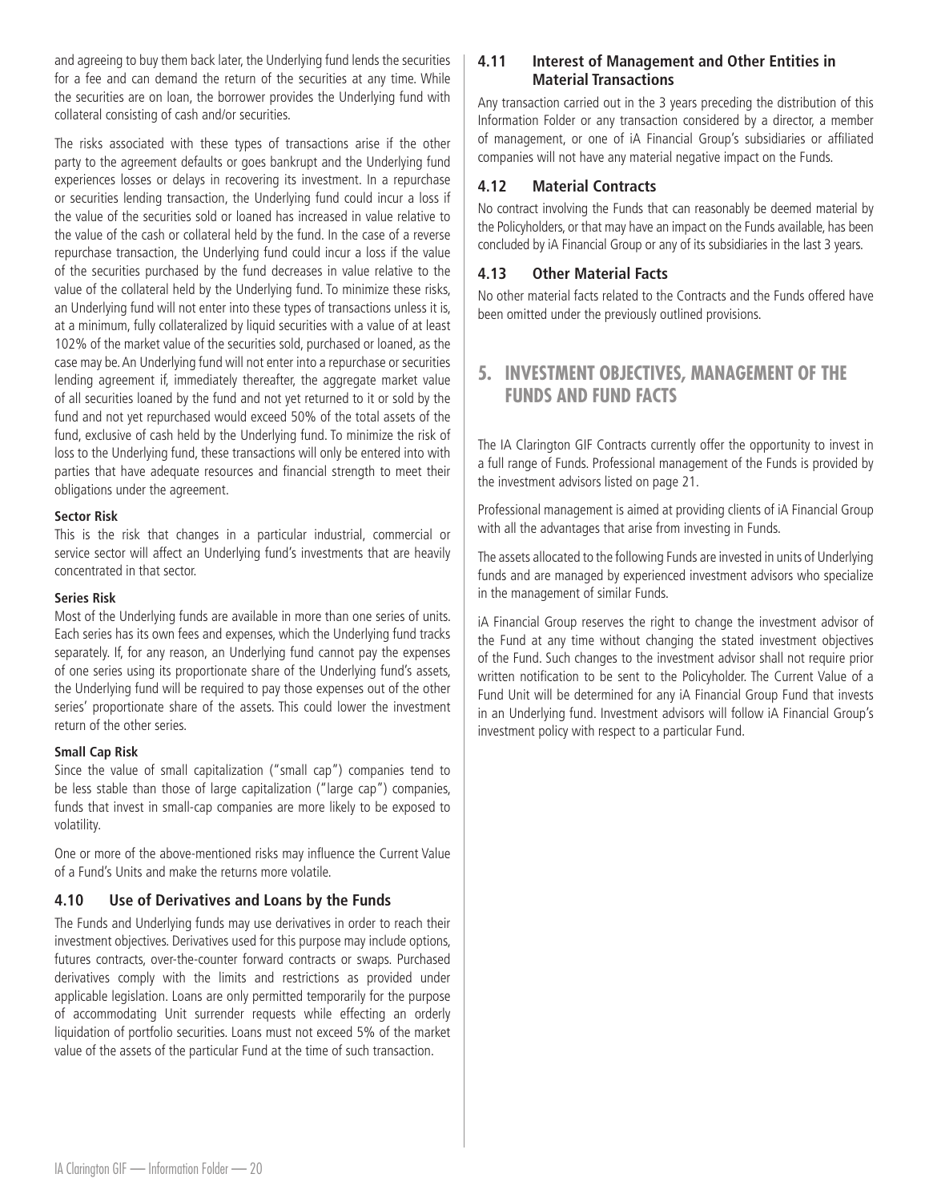and agreeing to buy them back later, the Underlying fund lends the securities for a fee and can demand the return of the securities at any time. While the securities are on loan, the borrower provides the Underlying fund with collateral consisting of cash and/or securities.

The risks associated with these types of transactions arise if the other party to the agreement defaults or goes bankrupt and the Underlying fund experiences losses or delays in recovering its investment. In a repurchase or securities lending transaction, the Underlying fund could incur a loss if the value of the securities sold or loaned has increased in value relative to the value of the cash or collateral held by the fund. In the case of a reverse repurchase transaction, the Underlying fund could incur a loss if the value of the securities purchased by the fund decreases in value relative to the value of the collateral held by the Underlying fund. To minimize these risks, an Underlying fund will not enter into these types of transactions unless it is, at a minimum, fully collateralized by liquid securities with a value of at least 102% of the market value of the securities sold, purchased or loaned, as the case may be. An Underlying fund will not enter into a repurchase or securities lending agreement if, immediately thereafter, the aggregate market value of all securities loaned by the fund and not yet returned to it or sold by the fund and not yet repurchased would exceed 50% of the total assets of the fund, exclusive of cash held by the Underlying fund. To minimize the risk of loss to the Underlying fund, these transactions will only be entered into with parties that have adequate resources and financial strength to meet their obligations under the agreement.

**Sector Risk**

This is the risk that changes in a particular industrial, commercial or service sector will affect an Underlying fund's investments that are heavily concentrated in that sector.

**Series Risk**

Most of the Underlying funds are available in more than one series of units. Each series has its own fees and expenses, which the Underlying fund tracks separately. If, for any reason, an Underlying fund cannot pay the expenses of one series using its proportionate share of the Underlying fund's assets, the Underlying fund will be required to pay those expenses out of the other series' proportionate share of the assets. This could lower the investment return of the other series.

**Small Cap Risk**

Since the value of small capitalization ("small cap") companies tend to be less stable than those of large capitalization ("large cap") companies, funds that invest in small-cap companies are more likely to be exposed to volatility.

One or more of the above-mentioned risks may influence the Current Value of a Fund's Units and make the returns more volatile.

### 4.10 Use of Derivatives and Loans by the Funds

The Funds and Underlying funds may use derivatives in order to reach their investment objectives. Derivatives used for this purpose may include options, futures contracts, over-the-counter forward contracts or swaps. Purchased derivatives comply with the limits and restrictions as provided under applicable legislation. Loans are only permitted temporarily for the purpose of accommodating Unit surrender requests while effecting an orderly liquidation of portfolio securities. Loans must not exceed 5% of the market value of the assets of the particular Fund at the time of such transaction.

### 4.11 Interest of Management and Other Entities in Material Transactions

Any transaction carried out in the 3 years preceding the distribution of this Information Folder or any transaction considered by a director, a member of management, or one of iA Financial Group's subsidiaries or affiliated companies will not have any material negative impact on the Funds.

### 4.12 Material Contracts

No contract involving the Funds that can reasonably be deemed material by the Policyholders, or that may have an impact on the Funds available, has been concluded by iA Financial Group or any of its subsidiaries in the last 3 years.

### 4.13 Other Material Facts

No other material facts related to the Contracts and the Funds offered have been omitted under the previously outlined provisions.

## 5. INVESTMENT OBJECTIVES, MANAGEMENT OF THE FUNDS AND FUND FACTS

The IA Clarington GIF Contracts currently offer the opportunity to invest in a full range of Funds. Professional management of the Funds is provided by the investment advisors listed on page 21.

Professional management is aimed at providing clients of iA Financial Group with all the advantages that arise from investing in Funds.

The assets allocated to the following Funds are invested in units of Underlying funds and are managed by experienced investment advisors who specialize in the management of similar Funds.

iA Financial Group reserves the right to change the investment advisor of the Fund at any time without changing the stated investment objectives of the Fund. Such changes to the investment advisor shall not require prior written notification to be sent to the Policyholder. The Current Value of a Fund Unit will be determined for any iA Financial Group Fund that invests in an Underlying fund. Investment advisors will follow iA Financial Group's investment policy with respect to a particular Fund.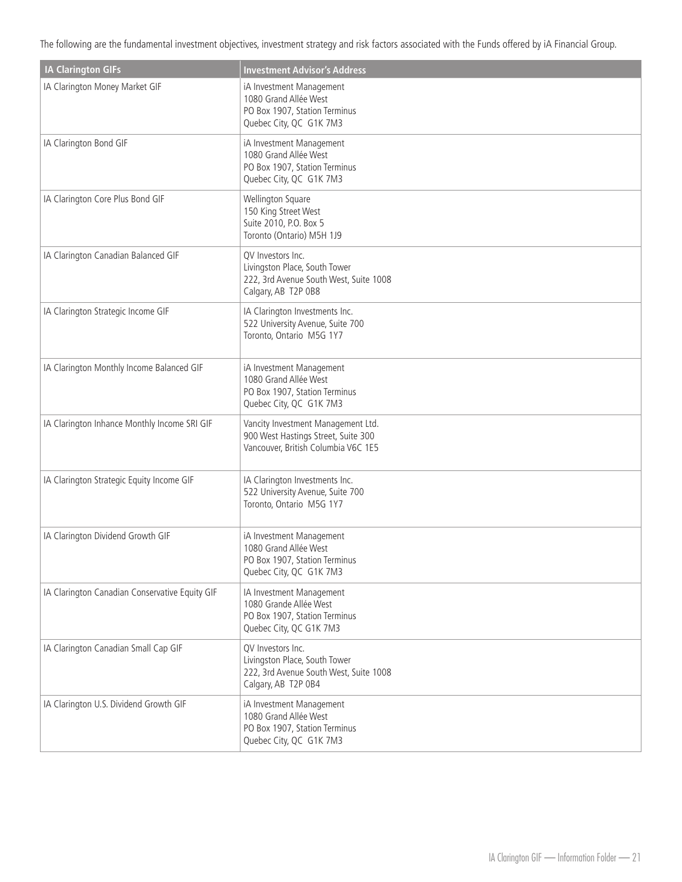The following are the fundamental investment objectives, investment strategy and risk factors associated with the Funds offered by iA Financial Group.

| IA Clarington GIFs | Investment Advisor's Address |
|---|---|
| IA Clarington Money Market GIF | iA Investment Management<br>1080 Grand Allée West<br>PO Box 1907, Station Terminus<br>Quebec City, QC  G1K 7M3 |
| IA Clarington Bond GIF | iA Investment Management<br>1080 Grand Allée West<br>PO Box 1907, Station Terminus<br>Quebec City, QC  G1K 7M3 |
| IA Clarington Core Plus Bond GIF | Wellington Square<br>150 King Street West<br>Suite 2010, P.O. Box 5<br>Toronto (Ontario) M5H 1J9 |
| IA Clarington Canadian Balanced GIF | QV Investors Inc.<br>Livingston Place, South Tower<br>222, 3rd Avenue South West, Suite 1008<br>Calgary, AB  T2P 0B8 |
| IA Clarington Strategic Income GIF | IA Clarington Investments Inc.<br>522 University Avenue, Suite 700<br>Toronto, Ontario  M5G 1Y7 |
| IA Clarington Monthly Income Balanced GIF | iA Investment Management<br>1080 Grand Allée West<br>PO Box 1907, Station Terminus<br>Quebec City, QC  G1K 7M3 |
| IA Clarington Inhance Monthly Income SRI GIF | Vancity Investment Management Ltd.<br>900 West Hastings Street, Suite 300<br>Vancouver, British Columbia V6C 1E5 |
| IA Clarington Strategic Equity Income GIF | IA Clarington Investments Inc.<br>522 University Avenue, Suite 700<br>Toronto, Ontario  M5G 1Y7 |
| IA Clarington Dividend Growth GIF | iA Investment Management<br>1080 Grand Allée West<br>PO Box 1907, Station Terminus<br>Quebec City, QC  G1K 7M3 |
| IA Clarington Canadian Conservative Equity GIF | IA Investment Management<br>1080 Grande Allée West<br>PO Box 1907, Station Terminus<br>Quebec City, QC G1K 7M3 |
| IA Clarington Canadian Small Cap GIF | QV Investors Inc.<br>Livingston Place, South Tower<br>222, 3rd Avenue South West, Suite 1008<br>Calgary, AB  T2P 0B4 |
| IA Clarington U.S. Dividend Growth GIF | iA Investment Management<br>1080 Grand Allée West<br>PO Box 1907, Station Terminus<br>Quebec City, QC  G1K 7M3 |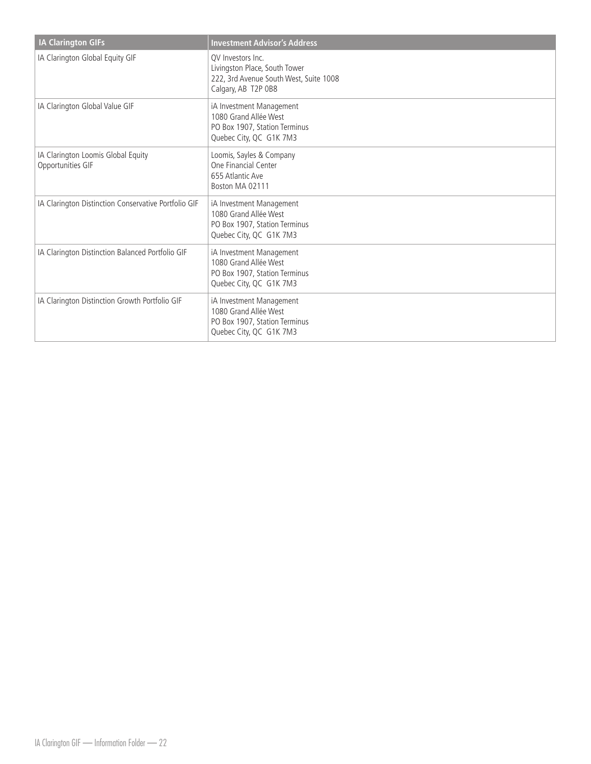| IA Clarington GIFs | Investment Advisor's Address |
|---|---|
| IA Clarington Global Equity GIF | QV Investors Inc.<br>Livingston Place, South Tower<br>222, 3rd Avenue South West, Suite 1008<br>Calgary, AB T2P 0B8 |
| IA Clarington Global Value GIF | iA Investment Management<br>1080 Grand Allée West<br>PO Box 1907, Station Terminus<br>Quebec City, QC G1K 7M3 |
| IA Clarington Loomis Global Equity Opportunities GIF | Loomis, Sayles & Company<br>One Financial Center<br>655 Atlantic Ave<br>Boston MA 02111 |
| IA Clarington Distinction Conservative Portfolio GIF | iA Investment Management<br>1080 Grand Allée West<br>PO Box 1907, Station Terminus<br>Quebec City, QC G1K 7M3 |
| IA Clarington Distinction Balanced Portfolio GIF | iA Investment Management<br>1080 Grand Allée West<br>PO Box 1907, Station Terminus<br>Quebec City, QC G1K 7M3 |
| IA Clarington Distinction Growth Portfolio GIF | iA Investment Management<br>1080 Grand Allée West<br>PO Box 1907, Station Terminus<br>Quebec City, QC G1K 7M3 |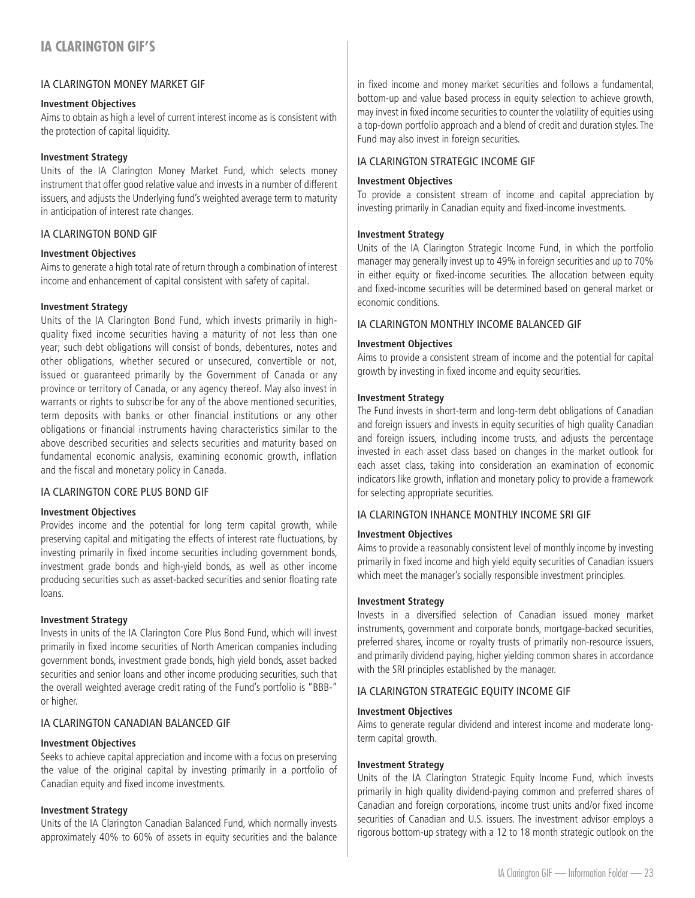# IA CLARINGTON GIF'S

## IA CLARINGTON MONEY MARKET GIF

**Investment Objectives**

Aims to obtain as high a level of current interest income as is consistent with the protection of capital liquidity.

**Investment Strategy**

Units of the IA Clarington Money Market Fund, which selects money instrument that offer good relative value and invests in a number of different issuers, and adjusts the Underlying fund's weighted average term to maturity in anticipation of interest rate changes.

## IA CLARINGTON BOND GIF

**Investment Objectives**

Aims to generate a high total rate of return through a combination of interest income and enhancement of capital consistent with safety of capital.

**Investment Strategy**

Units of the IA Clarington Bond Fund, which invests primarily in high-quality fixed income securities having a maturity of not less than one year; such debt obligations will consist of bonds, debentures, notes and other obligations, whether secured or unsecured, convertible or not, issued or guaranteed primarily by the Government of Canada or any province or territory of Canada, or any agency thereof. May also invest in warrants or rights to subscribe for any of the above mentioned securities, term deposits with banks or other financial institutions or any other obligations or financial instruments having characteristics similar to the above described securities and selects securities and maturity based on fundamental economic analysis, examining economic growth, inflation and the fiscal and monetary policy in Canada.

## IA CLARINGTON CORE PLUS BOND GIF

**Investment Objectives**

Provides income and the potential for long term capital growth, while preserving capital and mitigating the effects of interest rate fluctuations, by investing primarily in fixed income securities including government bonds, investment grade bonds and high-yield bonds, as well as other income producing securities such as asset-backed securities and senior floating rate loans.

**Investment Strategy**

Invests in units of the IA Clarington Core Plus Bond Fund, which will invest primarily in fixed income securities of North American companies including government bonds, investment grade bonds, high yield bonds, asset backed securities and senior loans and other income producing securities, such that the overall weighted average credit rating of the Fund's portfolio is "BBB-" or higher.

## IA CLARINGTON CANADIAN BALANCED GIF

**Investment Objectives**

Seeks to achieve capital appreciation and income with a focus on preserving the value of the original capital by investing primarily in a portfolio of Canadian equity and fixed income investments.

**Investment Strategy**

Units of the IA Clarington Canadian Balanced Fund, which normally invests approximately 40% to 60% of assets in equity securities and the balance in fixed income and money market securities and follows a fundamental, bottom-up and value based process in equity selection to achieve growth, may invest in fixed income securities to counter the volatility of equities using a top-down portfolio approach and a blend of credit and duration styles. The Fund may also invest in foreign securities.

## IA CLARINGTON STRATEGIC INCOME GIF

**Investment Objectives**

To provide a consistent stream of income and capital appreciation by investing primarily in Canadian equity and fixed-income investments.

**Investment Strategy**

Units of the IA Clarington Strategic Income Fund, in which the portfolio manager may generally invest up to 49% in foreign securities and up to 70% in either equity or fixed-income securities. The allocation between equity and fixed-income securities will be determined based on general market or economic conditions.

## IA CLARINGTON MONTHLY INCOME BALANCED GIF

**Investment Objectives**

Aims to provide a consistent stream of income and the potential for capital growth by investing in fixed income and equity securities.

**Investment Strategy**

The Fund invests in short-term and long-term debt obligations of Canadian and foreign issuers and invests in equity securities of high quality Canadian and foreign issuers, including income trusts, and adjusts the percentage invested in each asset class based on changes in the market outlook for each asset class, taking into consideration an examination of economic indicators like growth, inflation and monetary policy to provide a framework for selecting appropriate securities.

## IA CLARINGTON INHANCE MONTHLY INCOME SRI GIF

**Investment Objectives**

Aims to provide a reasonably consistent level of monthly income by investing primarily in fixed income and high yield equity securities of Canadian issuers which meet the manager's socially responsible investment principles.

**Investment Strategy**

Invests in a diversified selection of Canadian issued money market instruments, government and corporate bonds, mortgage-backed securities, preferred shares, income or royalty trusts of primarily non-resource issuers, and primarily dividend paying, higher yielding common shares in accordance with the SRI principles established by the manager.

## IA CLARINGTON STRATEGIC EQUITY INCOME GIF

**Investment Objectives**

Aims to generate regular dividend and interest income and moderate long-term capital growth.

**Investment Strategy**

Units of the IA Clarington Strategic Equity Income Fund, which invests primarily in high quality dividend-paying common and preferred shares of Canadian and foreign corporations, income trust units and/or fixed income securities of Canadian and U.S. issuers. The investment advisor employs a rigorous bottom-up strategy with a 12 to 18 month strategic outlook on the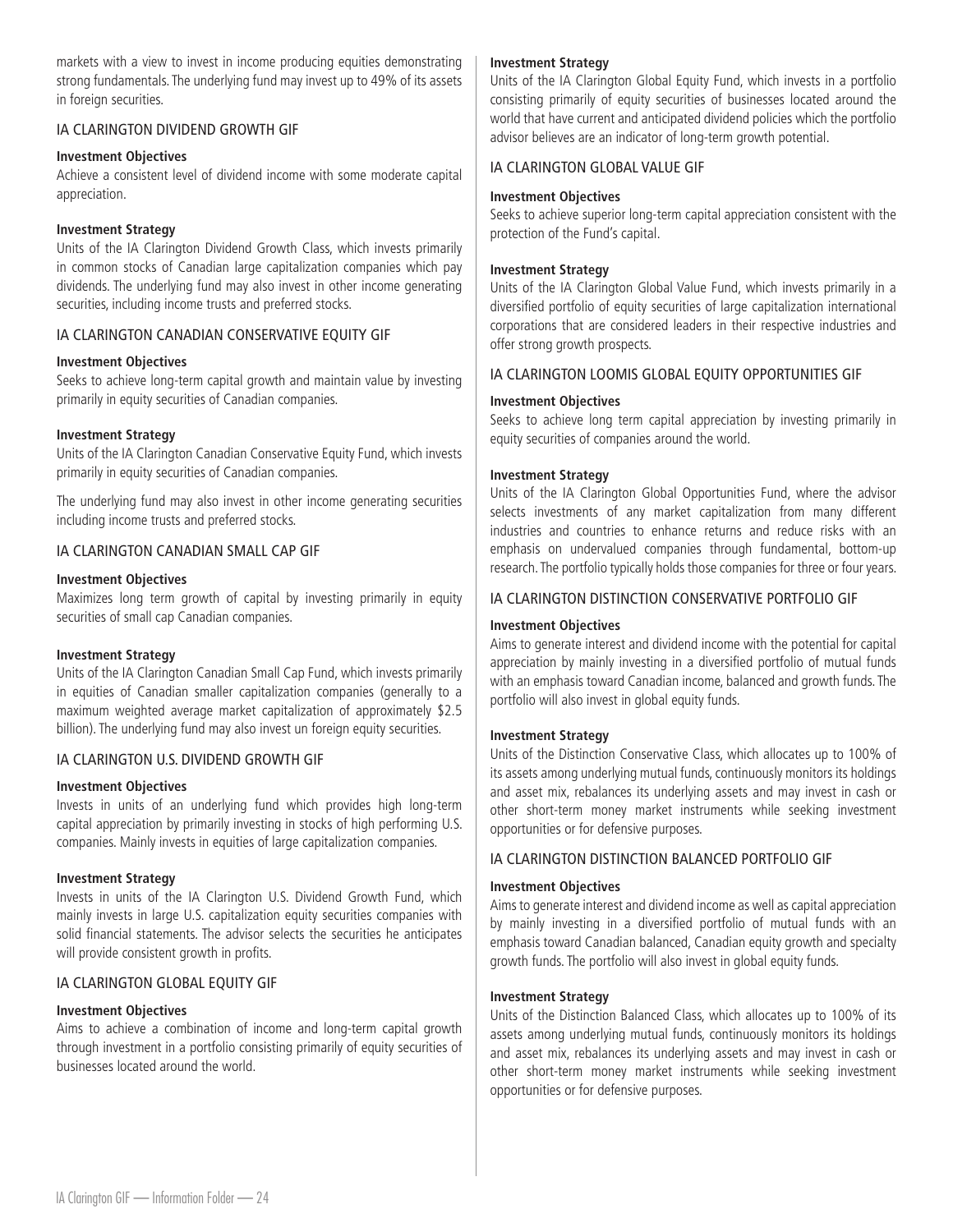markets with a view to invest in income producing equities demonstrating strong fundamentals. The underlying fund may invest up to 49% of its assets in foreign securities.

## IA CLARINGTON DIVIDEND GROWTH GIF

**Investment Objectives**

Achieve a consistent level of dividend income with some moderate capital appreciation.

**Investment Strategy**

Units of the IA Clarington Dividend Growth Class, which invests primarily in common stocks of Canadian large capitalization companies which pay dividends. The underlying fund may also invest in other income generating securities, including income trusts and preferred stocks.

## IA CLARINGTON CANADIAN CONSERVATIVE EQUITY GIF

**Investment Objectives**

Seeks to achieve long-term capital growth and maintain value by investing primarily in equity securities of Canadian companies.

**Investment Strategy**

Units of the IA Clarington Canadian Conservative Equity Fund, which invests primarily in equity securities of Canadian companies.

The underlying fund may also invest in other income generating securities including income trusts and preferred stocks.

## IA CLARINGTON CANADIAN SMALL CAP GIF

**Investment Objectives**

Maximizes long term growth of capital by investing primarily in equity securities of small cap Canadian companies.

**Investment Strategy**

Units of the IA Clarington Canadian Small Cap Fund, which invests primarily in equities of Canadian smaller capitalization companies (generally to a maximum weighted average market capitalization of approximately $2.5 billion). The underlying fund may also invest un foreign equity securities.

## IA CLARINGTON U.S. DIVIDEND GROWTH GIF

**Investment Objectives**

Invests in units of an underlying fund which provides high long-term capital appreciation by primarily investing in stocks of high performing U.S. companies. Mainly invests in equities of large capitalization companies.

**Investment Strategy**

Invests in units of the IA Clarington U.S. Dividend Growth Fund, which mainly invests in large U.S. capitalization equity securities companies with solid financial statements. The advisor selects the securities he anticipates will provide consistent growth in profits.

## IA CLARINGTON GLOBAL EQUITY GIF

**Investment Objectives**

Aims to achieve a combination of income and long-term capital growth through investment in a portfolio consisting primarily of equity securities of businesses located around the world.

**Investment Strategy**

Units of the IA Clarington Global Equity Fund, which invests in a portfolio consisting primarily of equity securities of businesses located around the world that have current and anticipated dividend policies which the portfolio advisor believes are an indicator of long-term growth potential.

## IA CLARINGTON GLOBAL VALUE GIF

**Investment Objectives**

Seeks to achieve superior long-term capital appreciation consistent with the protection of the Fund's capital.

**Investment Strategy**

Units of the IA Clarington Global Value Fund, which invests primarily in a diversified portfolio of equity securities of large capitalization international corporations that are considered leaders in their respective industries and offer strong growth prospects.

## IA CLARINGTON LOOMIS GLOBAL EQUITY OPPORTUNITIES GIF

**Investment Objectives**

Seeks to achieve long term capital appreciation by investing primarily in equity securities of companies around the world.

**Investment Strategy**

Units of the IA Clarington Global Opportunities Fund, where the advisor selects investments of any market capitalization from many different industries and countries to enhance returns and reduce risks with an emphasis on undervalued companies through fundamental, bottom-up research. The portfolio typically holds those companies for three or four years.

## IA CLARINGTON DISTINCTION CONSERVATIVE PORTFOLIO GIF

**Investment Objectives**

Aims to generate interest and dividend income with the potential for capital appreciation by mainly investing in a diversified portfolio of mutual funds with an emphasis toward Canadian income, balanced and growth funds. The portfolio will also invest in global equity funds.

**Investment Strategy**

Units of the Distinction Conservative Class, which allocates up to 100% of its assets among underlying mutual funds, continuously monitors its holdings and asset mix, rebalances its underlying assets and may invest in cash or other short-term money market instruments while seeking investment opportunities or for defensive purposes.

## IA CLARINGTON DISTINCTION BALANCED PORTFOLIO GIF

**Investment Objectives**

Aims to generate interest and dividend income as well as capital appreciation by mainly investing in a diversified portfolio of mutual funds with an emphasis toward Canadian balanced, Canadian equity growth and specialty growth funds. The portfolio will also invest in global equity funds.

**Investment Strategy**

Units of the Distinction Balanced Class, which allocates up to 100% of its assets among underlying mutual funds, continuously monitors its holdings and asset mix, rebalances its underlying assets and may invest in cash or other short-term money market instruments while seeking investment opportunities or for defensive purposes.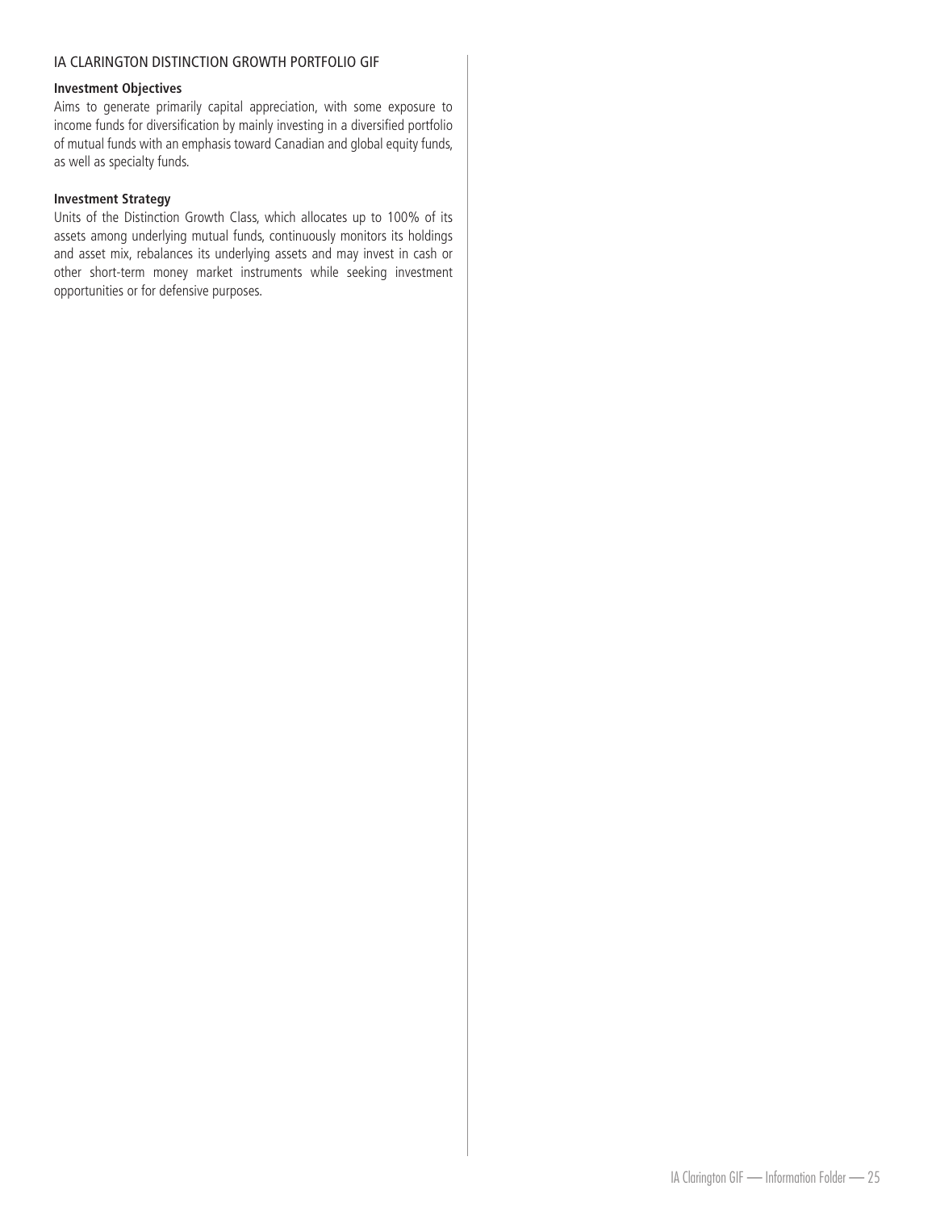## IA CLARINGTON DISTINCTION GROWTH PORTFOLIO GIF

**Investment Objectives**

Aims to generate primarily capital appreciation, with some exposure to income funds for diversification by mainly investing in a diversified portfolio of mutual funds with an emphasis toward Canadian and global equity funds, as well as specialty funds.

**Investment Strategy**

Units of the Distinction Growth Class, which allocates up to 100% of its assets among underlying mutual funds, continuously monitors its holdings and asset mix, rebalances its underlying assets and may invest in cash or other short-term money market instruments while seeking investment opportunities or for defensive purposes.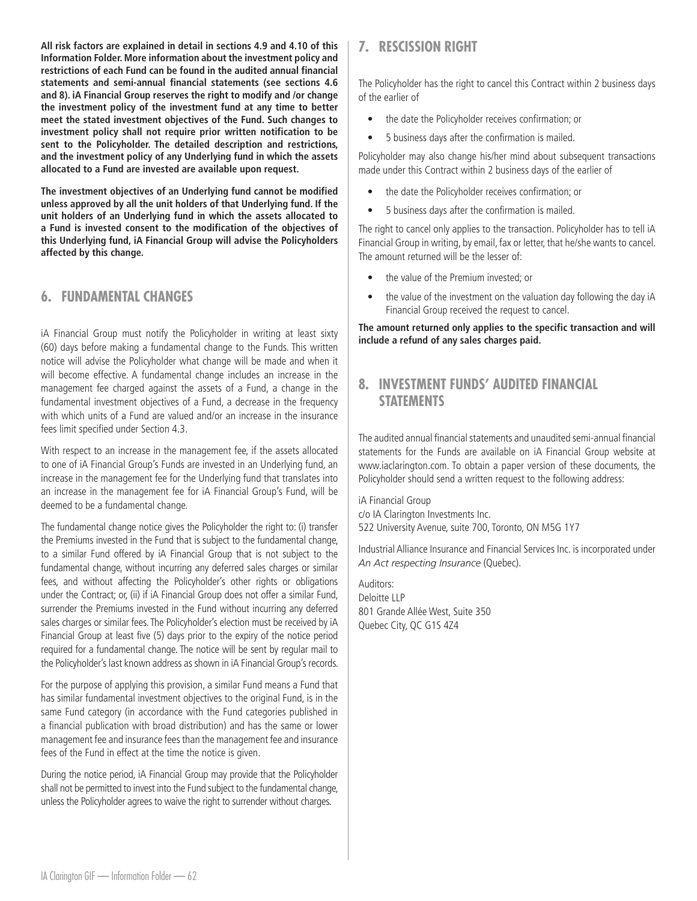**All risk factors are explained in detail in sections 4.9 and 4.10 of this Information Folder. More information about the investment policy and restrictions of each Fund can be found in the audited annual financial statements and semi-annual financial statements (see sections 4.6 and 8). iA Financial Group reserves the right to modify and /or change the investment policy of the investment fund at any time to better meet the stated investment objectives of the Fund. Such changes to investment policy shall not require prior written notification to be sent to the Policyholder. The detailed description and restrictions, and the investment policy of any Underlying fund in which the assets allocated to a Fund are invested are available upon request.**

**The investment objectives of an Underlying fund cannot be modified unless approved by all the unit holders of that Underlying fund. If the unit holders of an Underlying fund in which the assets allocated to a Fund is invested consent to the modification of the objectives of this Underlying fund, iA Financial Group will advise the Policyholders affected by this change.**

## 6. FUNDAMENTAL CHANGES

iA Financial Group must notify the Policyholder in writing at least sixty (60) days before making a fundamental change to the Funds. This written notice will advise the Policyholder what change will be made and when it will become effective. A fundamental change includes an increase in the management fee charged against the assets of a Fund, a change in the fundamental investment objectives of a Fund, a decrease in the frequency with which units of a Fund are valued and/or an increase in the insurance fees limit specified under Section 4.3.

With respect to an increase in the management fee, if the assets allocated to one of iA Financial Group's Funds are invested in an Underlying fund, an increase in the management fee for the Underlying fund that translates into an increase in the management fee for iA Financial Group's Fund, will be deemed to be a fundamental change.

The fundamental change notice gives the Policyholder the right to: (i) transfer the Premiums invested in the Fund that is subject to the fundamental change, to a similar Fund offered by iA Financial Group that is not subject to the fundamental change, without incurring any deferred sales charges or similar fees, and without affecting the Policyholder's other rights or obligations under the Contract; or, (ii) if iA Financial Group does not offer a similar Fund, surrender the Premiums invested in the Fund without incurring any deferred sales charges or similar fees. The Policyholder's election must be received by iA Financial Group at least five (5) days prior to the expiry of the notice period required for a fundamental change. The notice will be sent by regular mail to the Policyholder's last known address as shown in iA Financial Group's records.

For the purpose of applying this provision, a similar Fund means a Fund that has similar fundamental investment objectives to the original Fund, is in the same Fund category (in accordance with the Fund categories published in a financial publication with broad distribution) and has the same or lower management fee and insurance fees than the management fee and insurance fees of the Fund in effect at the time the notice is given.

During the notice period, iA Financial Group may provide that the Policyholder shall not be permitted to invest into the Fund subject to the fundamental change, unless the Policyholder agrees to waive the right to surrender without charges.

## 7. RESCISSION RIGHT

The Policyholder has the right to cancel this Contract within 2 business days of the earlier of

- the date the Policyholder receives confirmation; or
- 5 business days after the confirmation is mailed.

Policyholder may also change his/her mind about subsequent transactions made under this Contract within 2 business days of the earlier of

- the date the Policyholder receives confirmation; or
- 5 business days after the confirmation is mailed.

The right to cancel only applies to the transaction. Policyholder has to tell iA Financial Group in writing, by email, fax or letter, that he/she wants to cancel. The amount returned will be the lesser of:

- the value of the Premium invested; or
- the value of the investment on the valuation day following the day iA Financial Group received the request to cancel.

**The amount returned only applies to the specific transaction and will include a refund of any sales charges paid.**

## 8. INVESTMENT FUNDS' AUDITED FINANCIAL STATEMENTS

The audited annual financial statements and unaudited semi-annual financial statements for the Funds are available on iA Financial Group website at www.iaclarington.com. To obtain a paper version of these documents, the Policyholder should send a written request to the following address:

iA Financial Group
c/o IA Clarington Investments Inc.
522 University Avenue, suite 700, Toronto, ON M5G 1Y7

Industrial Alliance Insurance and Financial Services Inc. is incorporated under *An Act respecting Insurance* (Quebec).

Auditors:
Deloitte LLP
801 Grande Allée West, Suite 350
Quebec City, QC G1S 4Z4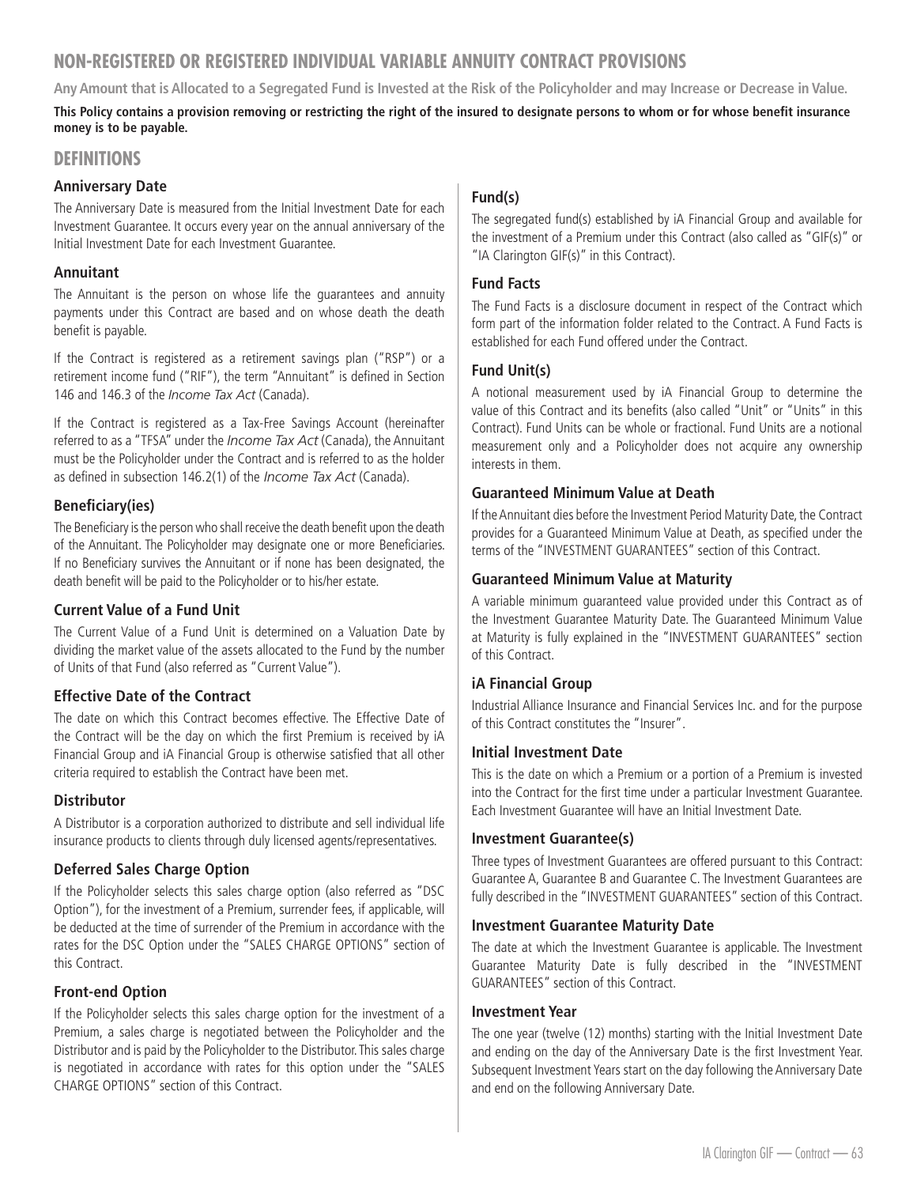# NON-REGISTERED OR REGISTERED INDIVIDUAL VARIABLE ANNUITY CONTRACT PROVISIONS

**Any Amount that is Allocated to a Segregated Fund is Invested at the Risk of the Policyholder and may Increase or Decrease in Value.**

**This Policy contains a provision removing or restricting the right of the insured to designate persons to whom or for whose benefit insurance money is to be payable.**

## DEFINITIONS

### Anniversary Date

The Anniversary Date is measured from the Initial Investment Date for each Investment Guarantee. It occurs every year on the annual anniversary of the Initial Investment Date for each Investment Guarantee.

### Annuitant

The Annuitant is the person on whose life the guarantees and annuity payments under this Contract are based and on whose death the death benefit is payable.

If the Contract is registered as a retirement savings plan ("RSP") or a retirement income fund ("RIF"), the term "Annuitant" is defined in Section 146 and 146.3 of the *Income Tax Act* (Canada).

If the Contract is registered as a Tax-Free Savings Account (hereinafter referred to as a "TFSA" under the *Income Tax Act* (Canada), the Annuitant must be the Policyholder under the Contract and is referred to as the holder as defined in subsection 146.2(1) of the *Income Tax Act* (Canada).

### Beneficiary(ies)

The Beneficiary is the person who shall receive the death benefit upon the death of the Annuitant. The Policyholder may designate one or more Beneficiaries. If no Beneficiary survives the Annuitant or if none has been designated, the death benefit will be paid to the Policyholder or to his/her estate.

### Current Value of a Fund Unit

The Current Value of a Fund Unit is determined on a Valuation Date by dividing the market value of the assets allocated to the Fund by the number of Units of that Fund (also referred as "Current Value").

### Effective Date of the Contract

The date on which this Contract becomes effective. The Effective Date of the Contract will be the day on which the first Premium is received by iA Financial Group and iA Financial Group is otherwise satisfied that all other criteria required to establish the Contract have been met.

### Distributor

A Distributor is a corporation authorized to distribute and sell individual life insurance products to clients through duly licensed agents/representatives.

### Deferred Sales Charge Option

If the Policyholder selects this sales charge option (also referred as "DSC Option"), for the investment of a Premium, surrender fees, if applicable, will be deducted at the time of surrender of the Premium in accordance with the rates for the DSC Option under the "SALES CHARGE OPTIONS" section of this Contract.

### Front-end Option

If the Policyholder selects this sales charge option for the investment of a Premium, a sales charge is negotiated between the Policyholder and the Distributor and is paid by the Policyholder to the Distributor. This sales charge is negotiated in accordance with rates for this option under the "SALES CHARGE OPTIONS" section of this Contract.

### Fund(s)

The segregated fund(s) established by iA Financial Group and available for the investment of a Premium under this Contract (also called as "GIF(s)" or "IA Clarington GIF(s)" in this Contract).

### Fund Facts

The Fund Facts is a disclosure document in respect of the Contract which form part of the information folder related to the Contract. A Fund Facts is established for each Fund offered under the Contract.

### Fund Unit(s)

A notional measurement used by iA Financial Group to determine the value of this Contract and its benefits (also called "Unit" or "Units" in this Contract). Fund Units can be whole or fractional. Fund Units are a notional measurement only and a Policyholder does not acquire any ownership interests in them.

### Guaranteed Minimum Value at Death

If the Annuitant dies before the Investment Period Maturity Date, the Contract provides for a Guaranteed Minimum Value at Death, as specified under the terms of the "INVESTMENT GUARANTEES" section of this Contract.

### Guaranteed Minimum Value at Maturity

A variable minimum guaranteed value provided under this Contract as of the Investment Guarantee Maturity Date. The Guaranteed Minimum Value at Maturity is fully explained in the "INVESTMENT GUARANTEES" section of this Contract.

### iA Financial Group

Industrial Alliance Insurance and Financial Services Inc. and for the purpose of this Contract constitutes the "Insurer".

### Initial Investment Date

This is the date on which a Premium or a portion of a Premium is invested into the Contract for the first time under a particular Investment Guarantee. Each Investment Guarantee will have an Initial Investment Date.

### Investment Guarantee(s)

Three types of Investment Guarantees are offered pursuant to this Contract: Guarantee A, Guarantee B and Guarantee C. The Investment Guarantees are fully described in the "INVESTMENT GUARANTEES" section of this Contract.

### Investment Guarantee Maturity Date

The date at which the Investment Guarantee is applicable. The Investment Guarantee Maturity Date is fully described in the "INVESTMENT GUARANTEES" section of this Contract.

### Investment Year

The one year (twelve (12) months) starting with the Initial Investment Date and ending on the day of the Anniversary Date is the first Investment Year. Subsequent Investment Years start on the day following the Anniversary Date and end on the following Anniversary Date.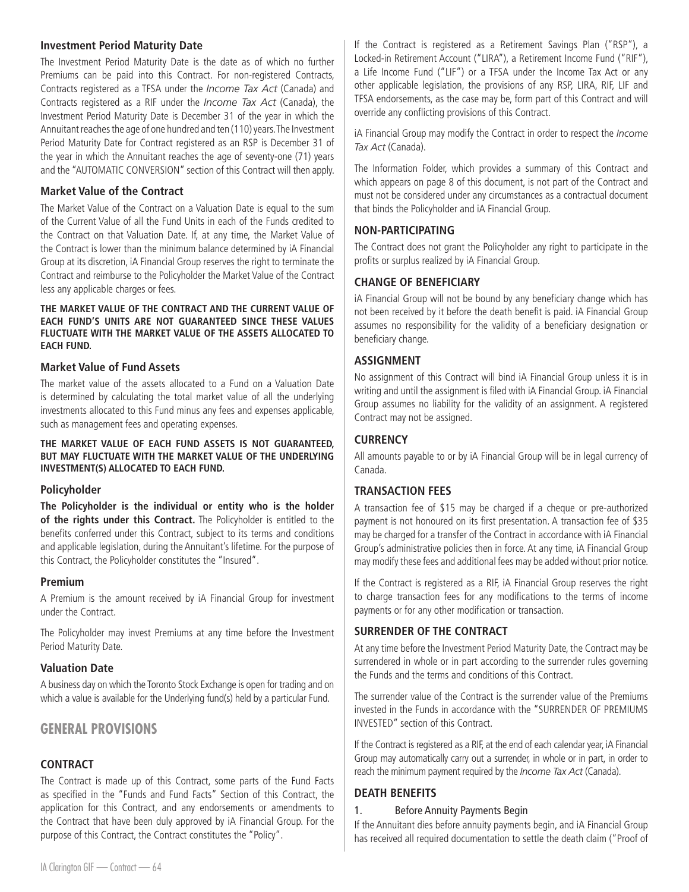### Investment Period Maturity Date

The Investment Period Maturity Date is the date as of which no further Premiums can be paid into this Contract. For non-registered Contracts, Contracts registered as a TFSA under the *Income Tax Act* (Canada) and Contracts registered as a RIF under the *Income Tax Act* (Canada), the Investment Period Maturity Date is December 31 of the year in which the Annuitant reaches the age of one hundred and ten (110) years. The Investment Period Maturity Date for Contract registered as an RSP is December 31 of the year in which the Annuitant reaches the age of seventy-one (71) years and the "AUTOMATIC CONVERSION" section of this Contract will then apply.

### Market Value of the Contract

The Market Value of the Contract on a Valuation Date is equal to the sum of the Current Value of all the Fund Units in each of the Funds credited to the Contract on that Valuation Date. If, at any time, the Market Value of the Contract is lower than the minimum balance determined by iA Financial Group at its discretion, iA Financial Group reserves the right to terminate the Contract and reimburse to the Policyholder the Market Value of the Contract less any applicable charges or fees.

**THE MARKET VALUE OF THE CONTRACT AND THE CURRENT VALUE OF EACH FUND'S UNITS ARE NOT GUARANTEED SINCE THESE VALUES FLUCTUATE WITH THE MARKET VALUE OF THE ASSETS ALLOCATED TO EACH FUND.**

### Market Value of Fund Assets

The market value of the assets allocated to a Fund on a Valuation Date is determined by calculating the total market value of all the underlying investments allocated to this Fund minus any fees and expenses applicable, such as management fees and operating expenses.

**THE MARKET VALUE OF EACH FUND ASSETS IS NOT GUARANTEED, BUT MAY FLUCTUATE WITH THE MARKET VALUE OF THE UNDERLYING INVESTMENT(S) ALLOCATED TO EACH FUND.**

### Policyholder

**The Policyholder is the individual or entity who is the holder of the rights under this Contract.** The Policyholder is entitled to the benefits conferred under this Contract, subject to its terms and conditions and applicable legislation, during the Annuitant's lifetime. For the purpose of this Contract, the Policyholder constitutes the "Insured".

### Premium

A Premium is the amount received by iA Financial Group for investment under the Contract.

The Policyholder may invest Premiums at any time before the Investment Period Maturity Date.

### Valuation Date

A business day on which the Toronto Stock Exchange is open for trading and on which a value is available for the Underlying fund(s) held by a particular Fund.

## GENERAL PROVISIONS

### CONTRACT

The Contract is made up of this Contract, some parts of the Fund Facts as specified in the "Funds and Fund Facts" Section of this Contract, the application for this Contract, and any endorsements or amendments to the Contract that have been duly approved by iA Financial Group. For the purpose of this Contract, the Contract constitutes the "Policy".

If the Contract is registered as a Retirement Savings Plan ("RSP"), a Locked-in Retirement Account ("LIRA"), a Retirement Income Fund ("RIF"), a Life Income Fund ("LIF") or a TFSA under the Income Tax Act or any other applicable legislation, the provisions of any RSP, LIRA, RIF, LIF and TFSA endorsements, as the case may be, form part of this Contract and will override any conflicting provisions of this Contract.

iA Financial Group may modify the Contract in order to respect the *Income Tax Act* (Canada).

The Information Folder, which provides a summary of this Contract and which appears on page 8 of this document, is not part of the Contract and must not be considered under any circumstances as a contractual document that binds the Policyholder and iA Financial Group.

### NON-PARTICIPATING

The Contract does not grant the Policyholder any right to participate in the profits or surplus realized by iA Financial Group.

### CHANGE OF BENEFICIARY

iA Financial Group will not be bound by any beneficiary change which has not been received by it before the death benefit is paid. iA Financial Group assumes no responsibility for the validity of a beneficiary designation or beneficiary change.

### ASSIGNMENT

No assignment of this Contract will bind iA Financial Group unless it is in writing and until the assignment is filed with iA Financial Group. iA Financial Group assumes no liability for the validity of an assignment. A registered Contract may not be assigned.

### CURRENCY

All amounts payable to or by iA Financial Group will be in legal currency of Canada.

### TRANSACTION FEES

A transaction fee of $15 may be charged if a cheque or pre-authorized payment is not honoured on its first presentation. A transaction fee of $35 may be charged for a transfer of the Contract in accordance with iA Financial Group's administrative policies then in force. At any time, iA Financial Group may modify these fees and additional fees may be added without prior notice.

If the Contract is registered as a RIF, iA Financial Group reserves the right to charge transaction fees for any modifications to the terms of income payments or for any other modification or transaction.

### SURRENDER OF THE CONTRACT

At any time before the Investment Period Maturity Date, the Contract may be surrendered in whole or in part according to the surrender rules governing the Funds and the terms and conditions of this Contract.

The surrender value of the Contract is the surrender value of the Premiums invested in the Funds in accordance with the "SURRENDER OF PREMIUMS INVESTED" section of this Contract.

If the Contract is registered as a RIF, at the end of each calendar year, iA Financial Group may automatically carry out a surrender, in whole or in part, in order to reach the minimum payment required by the *Income Tax Act* (Canada).

### DEATH BENEFITS

1. Before Annuity Payments Begin

If the Annuitant dies before annuity payments begin, and iA Financial Group has received all required documentation to settle the death claim ("Proof of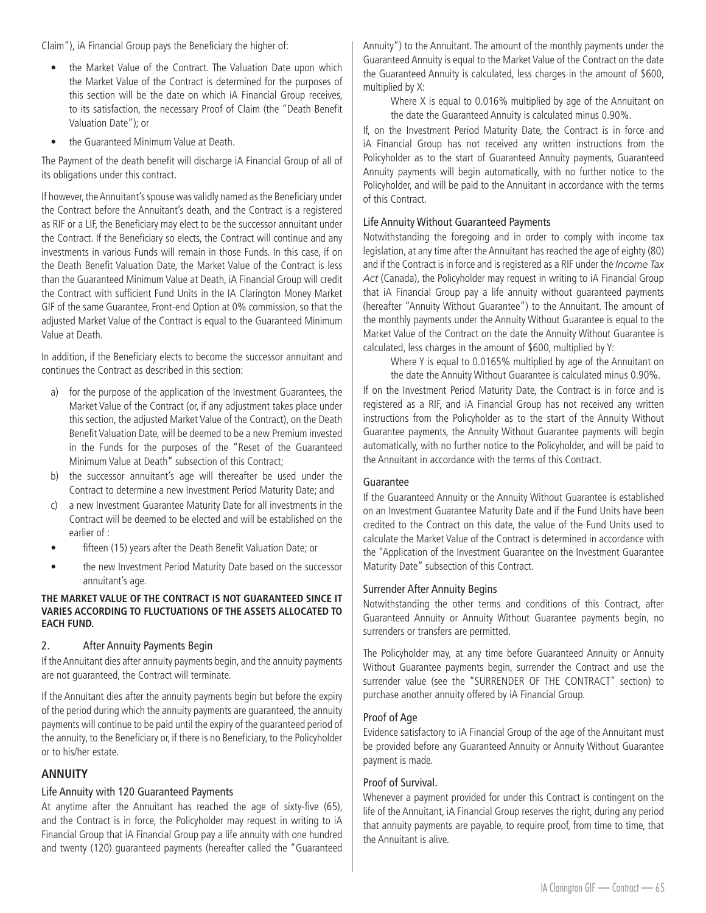Claim"), iA Financial Group pays the Beneficiary the higher of:

- the Market Value of the Contract. The Valuation Date upon which the Market Value of the Contract is determined for the purposes of this section will be the date on which iA Financial Group receives, to its satisfaction, the necessary Proof of Claim (the "Death Benefit Valuation Date"); or
- the Guaranteed Minimum Value at Death.

The Payment of the death benefit will discharge iA Financial Group of all of its obligations under this contract.

If however, the Annuitant's spouse was validly named as the Beneficiary under the Contract before the Annuitant's death, and the Contract is a registered as RIF or a LIF, the Beneficiary may elect to be the successor annuitant under the Contract. If the Beneficiary so elects, the Contract will continue and any investments in various Funds will remain in those Funds. In this case, if on the Death Benefit Valuation Date, the Market Value of the Contract is less than the Guaranteed Minimum Value at Death, iA Financial Group will credit the Contract with sufficient Fund Units in the IA Clarington Money Market GIF of the same Guarantee, Front-end Option at 0% commission, so that the adjusted Market Value of the Contract is equal to the Guaranteed Minimum Value at Death.

In addition, if the Beneficiary elects to become the successor annuitant and continues the Contract as described in this section:

a) for the purpose of the application of the Investment Guarantees, the Market Value of the Contract (or, if any adjustment takes place under this section, the adjusted Market Value of the Contract), on the Death Benefit Valuation Date, will be deemed to be a new Premium invested in the Funds for the purposes of the "Reset of the Guaranteed Minimum Value at Death" subsection of this Contract;
b) the successor annuitant's age will thereafter be used under the Contract to determine a new Investment Period Maturity Date; and
c) a new Investment Guarantee Maturity Date for all investments in the Contract will be deemed to be elected and will be established on the earlier of :
   - fifteen (15) years after the Death Benefit Valuation Date; or
   - the new Investment Period Maturity Date based on the successor annuitant's age.

**THE MARKET VALUE OF THE CONTRACT IS NOT GUARANTEED SINCE IT VARIES ACCORDING TO FLUCTUATIONS OF THE ASSETS ALLOCATED TO EACH FUND.**

### 2. After Annuity Payments Begin

If the Annuitant dies after annuity payments begin, and the annuity payments are not guaranteed, the Contract will terminate.

If the Annuitant dies after the annuity payments begin but before the expiry of the period during which the annuity payments are guaranteed, the annuity payments will continue to be paid until the expiry of the guaranteed period of the annuity, to the Beneficiary or, if there is no Beneficiary, to the Policyholder or to his/her estate.

## ANNUITY

### Life Annuity with 120 Guaranteed Payments

At anytime after the Annuitant has reached the age of sixty-five (65), and the Contract is in force, the Policyholder may request in writing to iA Financial Group that iA Financial Group pay a life annuity with one hundred and twenty (120) guaranteed payments (hereafter called the "Guaranteed Annuity") to the Annuitant. The amount of the monthly payments under the Guaranteed Annuity is equal to the Market Value of the Contract on the date the Guaranteed Annuity is calculated, less charges in the amount of \$600, multiplied by X:

> Where X is equal to 0.016% multiplied by age of the Annuitant on the date the Guaranteed Annuity is calculated minus 0.90%.

If, on the Investment Period Maturity Date, the Contract is in force and iA Financial Group has not received any written instructions from the Policyholder as to the start of Guaranteed Annuity payments, Guaranteed Annuity payments will begin automatically, with no further notice to the Policyholder, and will be paid to the Annuitant in accordance with the terms of this Contract.

### Life Annuity Without Guaranteed Payments

Notwithstanding the foregoing and in order to comply with income tax legislation, at any time after the Annuitant has reached the age of eighty (80) and if the Contract is in force and is registered as a RIF under the *Income Tax Act* (Canada), the Policyholder may request in writing to iA Financial Group that iA Financial Group pay a life annuity without guaranteed payments (hereafter "Annuity Without Guarantee") to the Annuitant. The amount of the monthly payments under the Annuity Without Guarantee is equal to the Market Value of the Contract on the date the Annuity Without Guarantee is calculated, less charges in the amount of \$600, multiplied by Y:

> Where Y is equal to 0.0165% multiplied by age of the Annuitant on the date the Annuity Without Guarantee is calculated minus 0.90%.

If on the Investment Period Maturity Date, the Contract is in force and is registered as a RIF, and iA Financial Group has not received any written instructions from the Policyholder as to the start of the Annuity Without Guarantee payments, the Annuity Without Guarantee payments will begin automatically, with no further notice to the Policyholder, and will be paid to the Annuitant in accordance with the terms of this Contract.

### Guarantee

If the Guaranteed Annuity or the Annuity Without Guarantee is established on an Investment Guarantee Maturity Date and if the Fund Units have been credited to the Contract on this date, the value of the Fund Units used to calculate the Market Value of the Contract is determined in accordance with the "Application of the Investment Guarantee on the Investment Guarantee Maturity Date" subsection of this Contract.

### Surrender After Annuity Begins

Notwithstanding the other terms and conditions of this Contract, after Guaranteed Annuity or Annuity Without Guarantee payments begin, no surrenders or transfers are permitted.

The Policyholder may, at any time before Guaranteed Annuity or Annuity Without Guarantee payments begin, surrender the Contract and use the surrender value (see the "SURRENDER OF THE CONTRACT" section) to purchase another annuity offered by iA Financial Group.

### Proof of Age

Evidence satisfactory to iA Financial Group of the age of the Annuitant must be provided before any Guaranteed Annuity or Annuity Without Guarantee payment is made.

### Proof of Survival.

Whenever a payment provided for under this Contract is contingent on the life of the Annuitant, iA Financial Group reserves the right, during any period that annuity payments are payable, to require proof, from time to time, that the Annuitant is alive.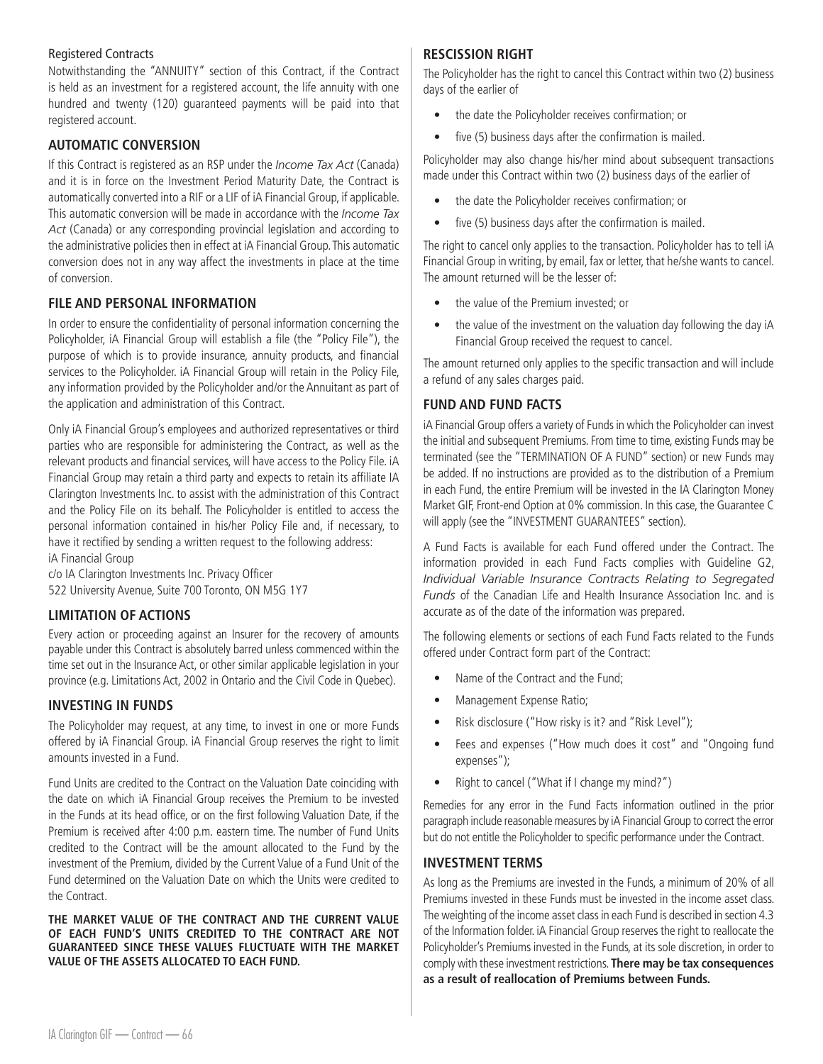Registered Contracts

Notwithstanding the "ANNUITY" section of this Contract, if the Contract is held as an investment for a registered account, the life annuity with one hundred and twenty (120) guaranteed payments will be paid into that registered account.

## AUTOMATIC CONVERSION

If this Contract is registered as an RSP under the *Income Tax Act* (Canada) and it is in force on the Investment Period Maturity Date, the Contract is automatically converted into a RIF or a LIF of iA Financial Group, if applicable. This automatic conversion will be made in accordance with the *Income Tax Act* (Canada) or any corresponding provincial legislation and according to the administrative policies then in effect at iA Financial Group. This automatic conversion does not in any way affect the investments in place at the time of conversion.

## FILE AND PERSONAL INFORMATION

In order to ensure the confidentiality of personal information concerning the Policyholder, iA Financial Group will establish a file (the "Policy File"), the purpose of which is to provide insurance, annuity products, and financial services to the Policyholder. iA Financial Group will retain in the Policy File, any information provided by the Policyholder and/or the Annuitant as part of the application and administration of this Contract.

Only iA Financial Group's employees and authorized representatives or third parties who are responsible for administering the Contract, as well as the relevant products and financial services, will have access to the Policy File. iA Financial Group may retain a third party and expects to retain its affiliate IA Clarington Investments Inc. to assist with the administration of this Contract and the Policy File on its behalf. The Policyholder is entitled to access the personal information contained in his/her Policy File and, if necessary, to have it rectified by sending a written request to the following address:

iA Financial Group
c/o IA Clarington Investments Inc. Privacy Officer
522 University Avenue, Suite 700 Toronto, ON M5G 1Y7

## LIMITATION OF ACTIONS

Every action or proceeding against an Insurer for the recovery of amounts payable under this Contract is absolutely barred unless commenced within the time set out in the Insurance Act, or other similar applicable legislation in your province (e.g. Limitations Act, 2002 in Ontario and the Civil Code in Quebec).

## INVESTING IN FUNDS

The Policyholder may request, at any time, to invest in one or more Funds offered by iA Financial Group. iA Financial Group reserves the right to limit amounts invested in a Fund.

Fund Units are credited to the Contract on the Valuation Date coinciding with the date on which iA Financial Group receives the Premium to be invested in the Funds at its head office, or on the first following Valuation Date, if the Premium is received after 4:00 p.m. eastern time. The number of Fund Units credited to the Contract will be the amount allocated to the Fund by the investment of the Premium, divided by the Current Value of a Fund Unit of the Fund determined on the Valuation Date on which the Units were credited to the Contract.

**THE MARKET VALUE OF THE CONTRACT AND THE CURRENT VALUE OF EACH FUND'S UNITS CREDITED TO THE CONTRACT ARE NOT GUARANTEED SINCE THESE VALUES FLUCTUATE WITH THE MARKET VALUE OF THE ASSETS ALLOCATED TO EACH FUND.**

## RESCISSION RIGHT

The Policyholder has the right to cancel this Contract within two (2) business days of the earlier of

- the date the Policyholder receives confirmation; or
- five (5) business days after the confirmation is mailed.

Policyholder may also change his/her mind about subsequent transactions made under this Contract within two (2) business days of the earlier of

- the date the Policyholder receives confirmation; or
- five (5) business days after the confirmation is mailed.

The right to cancel only applies to the transaction. Policyholder has to tell iA Financial Group in writing, by email, fax or letter, that he/she wants to cancel. The amount returned will be the lesser of:

- the value of the Premium invested; or
- the value of the investment on the valuation day following the day iA Financial Group received the request to cancel.

The amount returned only applies to the specific transaction and will include a refund of any sales charges paid.

## FUND AND FUND FACTS

iA Financial Group offers a variety of Funds in which the Policyholder can invest the initial and subsequent Premiums. From time to time, existing Funds may be terminated (see the "TERMINATION OF A FUND" section) or new Funds may be added. If no instructions are provided as to the distribution of a Premium in each Fund, the entire Premium will be invested in the IA Clarington Money Market GIF, Front-end Option at 0% commission. In this case, the Guarantee C will apply (see the "INVESTMENT GUARANTEES" section).

A Fund Facts is available for each Fund offered under the Contract. The information provided in each Fund Facts complies with Guideline G2, *Individual Variable Insurance Contracts Relating to Segregated Funds* of the Canadian Life and Health Insurance Association Inc. and is accurate as of the date of the information was prepared.

The following elements or sections of each Fund Facts related to the Funds offered under Contract form part of the Contract:

- Name of the Contract and the Fund;
- Management Expense Ratio;
- Risk disclosure ("How risky is it? and "Risk Level");
- Fees and expenses ("How much does it cost" and "Ongoing fund expenses");
- Right to cancel ("What if I change my mind?")

Remedies for any error in the Fund Facts information outlined in the prior paragraph include reasonable measures by iA Financial Group to correct the error but do not entitle the Policyholder to specific performance under the Contract.

## INVESTMENT TERMS

As long as the Premiums are invested in the Funds, a minimum of 20% of all Premiums invested in these Funds must be invested in the income asset class. The weighting of the income asset class in each Fund is described in section 4.3 of the Information folder. iA Financial Group reserves the right to reallocate the Policyholder's Premiums invested in the Funds, at its sole discretion, in order to comply with these investment restrictions. **There may be tax consequences as a result of reallocation of Premiums between Funds.**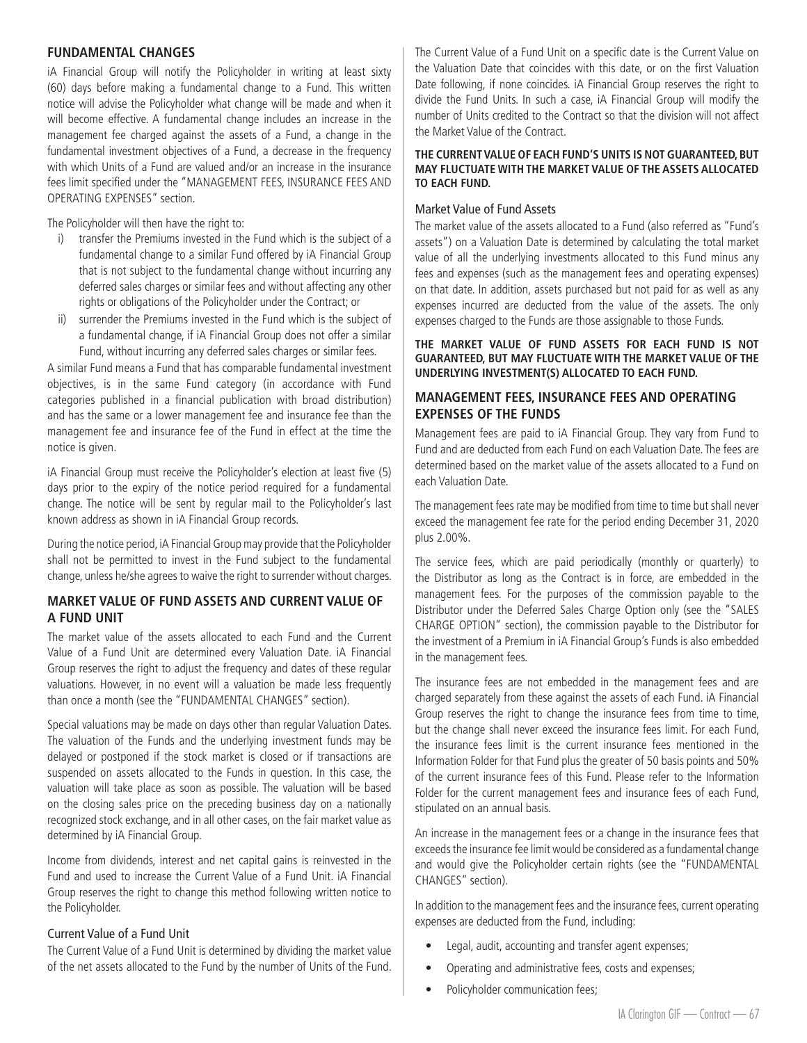## FUNDAMENTAL CHANGES

iA Financial Group will notify the Policyholder in writing at least sixty (60) days before making a fundamental change to a Fund. This written notice will advise the Policyholder what change will be made and when it will become effective. A fundamental change includes an increase in the management fee charged against the assets of a Fund, a change in the fundamental investment objectives of a Fund, a decrease in the frequency with which Units of a Fund are valued and/or an increase in the insurance fees limit specified under the "MANAGEMENT FEES, INSURANCE FEES AND OPERATING EXPENSES" section.

The Policyholder will then have the right to:

i) transfer the Premiums invested in the Fund which is the subject of a fundamental change to a similar Fund offered by iA Financial Group that is not subject to the fundamental change without incurring any deferred sales charges or similar fees and without affecting any other rights or obligations of the Policyholder under the Contract; or
ii) surrender the Premiums invested in the Fund which is the subject of a fundamental change, if iA Financial Group does not offer a similar Fund, without incurring any deferred sales charges or similar fees.

A similar Fund means a Fund that has comparable fundamental investment objectives, is in the same Fund category (in accordance with Fund categories published in a financial publication with broad distribution) and has the same or a lower management fee and insurance fee than the management fee and insurance fee of the Fund in effect at the time the notice is given.

iA Financial Group must receive the Policyholder's election at least five (5) days prior to the expiry of the notice period required for a fundamental change. The notice will be sent by regular mail to the Policyholder's last known address as shown in iA Financial Group records.

During the notice period, iA Financial Group may provide that the Policyholder shall not be permitted to invest in the Fund subject to the fundamental change, unless he/she agrees to waive the right to surrender without charges.

## MARKET VALUE OF FUND ASSETS AND CURRENT VALUE OF A FUND UNIT

The market value of the assets allocated to each Fund and the Current Value of a Fund Unit are determined every Valuation Date. iA Financial Group reserves the right to adjust the frequency and dates of these regular valuations. However, in no event will a valuation be made less frequently than once a month (see the "FUNDAMENTAL CHANGES" section).

Special valuations may be made on days other than regular Valuation Dates. The valuation of the Funds and the underlying investment funds may be delayed or postponed if the stock market is closed or if transactions are suspended on assets allocated to the Funds in question. In this case, the valuation will take place as soon as possible. The valuation will be based on the closing sales price on the preceding business day on a nationally recognized stock exchange, and in all other cases, on the fair market value as determined by iA Financial Group.

Income from dividends, interest and net capital gains is reinvested in the Fund and used to increase the Current Value of a Fund Unit. iA Financial Group reserves the right to change this method following written notice to the Policyholder.

### Current Value of a Fund Unit

The Current Value of a Fund Unit is determined by dividing the market value of the net assets allocated to the Fund by the number of Units of the Fund. The Current Value of a Fund Unit on a specific date is the Current Value on the Valuation Date that coincides with this date, or on the first Valuation Date following, if none coincides. iA Financial Group reserves the right to divide the Fund Units. In such a case, iA Financial Group will modify the number of Units credited to the Contract so that the division will not affect the Market Value of the Contract.

**THE CURRENT VALUE OF EACH FUND'S UNITS IS NOT GUARANTEED, BUT MAY FLUCTUATE WITH THE MARKET VALUE OF THE ASSETS ALLOCATED TO EACH FUND.**

### Market Value of Fund Assets

The market value of the assets allocated to a Fund (also referred as "Fund's assets") on a Valuation Date is determined by calculating the total market value of all the underlying investments allocated to this Fund minus any fees and expenses (such as the management fees and operating expenses) on that date. In addition, assets purchased but not paid for as well as any expenses incurred are deducted from the value of the assets. The only expenses charged to the Funds are those assignable to those Funds.

**THE MARKET VALUE OF FUND ASSETS FOR EACH FUND IS NOT GUARANTEED, BUT MAY FLUCTUATE WITH THE MARKET VALUE OF THE UNDERLYING INVESTMENT(S) ALLOCATED TO EACH FUND.**

## MANAGEMENT FEES, INSURANCE FEES AND OPERATING EXPENSES OF THE FUNDS

Management fees are paid to iA Financial Group. They vary from Fund to Fund and are deducted from each Fund on each Valuation Date. The fees are determined based on the market value of the assets allocated to a Fund on each Valuation Date.

The management fees rate may be modified from time to time but shall never exceed the management fee rate for the period ending December 31, 2020 plus 2.00%.

The service fees, which are paid periodically (monthly or quarterly) to the Distributor as long as the Contract is in force, are embedded in the management fees. For the purposes of the commission payable to the Distributor under the Deferred Sales Charge Option only (see the "SALES CHARGE OPTION" section), the commission payable to the Distributor for the investment of a Premium in iA Financial Group's Funds is also embedded in the management fees.

The insurance fees are not embedded in the management fees and are charged separately from these against the assets of each Fund. iA Financial Group reserves the right to change the insurance fees from time to time, but the change shall never exceed the insurance fees limit. For each Fund, the insurance fees limit is the current insurance fees mentioned in the Information Folder for that Fund plus the greater of 50 basis points and 50% of the current insurance fees of this Fund. Please refer to the Information Folder for the current management fees and insurance fees of each Fund, stipulated on an annual basis.

An increase in the management fees or a change in the insurance fees that exceeds the insurance fee limit would be considered as a fundamental change and would give the Policyholder certain rights (see the "FUNDAMENTAL CHANGES" section).

In addition to the management fees and the insurance fees, current operating expenses are deducted from the Fund, including:

- Legal, audit, accounting and transfer agent expenses;
- Operating and administrative fees, costs and expenses;
- Policyholder communication fees;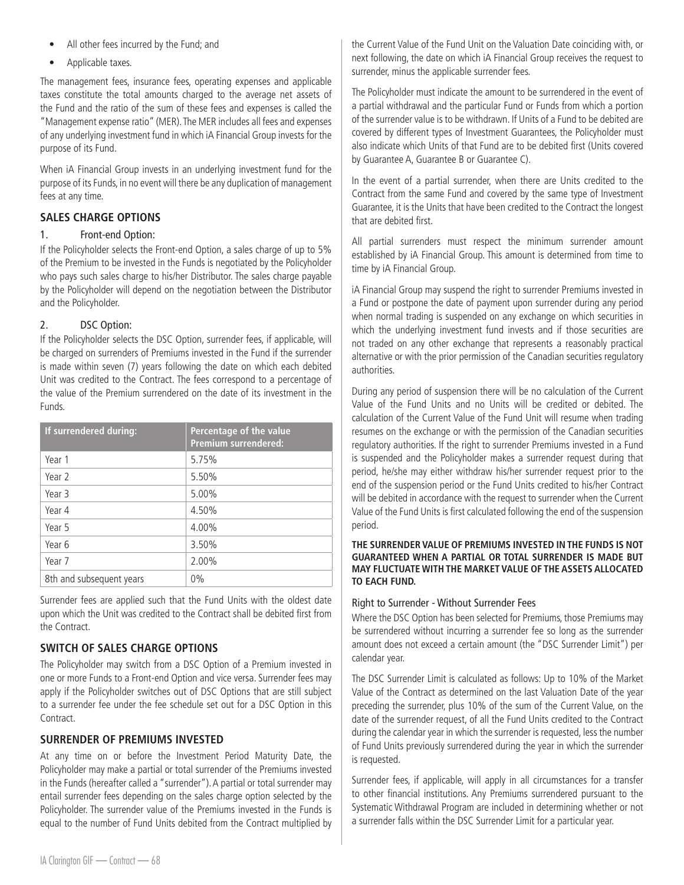- All other fees incurred by the Fund; and
- Applicable taxes.

The management fees, insurance fees, operating expenses and applicable taxes constitute the total amounts charged to the average net assets of the Fund and the ratio of the sum of these fees and expenses is called the "Management expense ratio" (MER). The MER includes all fees and expenses of any underlying investment fund in which iA Financial Group invests for the purpose of its Fund.

When iA Financial Group invests in an underlying investment fund for the purpose of its Funds, in no event will there be any duplication of management fees at any time.

## SALES CHARGE OPTIONS

### 1. Front-end Option:

If the Policyholder selects the Front-end Option, a sales charge of up to 5% of the Premium to be invested in the Funds is negotiated by the Policyholder who pays such sales charge to his/her Distributor. The sales charge payable by the Policyholder will depend on the negotiation between the Distributor and the Policyholder.

### 2. DSC Option:

If the Policyholder selects the DSC Option, surrender fees, if applicable, will be charged on surrenders of Premiums invested in the Fund if the surrender is made within seven (7) years following the date on which each debited Unit was credited to the Contract. The fees correspond to a percentage of the value of the Premium surrendered on the date of its investment in the Funds.

| If surrendered during: | Percentage of the value Premium surrendered: |
|---|---|
| Year 1 | 5.75% |
| Year 2 | 5.50% |
| Year 3 | 5.00% |
| Year 4 | 4.50% |
| Year 5 | 4.00% |
| Year 6 | 3.50% |
| Year 7 | 2.00% |
| 8th and subsequent years | 0% |

Surrender fees are applied such that the Fund Units with the oldest date upon which the Unit was credited to the Contract shall be debited first from the Contract.

## SWITCH OF SALES CHARGE OPTIONS

The Policyholder may switch from a DSC Option of a Premium invested in one or more Funds to a Front-end Option and vice versa. Surrender fees may apply if the Policyholder switches out of DSC Options that are still subject to a surrender fee under the fee schedule set out for a DSC Option in this Contract.

## SURRENDER OF PREMIUMS INVESTED

At any time on or before the Investment Period Maturity Date, the Policyholder may make a partial or total surrender of the Premiums invested in the Funds (hereafter called a "surrender"). A partial or total surrender may entail surrender fees depending on the sales charge option selected by the Policyholder. The surrender value of the Premiums invested in the Funds is equal to the number of Fund Units debited from the Contract multiplied by the Current Value of the Fund Unit on the Valuation Date coinciding with, or next following, the date on which iA Financial Group receives the request to surrender, minus the applicable surrender fees.

The Policyholder must indicate the amount to be surrendered in the event of a partial withdrawal and the particular Fund or Funds from which a portion of the surrender value is to be withdrawn. If Units of a Fund to be debited are covered by different types of Investment Guarantees, the Policyholder must also indicate which Units of that Fund are to be debited first (Units covered by Guarantee A, Guarantee B or Guarantee C).

In the event of a partial surrender, when there are Units credited to the Contract from the same Fund and covered by the same type of Investment Guarantee, it is the Units that have been credited to the Contract the longest that are debited first.

All partial surrenders must respect the minimum surrender amount established by iA Financial Group. This amount is determined from time to time by iA Financial Group.

iA Financial Group may suspend the right to surrender Premiums invested in a Fund or postpone the date of payment upon surrender during any period when normal trading is suspended on any exchange on which securities in which the underlying investment fund invests and if those securities are not traded on any other exchange that represents a reasonably practical alternative or with the prior permission of the Canadian securities regulatory authorities.

During any period of suspension there will be no calculation of the Current Value of the Fund Units and no Units will be credited or debited. The calculation of the Current Value of the Fund Unit will resume when trading resumes on the exchange or with the permission of the Canadian securities regulatory authorities. If the right to surrender Premiums invested in a Fund is suspended and the Policyholder makes a surrender request during that period, he/she may either withdraw his/her surrender request prior to the end of the suspension period or the Fund Units credited to his/her Contract will be debited in accordance with the request to surrender when the Current Value of the Fund Units is first calculated following the end of the suspension period.

**THE SURRENDER VALUE OF PREMIUMS INVESTED IN THE FUNDS IS NOT GUARANTEED WHEN A PARTIAL OR TOTAL SURRENDER IS MADE BUT MAY FLUCTUATE WITH THE MARKET VALUE OF THE ASSETS ALLOCATED TO EACH FUND.**

### Right to Surrender - Without Surrender Fees

Where the DSC Option has been selected for Premiums, those Premiums may be surrendered without incurring a surrender fee so long as the surrender amount does not exceed a certain amount (the "DSC Surrender Limit") per calendar year.

The DSC Surrender Limit is calculated as follows: Up to 10% of the Market Value of the Contract as determined on the last Valuation Date of the year preceding the surrender, plus 10% of the sum of the Current Value, on the date of the surrender request, of all the Fund Units credited to the Contract during the calendar year in which the surrender is requested, less the number of Fund Units previously surrendered during the year in which the surrender is requested.

Surrender fees, if applicable, will apply in all circumstances for a transfer to other financial institutions. Any Premiums surrendered pursuant to the Systematic Withdrawal Program are included in determining whether or not a surrender falls within the DSC Surrender Limit for a particular year.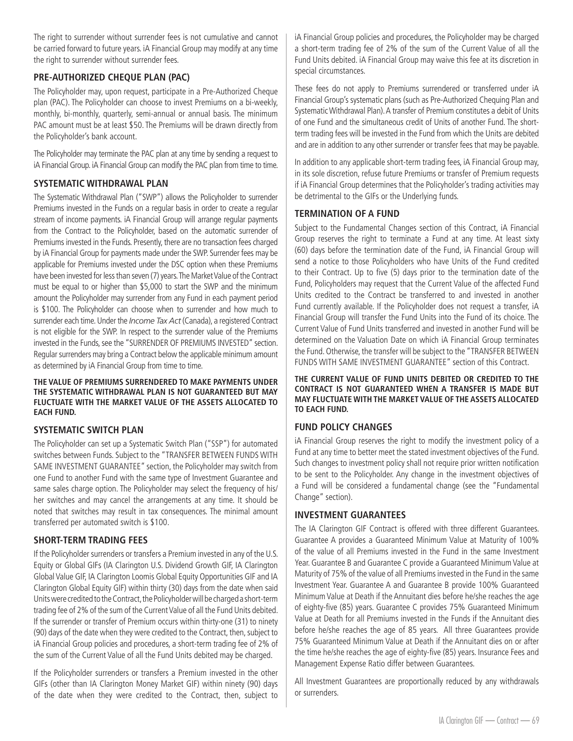The right to surrender without surrender fees is not cumulative and cannot be carried forward to future years. iA Financial Group may modify at any time the right to surrender without surrender fees.

## PRE-AUTHORIZED CHEQUE PLAN (PAC)

The Policyholder may, upon request, participate in a Pre-Authorized Cheque plan (PAC). The Policyholder can choose to invest Premiums on a bi-weekly, monthly, bi-monthly, quarterly, semi-annual or annual basis. The minimum PAC amount must be at least $50. The Premiums will be drawn directly from the Policyholder's bank account.

The Policyholder may terminate the PAC plan at any time by sending a request to iA Financial Group. iA Financial Group can modify the PAC plan from time to time.

## SYSTEMATIC WITHDRAWAL PLAN

The Systematic Withdrawal Plan ("SWP") allows the Policyholder to surrender Premiums invested in the Funds on a regular basis in order to create a regular stream of income payments. iA Financial Group will arrange regular payments from the Contract to the Policyholder, based on the automatic surrender of Premiums invested in the Funds. Presently, there are no transaction fees charged by iA Financial Group for payments made under the SWP. Surrender fees may be applicable for Premiums invested under the DSC option when these Premiums have been invested for less than seven (7) years. The Market Value of the Contract must be equal to or higher than $5,000 to start the SWP and the minimum amount the Policyholder may surrender from any Fund in each payment period is $100. The Policyholder can choose when to surrender and how much to surrender each time. Under the *Income Tax Act* (Canada), a registered Contract is not eligible for the SWP. In respect to the surrender value of the Premiums invested in the Funds, see the "SURRENDER OF PREMIUMS INVESTED" section. Regular surrenders may bring a Contract below the applicable minimum amount as determined by iA Financial Group from time to time.

**THE VALUE OF PREMIUMS SURRENDERED TO MAKE PAYMENTS UNDER THE SYSTEMATIC WITHDRAWAL PLAN IS NOT GUARANTEED BUT MAY FLUCTUATE WITH THE MARKET VALUE OF THE ASSETS ALLOCATED TO EACH FUND.**

## SYSTEMATIC SWITCH PLAN

The Policyholder can set up a Systematic Switch Plan ("SSP") for automated switches between Funds. Subject to the "TRANSFER BETWEEN FUNDS WITH SAME INVESTMENT GUARANTEE" section, the Policyholder may switch from one Fund to another Fund with the same type of Investment Guarantee and same sales charge option. The Policyholder may select the frequency of his/her switches and may cancel the arrangements at any time. It should be noted that switches may result in tax consequences. The minimal amount transferred per automated switch is $100.

## SHORT-TERM TRADING FEES

If the Policyholder surrenders or transfers a Premium invested in any of the U.S. Equity or Global GIFs (IA Clarington U.S. Dividend Growth GIF, IA Clarington Global Value GIF, IA Clarington Loomis Global Equity Opportunities GIF and IA Clarington Global Equity GIF) within thirty (30) days from the date when said Units were credited to the Contract, the Policyholder will be charged a short-term trading fee of 2% of the sum of the Current Value of all the Fund Units debited. If the surrender or transfer of Premium occurs within thirty-one (31) to ninety (90) days of the date when they were credited to the Contract, then, subject to iA Financial Group policies and procedures, a short-term trading fee of 2% of the sum of the Current Value of all the Fund Units debited may be charged.

If the Policyholder surrenders or transfers a Premium invested in the other GIFs (other than IA Clarington Money Market GIF) within ninety (90) days of the date when they were credited to the Contract, then, subject to iA Financial Group policies and procedures, the Policyholder may be charged a short-term trading fee of 2% of the sum of the Current Value of all the Fund Units debited. iA Financial Group may waive this fee at its discretion in special circumstances.

These fees do not apply to Premiums surrendered or transferred under iA Financial Group's systematic plans (such as Pre-Authorized Chequing Plan and Systematic Withdrawal Plan). A transfer of Premium constitutes a debit of Units of one Fund and the simultaneous credit of Units of another Fund. The short-term trading fees will be invested in the Fund from which the Units are debited and are in addition to any other surrender or transfer fees that may be payable.

In addition to any applicable short-term trading fees, iA Financial Group may, in its sole discretion, refuse future Premiums or transfer of Premium requests if iA Financial Group determines that the Policyholder's trading activities may be detrimental to the GIFs or the Underlying funds.

## TERMINATION OF A FUND

Subject to the Fundamental Changes section of this Contract, iA Financial Group reserves the right to terminate a Fund at any time. At least sixty (60) days before the termination date of the Fund, iA Financial Group will send a notice to those Policyholders who have Units of the Fund credited to their Contract. Up to five (5) days prior to the termination date of the Fund, Policyholders may request that the Current Value of the affected Fund Units credited to the Contract be transferred to and invested in another Fund currently available. If the Policyholder does not request a transfer, iA Financial Group will transfer the Fund Units into the Fund of its choice. The Current Value of Fund Units transferred and invested in another Fund will be determined on the Valuation Date on which iA Financial Group terminates the Fund. Otherwise, the transfer will be subject to the "TRANSFER BETWEEN FUNDS WITH SAME INVESTMENT GUARANTEE" section of this Contract.

**THE CURRENT VALUE OF FUND UNITS DEBITED OR CREDITED TO THE CONTRACT IS NOT GUARANTEED WHEN A TRANSFER IS MADE BUT MAY FLUCTUATE WITH THE MARKET VALUE OF THE ASSETS ALLOCATED TO EACH FUND.**

## FUND POLICY CHANGES

iA Financial Group reserves the right to modify the investment policy of a Fund at any time to better meet the stated investment objectives of the Fund. Such changes to investment policy shall not require prior written notification to be sent to the Policyholder. Any change in the investment objectives of a Fund will be considered a fundamental change (see the "Fundamental Change" section).

## INVESTMENT GUARANTEES

The IA Clarington GIF Contract is offered with three different Guarantees. Guarantee A provides a Guaranteed Minimum Value at Maturity of 100% of the value of all Premiums invested in the Fund in the same Investment Year. Guarantee B and Guarantee C provide a Guaranteed Minimum Value at Maturity of 75% of the value of all Premiums invested in the Fund in the same Investment Year. Guarantee A and Guarantee B provide 100% Guaranteed Minimum Value at Death if the Annuitant dies before he/she reaches the age of eighty-five (85) years. Guarantee C provides 75% Guaranteed Minimum Value at Death for all Premiums invested in the Funds if the Annuitant dies before he/she reaches the age of 85 years. All three Guarantees provide 75% Guaranteed Minimum Value at Death if the Annuitant dies on or after the time he/she reaches the age of eighty-five (85) years. Insurance Fees and Management Expense Ratio differ between Guarantees.

All Investment Guarantees are proportionally reduced by any withdrawals or surrenders.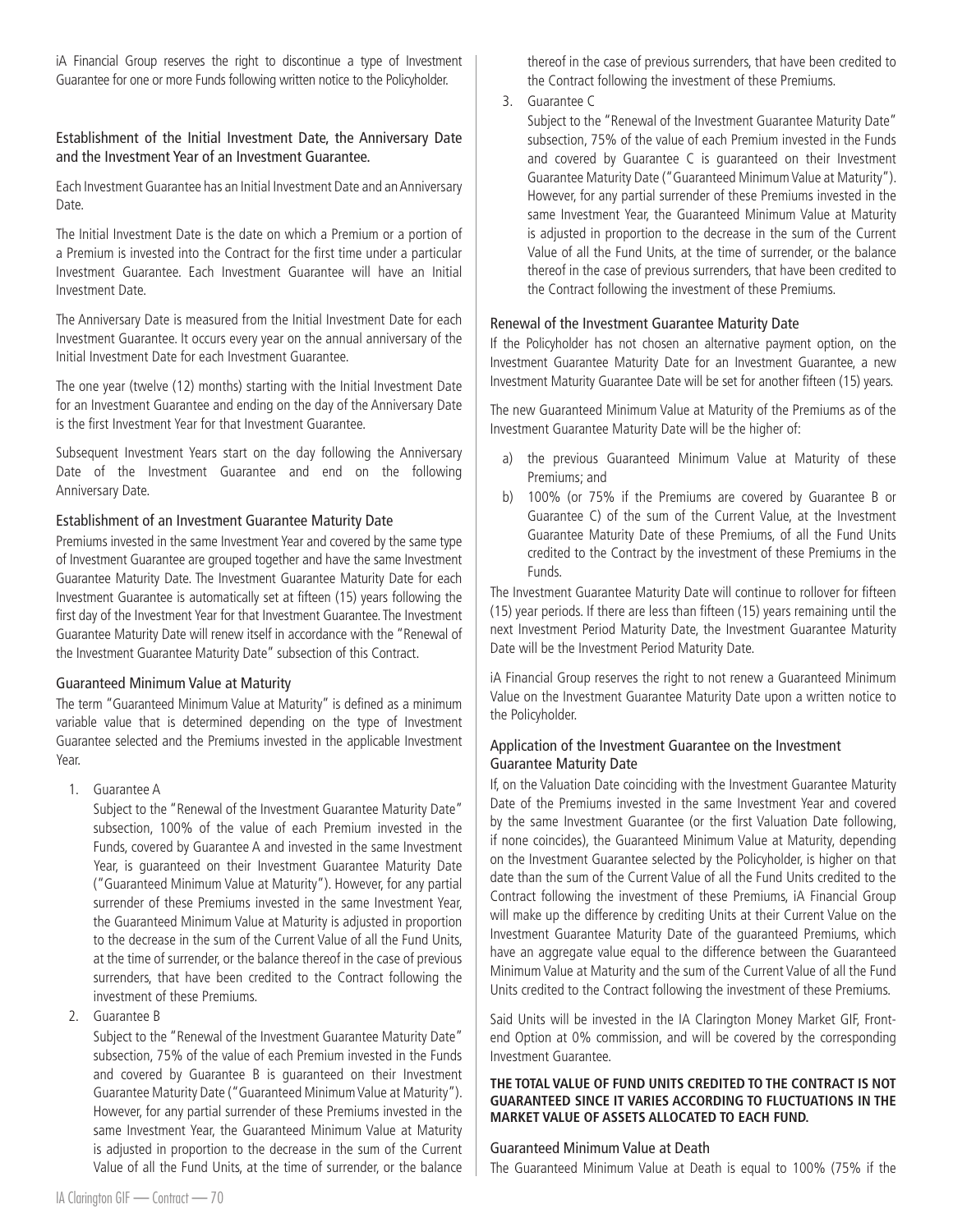iA Financial Group reserves the right to discontinue a type of Investment Guarantee for one or more Funds following written notice to the Policyholder.

### Establishment of the Initial Investment Date, the Anniversary Date and the Investment Year of an Investment Guarantee.

Each Investment Guarantee has an Initial Investment Date and an Anniversary Date.

The Initial Investment Date is the date on which a Premium or a portion of a Premium is invested into the Contract for the first time under a particular Investment Guarantee. Each Investment Guarantee will have an Initial Investment Date.

The Anniversary Date is measured from the Initial Investment Date for each Investment Guarantee. It occurs every year on the annual anniversary of the Initial Investment Date for each Investment Guarantee.

The one year (twelve (12) months) starting with the Initial Investment Date for an Investment Guarantee and ending on the day of the Anniversary Date is the first Investment Year for that Investment Guarantee.

Subsequent Investment Years start on the day following the Anniversary Date of the Investment Guarantee and end on the following Anniversary Date.

### Establishment of an Investment Guarantee Maturity Date

Premiums invested in the same Investment Year and covered by the same type of Investment Guarantee are grouped together and have the same Investment Guarantee Maturity Date. The Investment Guarantee Maturity Date for each Investment Guarantee is automatically set at fifteen (15) years following the first day of the Investment Year for that Investment Guarantee. The Investment Guarantee Maturity Date will renew itself in accordance with the "Renewal of the Investment Guarantee Maturity Date" subsection of this Contract.

### Guaranteed Minimum Value at Maturity

The term "Guaranteed Minimum Value at Maturity" is defined as a minimum variable value that is determined depending on the type of Investment Guarantee selected and the Premiums invested in the applicable Investment Year.

1. Guarantee A

   Subject to the "Renewal of the Investment Guarantee Maturity Date" subsection, 100% of the value of each Premium invested in the Funds, covered by Guarantee A and invested in the same Investment Year, is guaranteed on their Investment Guarantee Maturity Date ("Guaranteed Minimum Value at Maturity"). However, for any partial surrender of these Premiums invested in the same Investment Year, the Guaranteed Minimum Value at Maturity is adjusted in proportion to the decrease in the sum of the Current Value of all the Fund Units, at the time of surrender, or the balance thereof in the case of previous surrenders, that have been credited to the Contract following the investment of these Premiums.

2. Guarantee B

   Subject to the "Renewal of the Investment Guarantee Maturity Date" subsection, 75% of the value of each Premium invested in the Funds and covered by Guarantee B is guaranteed on their Investment Guarantee Maturity Date ("Guaranteed Minimum Value at Maturity"). However, for any partial surrender of these Premiums invested in the same Investment Year, the Guaranteed Minimum Value at Maturity is adjusted in proportion to the decrease in the sum of the Current Value of all the Fund Units, at the time of surrender, or the balance thereof in the case of previous surrenders, that have been credited to the Contract following the investment of these Premiums.

3. Guarantee C

   Subject to the "Renewal of the Investment Guarantee Maturity Date" subsection, 75% of the value of each Premium invested in the Funds and covered by Guarantee C is guaranteed on their Investment Guarantee Maturity Date ("Guaranteed Minimum Value at Maturity"). However, for any partial surrender of these Premiums invested in the same Investment Year, the Guaranteed Minimum Value at Maturity is adjusted in proportion to the decrease in the sum of the Current Value of all the Fund Units, at the time of surrender, or the balance thereof in the case of previous surrenders, that have been credited to the Contract following the investment of these Premiums.

### Renewal of the Investment Guarantee Maturity Date

If the Policyholder has not chosen an alternative payment option, on the Investment Guarantee Maturity Date for an Investment Guarantee, a new Investment Maturity Guarantee Date will be set for another fifteen (15) years.

The new Guaranteed Minimum Value at Maturity of the Premiums as of the Investment Guarantee Maturity Date will be the higher of:

a) the previous Guaranteed Minimum Value at Maturity of these Premiums; and
b) 100% (or 75% if the Premiums are covered by Guarantee B or Guarantee C) of the sum of the Current Value, at the Investment Guarantee Maturity Date of these Premiums, of all the Fund Units credited to the Contract by the investment of these Premiums in the Funds.

The Investment Guarantee Maturity Date will continue to rollover for fifteen (15) year periods. If there are less than fifteen (15) years remaining until the next Investment Period Maturity Date, the Investment Guarantee Maturity Date will be the Investment Period Maturity Date.

iA Financial Group reserves the right to not renew a Guaranteed Minimum Value on the Investment Guarantee Maturity Date upon a written notice to the Policyholder.

### Application of the Investment Guarantee on the Investment Guarantee Maturity Date

If, on the Valuation Date coinciding with the Investment Guarantee Maturity Date of the Premiums invested in the same Investment Year and covered by the same Investment Guarantee (or the first Valuation Date following, if none coincides), the Guaranteed Minimum Value at Maturity, depending on the Investment Guarantee selected by the Policyholder, is higher on that date than the sum of the Current Value of all the Fund Units credited to the Contract following the investment of these Premiums, iA Financial Group will make up the difference by crediting Units at their Current Value on the Investment Guarantee Maturity Date of the guaranteed Premiums, which have an aggregate value equal to the difference between the Guaranteed Minimum Value at Maturity and the sum of the Current Value of all the Fund Units credited to the Contract following the investment of these Premiums.

Said Units will be invested in the IA Clarington Money Market GIF, Front-end Option at 0% commission, and will be covered by the corresponding Investment Guarantee.

**THE TOTAL VALUE OF FUND UNITS CREDITED TO THE CONTRACT IS NOT GUARANTEED SINCE IT VARIES ACCORDING TO FLUCTUATIONS IN THE MARKET VALUE OF ASSETS ALLOCATED TO EACH FUND.**

### Guaranteed Minimum Value at Death

The Guaranteed Minimum Value at Death is equal to 100% (75% if the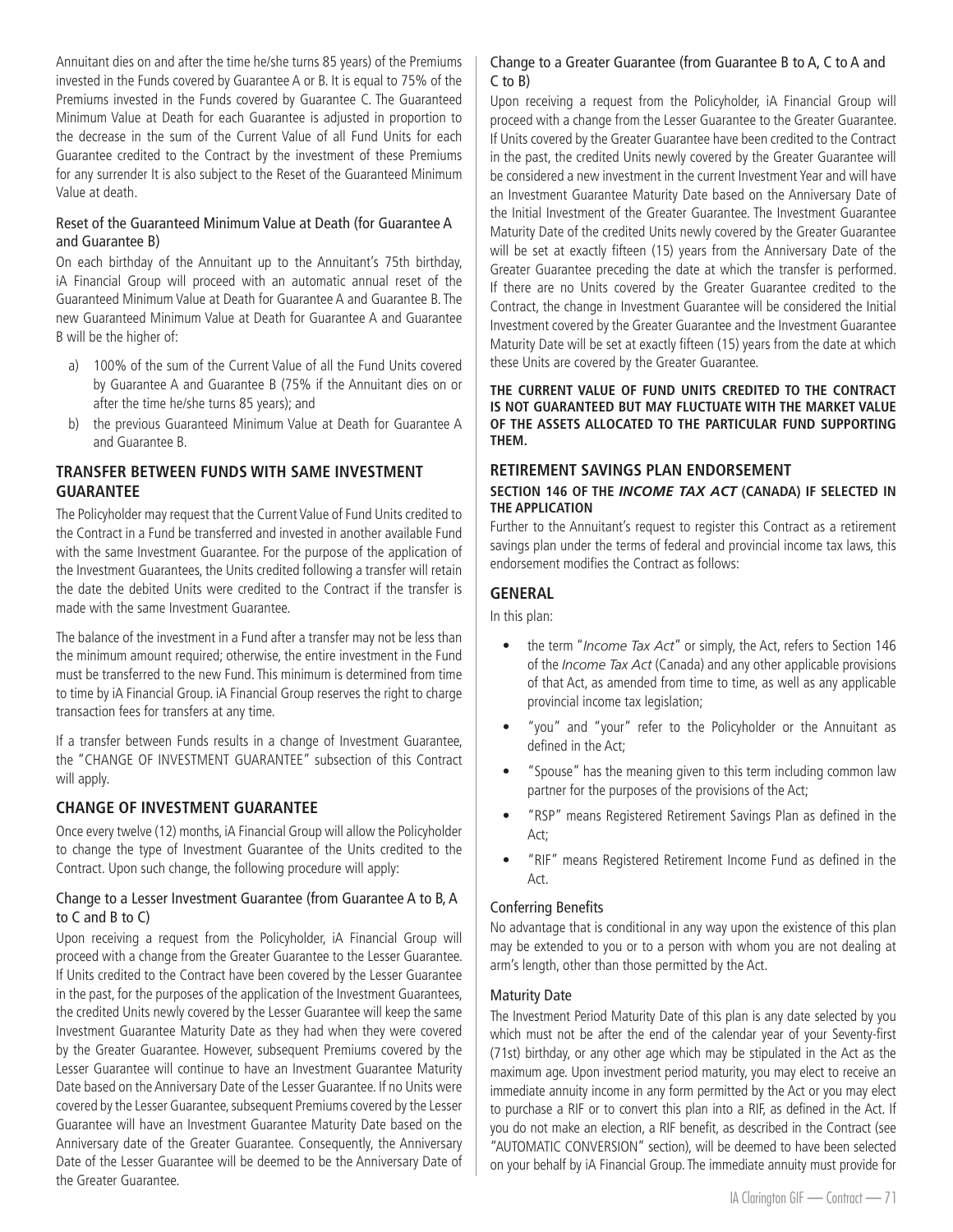Annuitant dies on and after the time he/she turns 85 years) of the Premiums invested in the Funds covered by Guarantee A or B. It is equal to 75% of the Premiums invested in the Funds covered by Guarantee C. The Guaranteed Minimum Value at Death for each Guarantee is adjusted in proportion to the decrease in the sum of the Current Value of all Fund Units for each Guarantee credited to the Contract by the investment of these Premiums for any surrender It is also subject to the Reset of the Guaranteed Minimum Value at death.

### Reset of the Guaranteed Minimum Value at Death (for Guarantee A and Guarantee B)

On each birthday of the Annuitant up to the Annuitant's 75th birthday, iA Financial Group will proceed with an automatic annual reset of the Guaranteed Minimum Value at Death for Guarantee A and Guarantee B. The new Guaranteed Minimum Value at Death for Guarantee A and Guarantee B will be the higher of:

a) 100% of the sum of the Current Value of all the Fund Units covered by Guarantee A and Guarantee B (75% if the Annuitant dies on or after the time he/she turns 85 years); and
b) the previous Guaranteed Minimum Value at Death for Guarantee A and Guarantee B.

## TRANSFER BETWEEN FUNDS WITH SAME INVESTMENT GUARANTEE

The Policyholder may request that the Current Value of Fund Units credited to the Contract in a Fund be transferred and invested in another available Fund with the same Investment Guarantee. For the purpose of the application of the Investment Guarantees, the Units credited following a transfer will retain the date the debited Units were credited to the Contract if the transfer is made with the same Investment Guarantee.

The balance of the investment in a Fund after a transfer may not be less than the minimum amount required; otherwise, the entire investment in the Fund must be transferred to the new Fund. This minimum is determined from time to time by iA Financial Group. iA Financial Group reserves the right to charge transaction fees for transfers at any time.

If a transfer between Funds results in a change of Investment Guarantee, the "CHANGE OF INVESTMENT GUARANTEE" subsection of this Contract will apply.

## CHANGE OF INVESTMENT GUARANTEE

Once every twelve (12) months, iA Financial Group will allow the Policyholder to change the type of Investment Guarantee of the Units credited to the Contract. Upon such change, the following procedure will apply:

### Change to a Lesser Investment Guarantee (from Guarantee A to B, A to C and B to C)

Upon receiving a request from the Policyholder, iA Financial Group will proceed with a change from the Greater Guarantee to the Lesser Guarantee. If Units credited to the Contract have been covered by the Lesser Guarantee in the past, for the purposes of the application of the Investment Guarantees, the credited Units newly covered by the Lesser Guarantee will keep the same Investment Guarantee Maturity Date as they had when they were covered by the Greater Guarantee. However, subsequent Premiums covered by the Lesser Guarantee will continue to have an Investment Guarantee Maturity Date based on the Anniversary Date of the Lesser Guarantee. If no Units were covered by the Lesser Guarantee, subsequent Premiums covered by the Lesser Guarantee will have an Investment Guarantee Maturity Date based on the Anniversary date of the Greater Guarantee. Consequently, the Anniversary Date of the Lesser Guarantee will be deemed to be the Anniversary Date of the Greater Guarantee.

### Change to a Greater Guarantee (from Guarantee B to A, C to A and C to B)

Upon receiving a request from the Policyholder, iA Financial Group will proceed with a change from the Lesser Guarantee to the Greater Guarantee. If Units covered by the Greater Guarantee have been credited to the Contract in the past, the credited Units newly covered by the Greater Guarantee will be considered a new investment in the current Investment Year and will have an Investment Guarantee Maturity Date based on the Anniversary Date of the Initial Investment of the Greater Guarantee. The Investment Guarantee Maturity Date of the credited Units newly covered by the Greater Guarantee will be set at exactly fifteen (15) years from the Anniversary Date of the Greater Guarantee preceding the date at which the transfer is performed. If there are no Units covered by the Greater Guarantee credited to the Contract, the change in Investment Guarantee will be considered the Initial Investment covered by the Greater Guarantee and the Investment Guarantee Maturity Date will be set at exactly fifteen (15) years from the date at which these Units are covered by the Greater Guarantee.

**THE CURRENT VALUE OF FUND UNITS CREDITED TO THE CONTRACT IS NOT GUARANTEED BUT MAY FLUCTUATE WITH THE MARKET VALUE OF THE ASSETS ALLOCATED TO THE PARTICULAR FUND SUPPORTING THEM.**

## RETIREMENT SAVINGS PLAN ENDORSEMENT

**SECTION 146 OF THE *INCOME TAX ACT* (CANADA) IF SELECTED IN THE APPLICATION**

Further to the Annuitant's request to register this Contract as a retirement savings plan under the terms of federal and provincial income tax laws, this endorsement modifies the Contract as follows:

## GENERAL

In this plan:

- the term "*Income Tax Act*" or simply, the Act, refers to Section 146 of the *Income Tax Act* (Canada) and any other applicable provisions of that Act, as amended from time to time, as well as any applicable provincial income tax legislation;
- "you" and "your" refer to the Policyholder or the Annuitant as defined in the Act;
- "Spouse" has the meaning given to this term including common law partner for the purposes of the provisions of the Act;
- "RSP" means Registered Retirement Savings Plan as defined in the Act;
- "RIF" means Registered Retirement Income Fund as defined in the Act.

### Conferring Benefits

No advantage that is conditional in any way upon the existence of this plan may be extended to you or to a person with whom you are not dealing at arm's length, other than those permitted by the Act.

### Maturity Date

The Investment Period Maturity Date of this plan is any date selected by you which must not be after the end of the calendar year of your Seventy-first (71st) birthday, or any other age which may be stipulated in the Act as the maximum age. Upon investment period maturity, you may elect to receive an immediate annuity income in any form permitted by the Act or you may elect to purchase a RIF or to convert this plan into a RIF, as defined in the Act. If you do not make an election, a RIF benefit, as described in the Contract (see "AUTOMATIC CONVERSION" section), will be deemed to have been selected on your behalf by iA Financial Group. The immediate annuity must provide for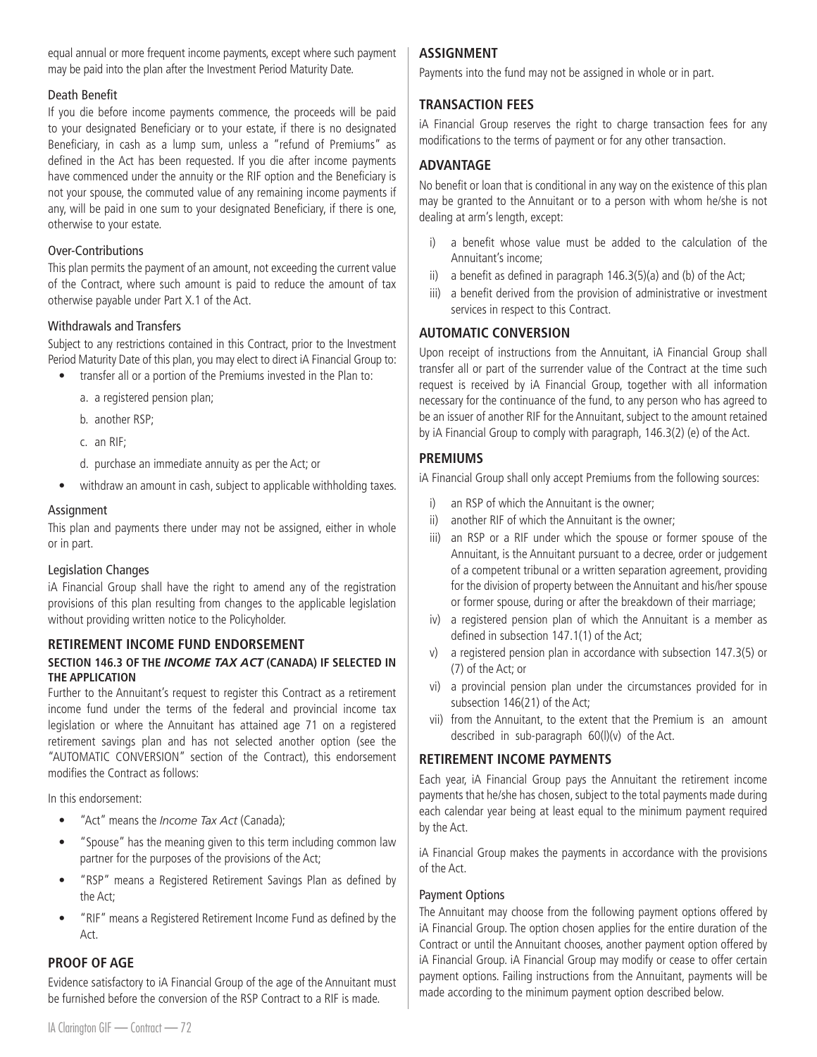equal annual or more frequent income payments, except where such payment may be paid into the plan after the Investment Period Maturity Date.

### Death Benefit

If you die before income payments commence, the proceeds will be paid to your designated Beneficiary or to your estate, if there is no designated Beneficiary, in cash as a lump sum, unless a "refund of Premiums" as defined in the Act has been requested. If you die after income payments have commenced under the annuity or the RIF option and the Beneficiary is not your spouse, the commuted value of any remaining income payments if any, will be paid in one sum to your designated Beneficiary, if there is one, otherwise to your estate.

### Over-Contributions

This plan permits the payment of an amount, not exceeding the current value of the Contract, where such amount is paid to reduce the amount of tax otherwise payable under Part X.1 of the Act.

### Withdrawals and Transfers

Subject to any restrictions contained in this Contract, prior to the Investment Period Maturity Date of this plan, you may elect to direct iA Financial Group to:

- transfer all or a portion of the Premiums invested in the Plan to:
  - a. a registered pension plan;
  - b. another RSP;
  - c. an RIF;
  - d. purchase an immediate annuity as per the Act; or
- withdraw an amount in cash, subject to applicable withholding taxes.

### Assignment

This plan and payments there under may not be assigned, either in whole or in part.

### Legislation Changes

iA Financial Group shall have the right to amend any of the registration provisions of this plan resulting from changes to the applicable legislation without providing written notice to the Policyholder.

## RETIREMENT INCOME FUND ENDORSEMENT

**SECTION 146.3 OF THE *INCOME TAX ACT* (CANADA) IF SELECTED IN THE APPLICATION**

Further to the Annuitant's request to register this Contract as a retirement income fund under the terms of the federal and provincial income tax legislation or where the Annuitant has attained age 71 on a registered retirement savings plan and has not selected another option (see the "AUTOMATIC CONVERSION" section of the Contract), this endorsement modifies the Contract as follows:

In this endorsement:

- "Act" means the *Income Tax Act* (Canada);
- "Spouse" has the meaning given to this term including common law partner for the purposes of the provisions of the Act;
- "RSP" means a Registered Retirement Savings Plan as defined by the Act;
- "RIF" means a Registered Retirement Income Fund as defined by the Act.

## PROOF OF AGE

Evidence satisfactory to iA Financial Group of the age of the Annuitant must be furnished before the conversion of the RSP Contract to a RIF is made.

## ASSIGNMENT

Payments into the fund may not be assigned in whole or in part.

## TRANSACTION FEES

iA Financial Group reserves the right to charge transaction fees for any modifications to the terms of payment or for any other transaction.

## ADVANTAGE

No benefit or loan that is conditional in any way on the existence of this plan may be granted to the Annuitant or to a person with whom he/she is not dealing at arm's length, except:

i) a benefit whose value must be added to the calculation of the Annuitant's income;
ii) a benefit as defined in paragraph 146.3(5)(a) and (b) of the Act;
iii) a benefit derived from the provision of administrative or investment services in respect to this Contract.

## AUTOMATIC CONVERSION

Upon receipt of instructions from the Annuitant, iA Financial Group shall transfer all or part of the surrender value of the Contract at the time such request is received by iA Financial Group, together with all information necessary for the continuance of the fund, to any person who has agreed to be an issuer of another RIF for the Annuitant, subject to the amount retained by iA Financial Group to comply with paragraph, 146.3(2) (e) of the Act.

## PREMIUMS

iA Financial Group shall only accept Premiums from the following sources:

i) an RSP of which the Annuitant is the owner;
ii) another RIF of which the Annuitant is the owner;
iii) an RSP or a RIF under which the spouse or former spouse of the Annuitant, is the Annuitant pursuant to a decree, order or judgement of a competent tribunal or a written separation agreement, providing for the division of property between the Annuitant and his/her spouse or former spouse, during or after the breakdown of their marriage;
iv) a registered pension plan of which the Annuitant is a member as defined in subsection 147.1(1) of the Act;
v) a registered pension plan in accordance with subsection 147.3(5) or (7) of the Act; or
vi) a provincial pension plan under the circumstances provided for in subsection 146(21) of the Act;
vii) from the Annuitant, to the extent that the Premium is an amount described in sub-paragraph 60(l)(v) of the Act.

## RETIREMENT INCOME PAYMENTS

Each year, iA Financial Group pays the Annuitant the retirement income payments that he/she has chosen, subject to the total payments made during each calendar year being at least equal to the minimum payment required by the Act.

iA Financial Group makes the payments in accordance with the provisions of the Act.

### Payment Options

The Annuitant may choose from the following payment options offered by iA Financial Group. The option chosen applies for the entire duration of the Contract or until the Annuitant chooses, another payment option offered by iA Financial Group. iA Financial Group may modify or cease to offer certain payment options. Failing instructions from the Annuitant, payments will be made according to the minimum payment option described below.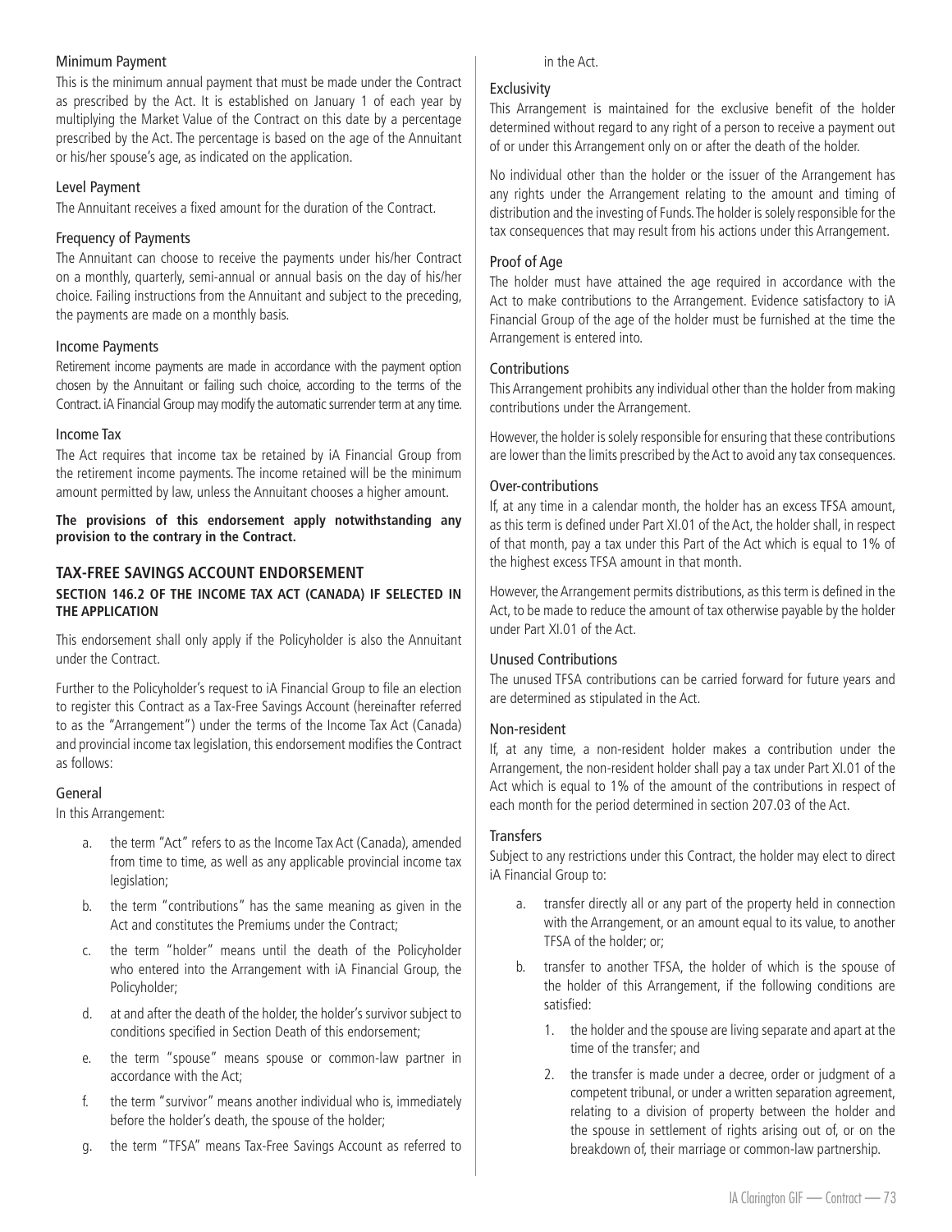### Minimum Payment

This is the minimum annual payment that must be made under the Contract as prescribed by the Act. It is established on January 1 of each year by multiplying the Market Value of the Contract on this date by a percentage prescribed by the Act. The percentage is based on the age of the Annuitant or his/her spouse's age, as indicated on the application.

### Level Payment

The Annuitant receives a fixed amount for the duration of the Contract.

### Frequency of Payments

The Annuitant can choose to receive the payments under his/her Contract on a monthly, quarterly, semi-annual or annual basis on the day of his/her choice. Failing instructions from the Annuitant and subject to the preceding, the payments are made on a monthly basis.

### Income Payments

Retirement income payments are made in accordance with the payment option chosen by the Annuitant or failing such choice, according to the terms of the Contract. iA Financial Group may modify the automatic surrender term at any time.

### Income Tax

The Act requires that income tax be retained by iA Financial Group from the retirement income payments. The income retained will be the minimum amount permitted by law, unless the Annuitant chooses a higher amount.

**The provisions of this endorsement apply notwithstanding any provision to the contrary in the Contract.**

## TAX-FREE SAVINGS ACCOUNT ENDORSEMENT

**SECTION 146.2 OF THE INCOME TAX ACT (CANADA) IF SELECTED IN THE APPLICATION**

This endorsement shall only apply if the Policyholder is also the Annuitant under the Contract.

Further to the Policyholder's request to iA Financial Group to file an election to register this Contract as a Tax-Free Savings Account (hereinafter referred to as the "Arrangement") under the terms of the Income Tax Act (Canada) and provincial income tax legislation, this endorsement modifies the Contract as follows:

### General

In this Arrangement:

a. the term "Act" refers to as the Income Tax Act (Canada), amended from time to time, as well as any applicable provincial income tax legislation;

b. the term "contributions" has the same meaning as given in the Act and constitutes the Premiums under the Contract;

c. the term "holder" means until the death of the Policyholder who entered into the Arrangement with iA Financial Group, the Policyholder;

d. at and after the death of the holder, the holder's survivor subject to conditions specified in Section Death of this endorsement;

e. the term "spouse" means spouse or common-law partner in accordance with the Act;

f. the term "survivor" means another individual who is, immediately before the holder's death, the spouse of the holder;

g. the term "TFSA" means Tax-Free Savings Account as referred to in the Act.

### Exclusivity

This Arrangement is maintained for the exclusive benefit of the holder determined without regard to any right of a person to receive a payment out of or under this Arrangement only on or after the death of the holder.

No individual other than the holder or the issuer of the Arrangement has any rights under the Arrangement relating to the amount and timing of distribution and the investing of Funds. The holder is solely responsible for the tax consequences that may result from his actions under this Arrangement.

### Proof of Age

The holder must have attained the age required in accordance with the Act to make contributions to the Arrangement. Evidence satisfactory to iA Financial Group of the age of the holder must be furnished at the time the Arrangement is entered into.

### Contributions

This Arrangement prohibits any individual other than the holder from making contributions under the Arrangement.

However, the holder is solely responsible for ensuring that these contributions are lower than the limits prescribed by the Act to avoid any tax consequences.

### Over-contributions

If, at any time in a calendar month, the holder has an excess TFSA amount, as this term is defined under Part XI.01 of the Act, the holder shall, in respect of that month, pay a tax under this Part of the Act which is equal to 1% of the highest excess TFSA amount in that month.

However, the Arrangement permits distributions, as this term is defined in the Act, to be made to reduce the amount of tax otherwise payable by the holder under Part XI.01 of the Act.

### Unused Contributions

The unused TFSA contributions can be carried forward for future years and are determined as stipulated in the Act.

### Non-resident

If, at any time, a non-resident holder makes a contribution under the Arrangement, the non-resident holder shall pay a tax under Part XI.01 of the Act which is equal to 1% of the amount of the contributions in respect of each month for the period determined in section 207.03 of the Act.

### Transfers

Subject to any restrictions under this Contract, the holder may elect to direct iA Financial Group to:

a. transfer directly all or any part of the property held in connection with the Arrangement, or an amount equal to its value, to another TFSA of the holder; or;

b. transfer to another TFSA, the holder of which is the spouse of the holder of this Arrangement, if the following conditions are satisfied:

   1. the holder and the spouse are living separate and apart at the time of the transfer; and

   2. the transfer is made under a decree, order or judgment of a competent tribunal, or under a written separation agreement, relating to a division of property between the holder and the spouse in settlement of rights arising out of, or on the breakdown of, their marriage or common-law partnership.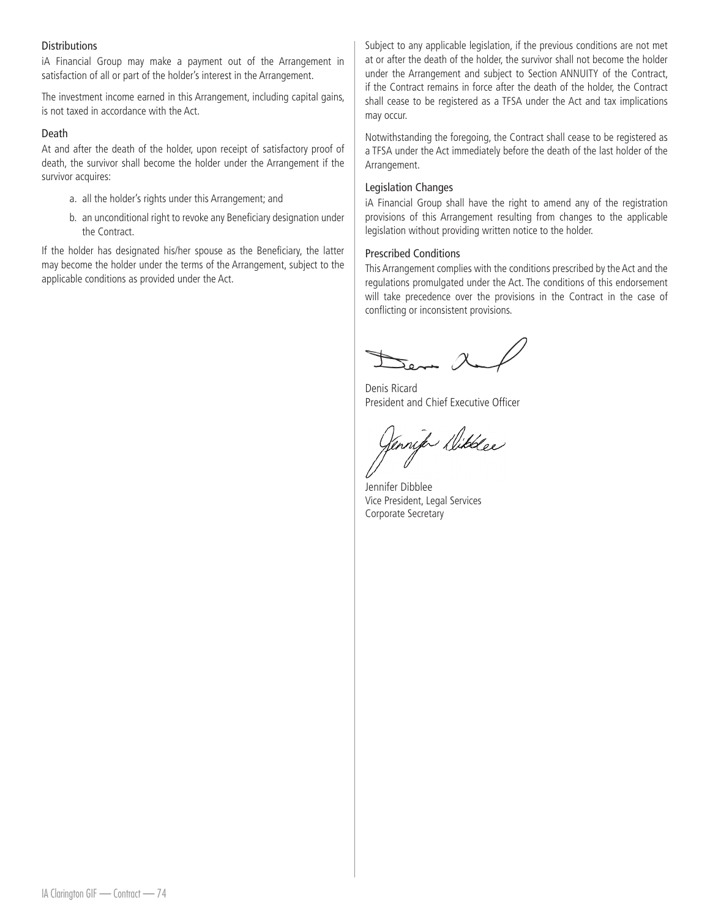### Distributions

iA Financial Group may make a payment out of the Arrangement in satisfaction of all or part of the holder's interest in the Arrangement.

The investment income earned in this Arrangement, including capital gains, is not taxed in accordance with the Act.

### Death

At and after the death of the holder, upon receipt of satisfactory proof of death, the survivor shall become the holder under the Arrangement if the survivor acquires:

a. all the holder's rights under this Arrangement; and

b. an unconditional right to revoke any Beneficiary designation under the Contract.

If the holder has designated his/her spouse as the Beneficiary, the latter may become the holder under the terms of the Arrangement, subject to the applicable conditions as provided under the Act.

Subject to any applicable legislation, if the previous conditions are not met at or after the death of the holder, the survivor shall not become the holder under the Arrangement and subject to Section ANNUITY of the Contract, if the Contract remains in force after the death of the holder, the Contract shall cease to be registered as a TFSA under the Act and tax implications may occur.

Notwithstanding the foregoing, the Contract shall cease to be registered as a TFSA under the Act immediately before the death of the last holder of the Arrangement.

### Legislation Changes

iA Financial Group shall have the right to amend any of the registration provisions of this Arrangement resulting from changes to the applicable legislation without providing written notice to the holder.

### Prescribed Conditions

This Arrangement complies with the conditions prescribed by the Act and the regulations promulgated under the Act. The conditions of this endorsement will take precedence over the provisions in the Contract in the case of conflicting or inconsistent provisions.

Denis Ricard
President and Chief Executive Officer

Jennifer Dibblee
Vice President, Legal Services
Corporate Secretary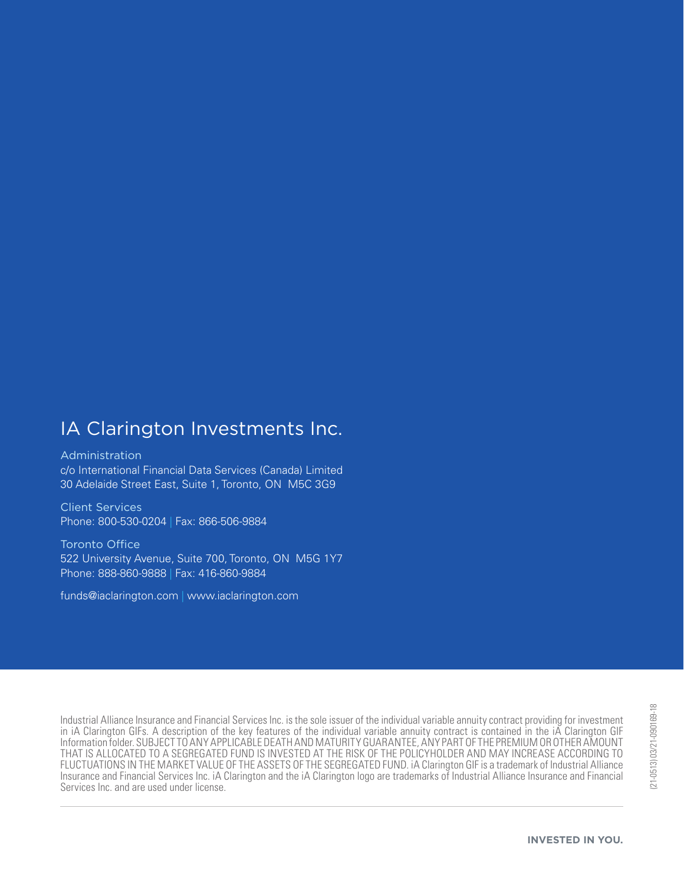# IA Clarington Investments Inc.

Administration
c/o International Financial Data Services (Canada) Limited
30 Adelaide Street East, Suite 1, Toronto, ON M5C 3G9

Client Services
Phone: 800-530-0204 | Fax: 866-506-9884

Toronto Office
522 University Avenue, Suite 700, Toronto, ON M5G 1Y7
Phone: 888-860-9888 | Fax: 416-860-9884

funds@iaclarington.com | www.iaclarington.com

Industrial Alliance Insurance and Financial Services Inc. is the sole issuer of the individual variable annuity contract providing for investment in iA Clarington GIFs. A description of the key features of the individual variable annuity contract is contained in the iA Clarington GIF Information folder. SUBJECT TO ANY APPLICABLE DEATH AND MATURITY GUARANTEE, ANY PART OF THE PREMIUM OR OTHER AMOUNT THAT IS ALLOCATED TO A SEGREGATED FUND IS INVESTED AT THE RISK OF THE POLICYHOLDER AND MAY INCREASE ACCORDING TO FLUCTUATIONS IN THE MARKET VALUE OF THE ASSETS OF THE SEGREGATED FUND. iA Clarington GIF is a trademark of Industrial Alliance Insurance and Financial Services Inc. iA Clarington and the iA Clarington logo are trademarks of Industrial Alliance Insurance and Financial Services Inc. and are used under license.

(21-0513) 03/21-090169-18

**INVESTED IN YOU.**